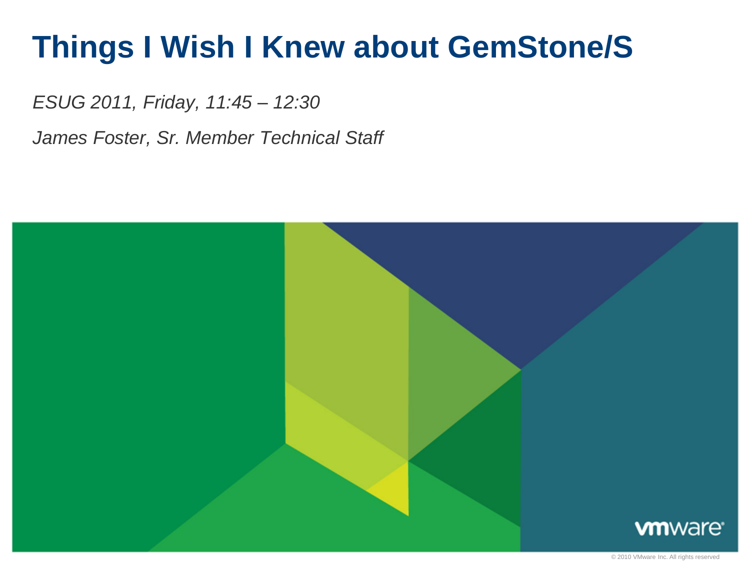# Things I Wish I Knew about GemStone/S

*ESUG 2011, Friday, 11:45 – 12:30*

*James Foster, Sr. Member Technical Staff*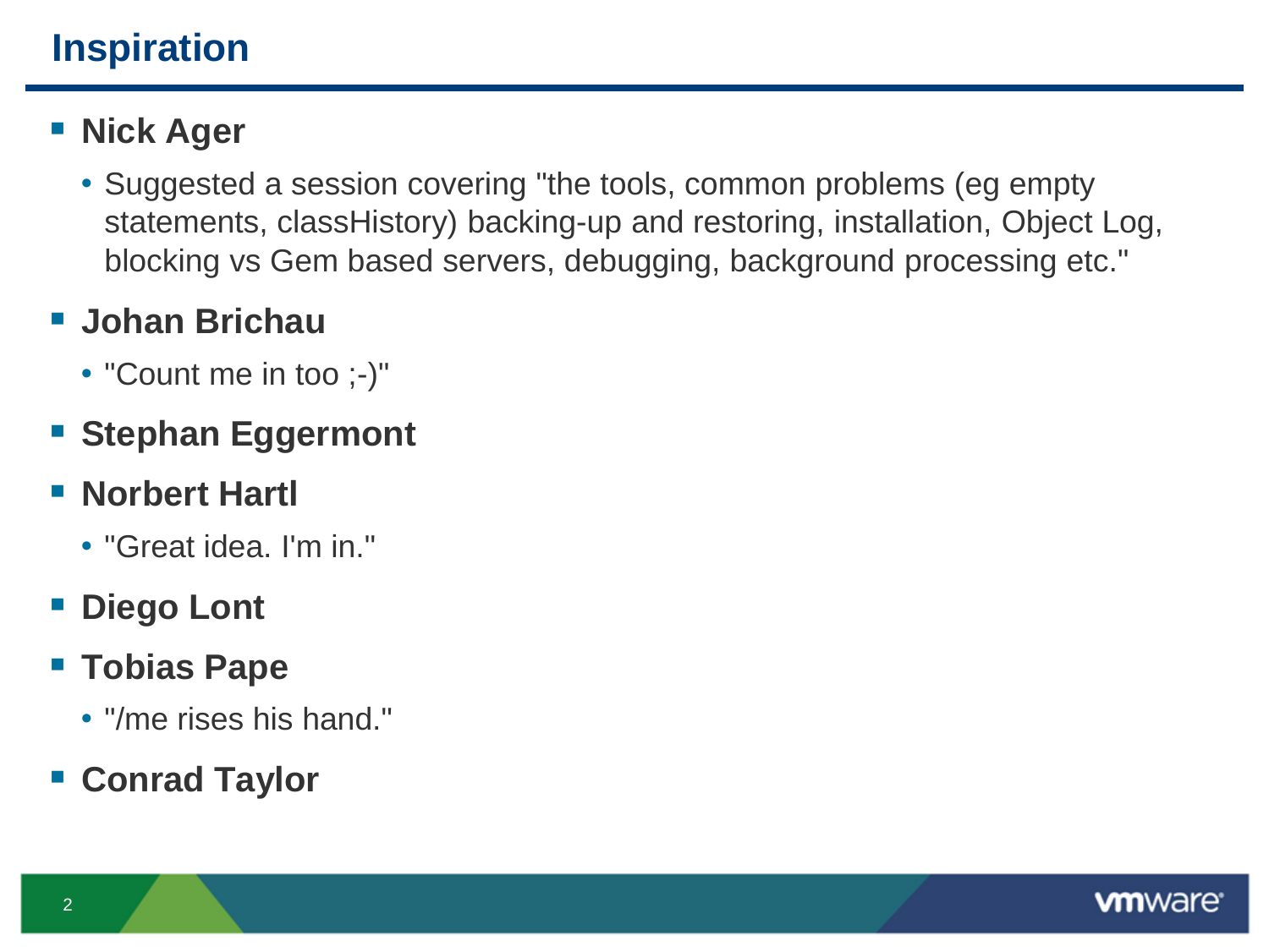# Inspiration

- **Nick Ager**
  - Suggested a session covering "the tools, common problems (eg empty statements, classHistory) backing-up and restoring, installation, Object Log, blocking vs Gem based servers, debugging, background processing etc."
- **Johan Brichau**
  - "Count me in too ;-)"
- **Stephan Eggermont**
- **Norbert Hartl**
  - "Great idea. I'm in."
- **Diego Lont**
- **Tobias Pape**
  - "/me rises his hand."
- **Conrad Taylor**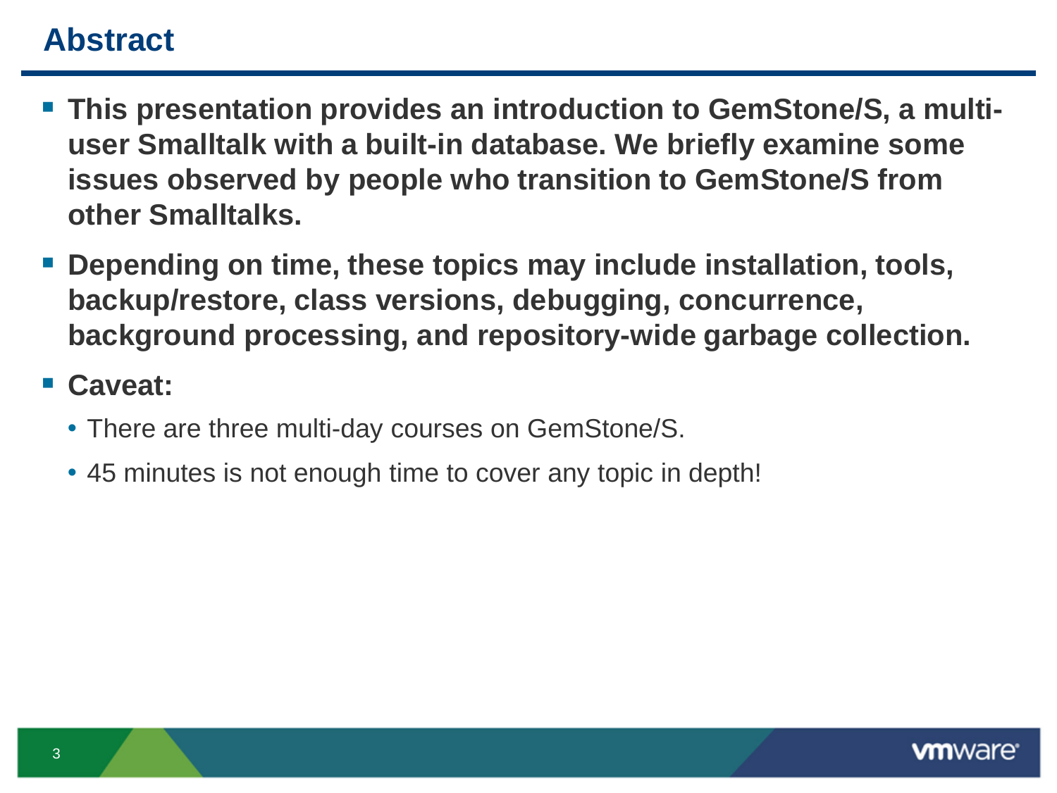# Abstract

- **This presentation provides an introduction to GemStone/S, a multi-user Smalltalk with a built-in database. We briefly examine some issues observed by people who transition to GemStone/S from other Smalltalks.**
- **Depending on time, these topics may include installation, tools, backup/restore, class versions, debugging, concurrence, background processing, and repository-wide garbage collection.**
- **Caveat:**
  - There are three multi-day courses on GemStone/S.
  - 45 minutes is not enough time to cover any topic in depth!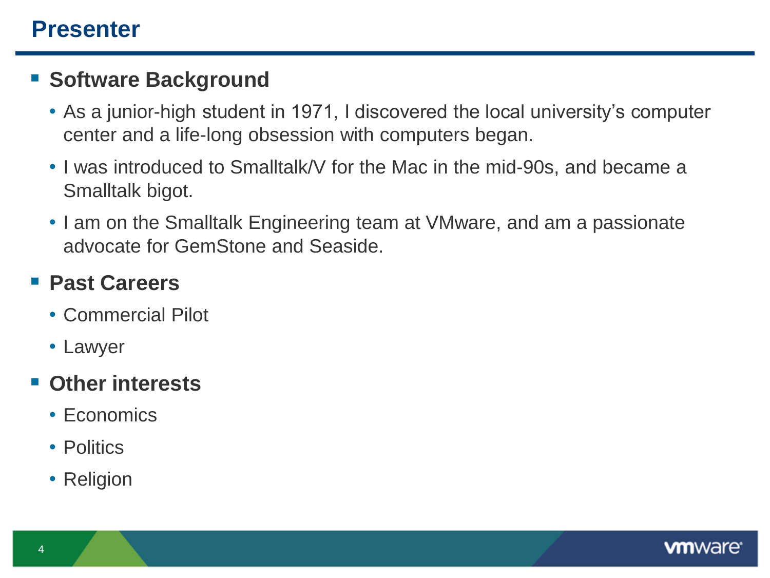# Presenter

- **Software Background**
  - As a junior-high student in 1971, I discovered the local university's computer center and a life-long obsession with computers began.
  - I was introduced to Smalltalk/V for the Mac in the mid-90s, and became a Smalltalk bigot.
  - I am on the Smalltalk Engineering team at VMware, and am a passionate advocate for GemStone and Seaside.
- **Past Careers**
  - Commercial Pilot
  - Lawyer
- **Other interests**
  - Economics
  - Politics
  - Religion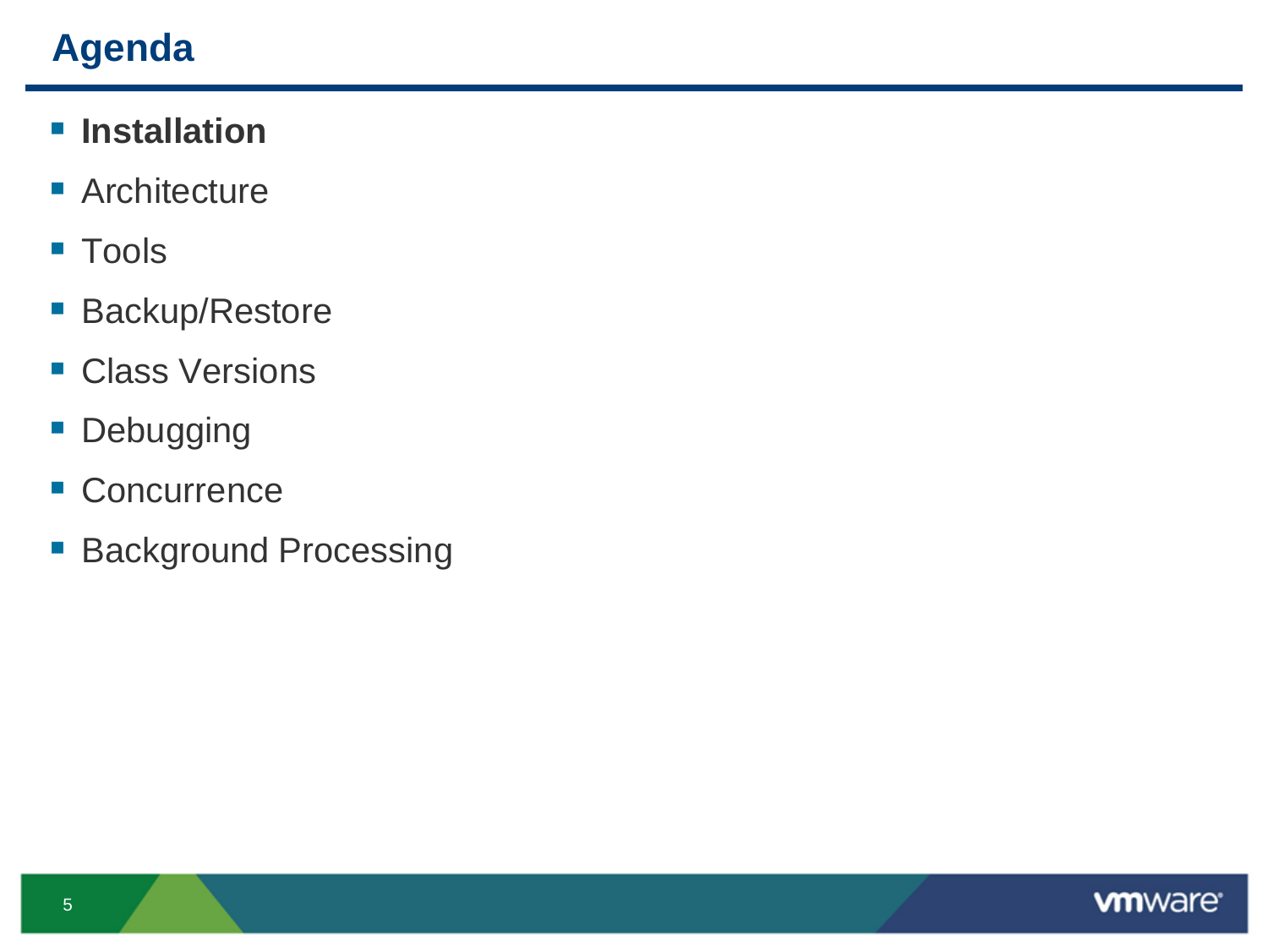# Agenda

- **Installation**
- Architecture
- Tools
- Backup/Restore
- Class Versions
- Debugging
- Concurrence
- Background Processing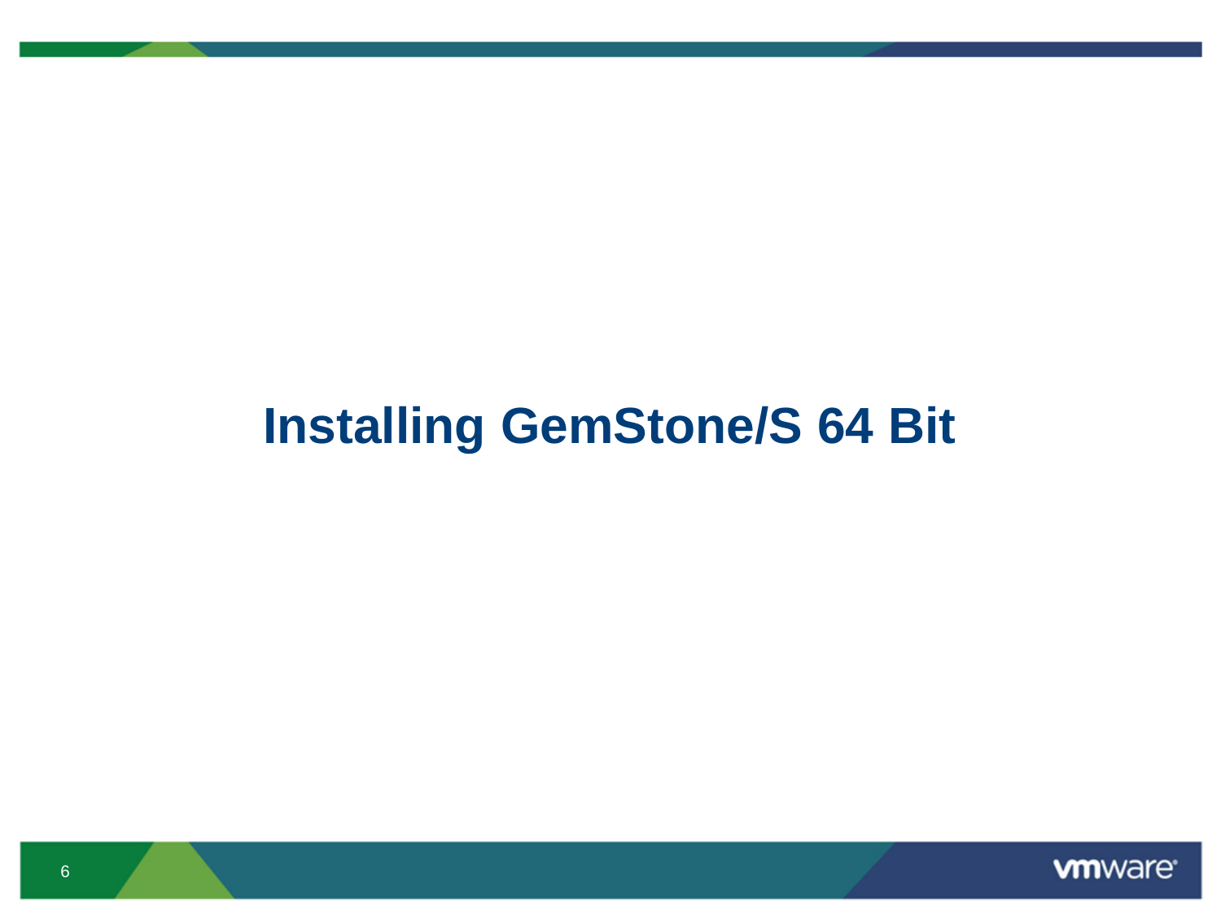# Installing GemStone/S 64 Bit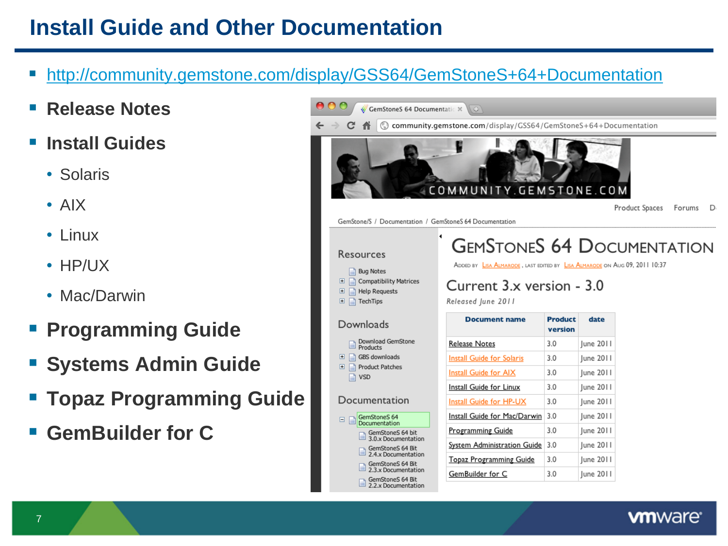# Install Guide and Other Documentation

- http://community.gemstone.com/display/GSS64/GemStoneS+64+Documentation
- **Release Notes**
- **Install Guides**
  - Solaris
  - AIX
  - Linux
  - HP/UX
  - Mac/Darwin
- **Programming Guide**
- **Systems Admin Guide**
- **Topaz Programming Guide**
- **GemBuilder for C**

community.gemstone.com/display/GSS64/GemStoneS+64+Documentation

GemStone/S / Documentation / GemStoneS 64 Documentation

## GemStoneS 64 Documentation

Added by Lisa Almarode, last edited by Lisa Almarode on Aug 09, 2011 10:37

### Current 3.x version - 3.0

*Released June 2011*

| Document name | Product version | date |
|---|---|---|
| Release Notes | 3.0 | June 2011 |
| Install Guide for Solaris | 3.0 | June 2011 |
| Install Guide for AIX | 3.0 | June 2011 |
| Install Guide for Linux | 3.0 | June 2011 |
| Install Guide for HP-UX | 3.0 | June 2011 |
| Install Guide for Mac/Darwin | 3.0 | June 2011 |
| Programming Guide | 3.0 | June 2011 |
| System Administration Guide | 3.0 | June 2011 |
| Topaz Programming Guide | 3.0 | June 2011 |
| GemBuilder for C | 3.0 | June 2011 |

**Resources**
- Bug Notes
- Compatibility Matrices
- Help Requests
- TechTips

**Downloads**
- Download GemStone Products
- GBS downloads
- Product Patches
- VSD

**Documentation**
- GemStoneS 64 Documentation
  - GemStoneS 64 bit 3.0.x Documentation
  - GemStoneS 64 Bit 2.4.x Documentation
  - GemStoneS 64 Bit 2.3.x Documentation
  - GemStoneS 64 Bit 2.2.x Documentation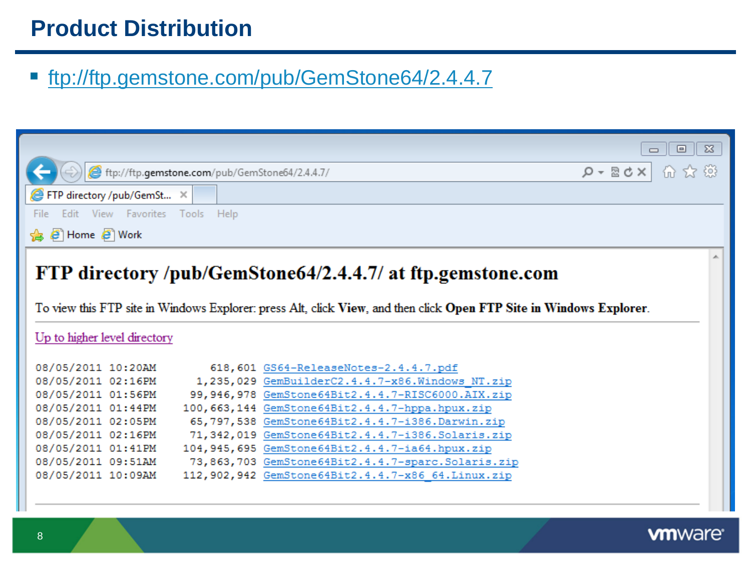# Product Distribution

- ftp://ftp.gemstone.com/pub/GemStone64/2.4.4.7

## FTP directory /pub/GemStone64/2.4.4.7/ at ftp.gemstone.com

To view this FTP site in Windows Explorer: press Alt, click **View**, and then click **Open FTP Site in Windows Explorer**.

Up to higher level directory

```
08/05/2011 10:20AM        618,601 GS64-ReleaseNotes-2.4.4.7.pdf
08/05/2011 02:16PM      1,235,029 GemBuilderC2.4.4.7-x86.Windows_NT.zip
08/05/2011 01:56PM     99,946,978 GemStone64Bit2.4.4.7-RISC6000.AIX.zip
08/05/2011 01:44PM    100,663,144 GemStone64Bit2.4.4.7-hppa.hpux.zip
08/05/2011 02:05PM     65,797,538 GemStone64Bit2.4.4.7-i386.Darwin.zip
08/05/2011 02:16PM     71,342,019 GemStone64Bit2.4.4.7-i386.Solaris.zip
08/05/2011 01:41PM    104,945,695 GemStone64Bit2.4.4.7-ia64.hpux.zip
08/05/2011 09:51AM     73,863,703 GemStone64Bit2.4.4.7-sparc.Solaris.zip
08/05/2011 10:09AM    112,902,942 GemStone64Bit2.4.4.7-x86_64.Linux.zip
```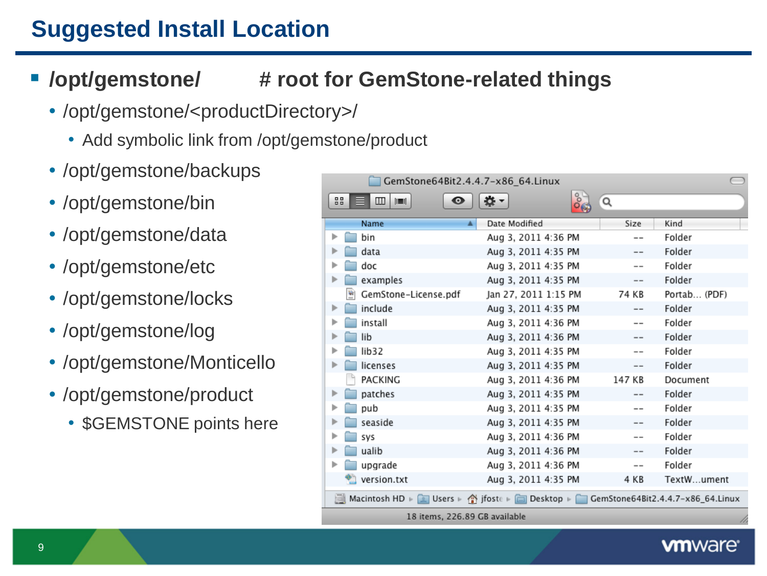# Suggested Install Location

- **/opt/gemstone/ # root for GemStone-related things**
  - /opt/gemstone/<productDirectory>/
    - Add symbolic link from /opt/gemstone/product
  - /opt/gemstone/backups
  - /opt/gemstone/bin
  - /opt/gemstone/data
  - /opt/gemstone/etc
  - /opt/gemstone/locks
  - /opt/gemstone/log
  - /opt/gemstone/Monticello
  - /opt/gemstone/product
    - $GEMSTONE points here

GemStone64Bit2.4.4.7-x86_64.Linux

| Name | Date Modified | Size | Kind |
|---|---|---|---|
| bin | Aug 3, 2011 4:36 PM | -- | Folder |
| data | Aug 3, 2011 4:35 PM | -- | Folder |
| doc | Aug 3, 2011 4:35 PM | -- | Folder |
| examples | Aug 3, 2011 4:35 PM | -- | Folder |
| GemStone-License.pdf | Jan 27, 2011 1:15 PM | 74 KB | Portab... (PDF) |
| include | Aug 3, 2011 4:35 PM | -- | Folder |
| install | Aug 3, 2011 4:36 PM | -- | Folder |
| lib | Aug 3, 2011 4:36 PM | -- | Folder |
| lib32 | Aug 3, 2011 4:35 PM | -- | Folder |
| licenses | Aug 3, 2011 4:35 PM | -- | Folder |
| PACKING | Aug 3, 2011 4:36 PM | 147 KB | Document |
| patches | Aug 3, 2011 4:35 PM | -- | Folder |
| pub | Aug 3, 2011 4:35 PM | -- | Folder |
| seaside | Aug 3, 2011 4:35 PM | -- | Folder |
| sys | Aug 3, 2011 4:36 PM | -- | Folder |
| ualib | Aug 3, 2011 4:36 PM | -- | Folder |
| upgrade | Aug 3, 2011 4:36 PM | -- | Folder |
| version.txt | Aug 3, 2011 4:35 PM | 4 KB | TextW...ument |

Macintosh HD ▸ Users ▸ jfoste ▸ Desktop ▸ GemStone64Bit2.4.4.7-x86_64.Linux

18 items, 226.89 GB available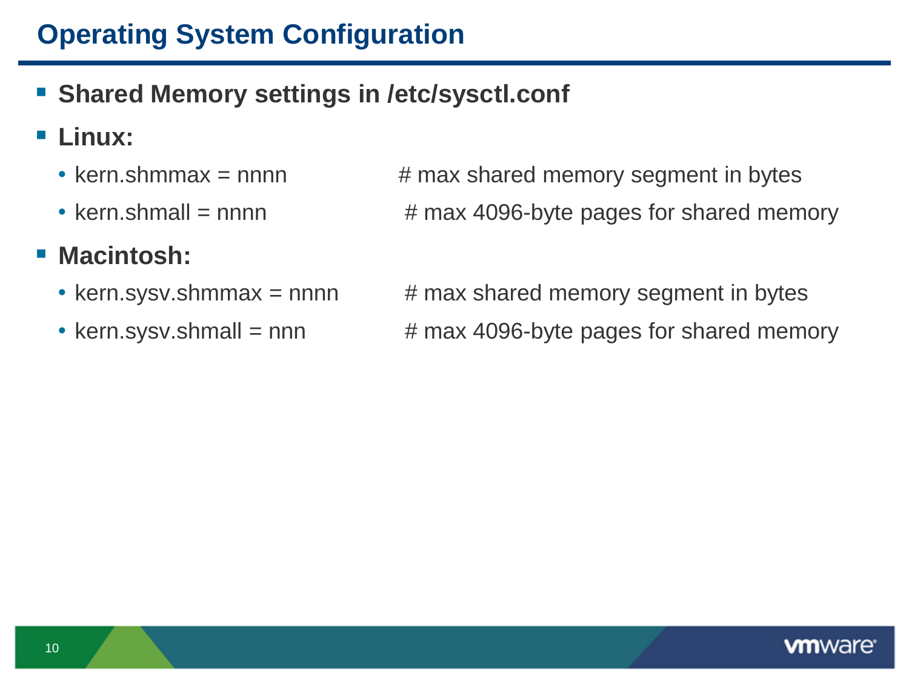# Operating System Configuration

- **Shared Memory settings in /etc/sysctl.conf**
- **Linux:**
  - kern.shmmax = nnnn # max shared memory segment in bytes
  - kern.shmall = nnnn # max 4096-byte pages for shared memory
- **Macintosh:**
  - kern.sysv.shmmax = nnnn # max shared memory segment in bytes
  - kern.sysv.shmall = nnn # max 4096-byte pages for shared memory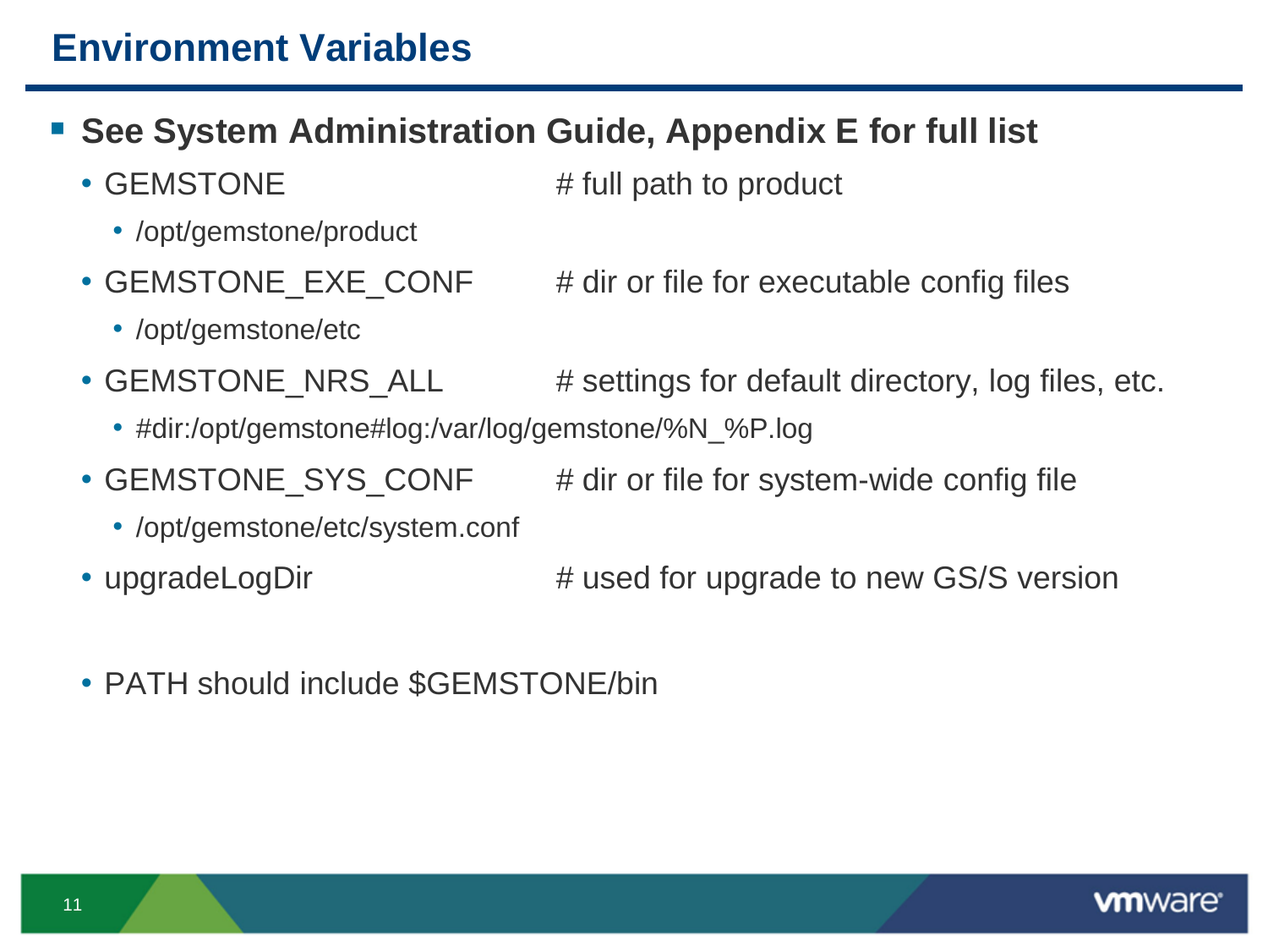# Environment Variables

- **See System Administration Guide, Appendix E for full list**
  - GEMSTONE # full path to product
    - /opt/gemstone/product
  - GEMSTONE_EXE_CONF # dir or file for executable config files
    - /opt/gemstone/etc
  - GEMSTONE_NRS_ALL # settings for default directory, log files, etc.
    - #dir:/opt/gemstone#log:/var/log/gemstone/%N_%P.log
  - GEMSTONE_SYS_CONF # dir or file for system-wide config file
    - /opt/gemstone/etc/system.conf
  - upgradeLogDir # used for upgrade to new GS/S version

  - PATH should include $GEMSTONE/bin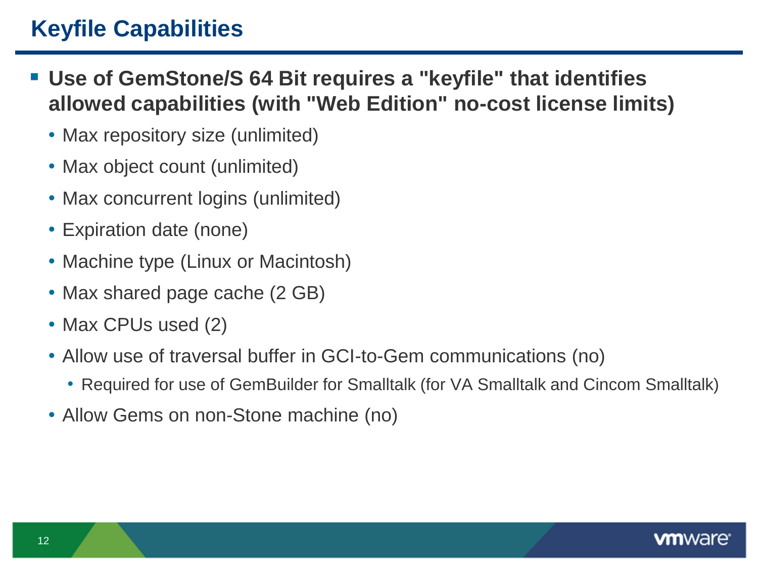# Keyfile Capabilities

- **Use of GemStone/S 64 Bit requires a "keyfile" that identifies allowed capabilities (with "Web Edition" no-cost license limits)**
  - Max repository size (unlimited)
  - Max object count (unlimited)
  - Max concurrent logins (unlimited)
  - Expiration date (none)
  - Machine type (Linux or Macintosh)
  - Max shared page cache (2 GB)
  - Max CPUs used (2)
  - Allow use of traversal buffer in GCI-to-Gem communications (no)
    - Required for use of GemBuilder for Smalltalk (for VA Smalltalk and Cincom Smalltalk)
  - Allow Gems on non-Stone machine (no)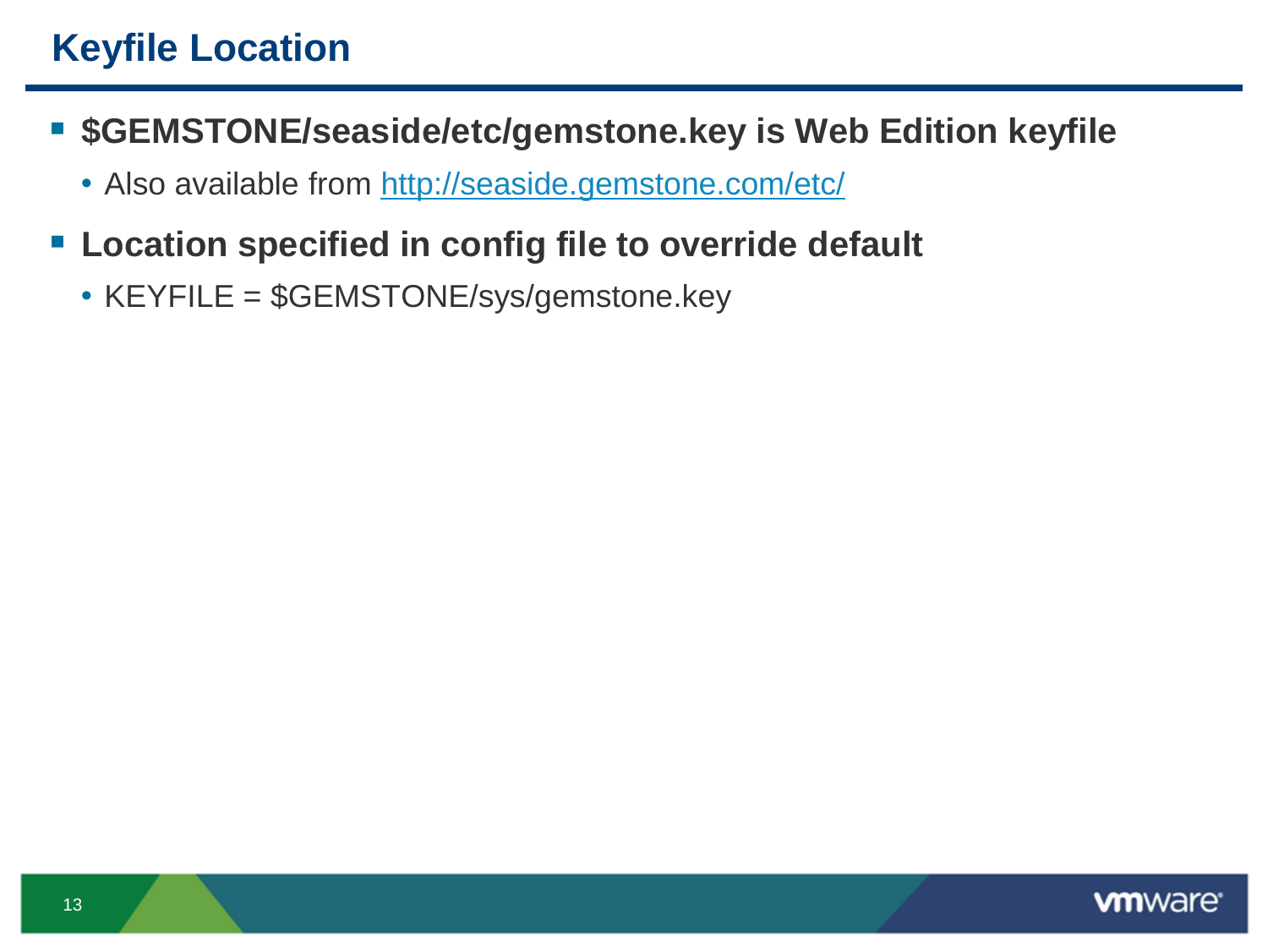# Keyfile Location

- **$GEMSTONE/seaside/etc/gemstone.key is Web Edition keyfile**
  - Also available from http://seaside.gemstone.com/etc/
- **Location specified in config file to override default**
  - KEYFILE = $GEMSTONE/sys/gemstone.key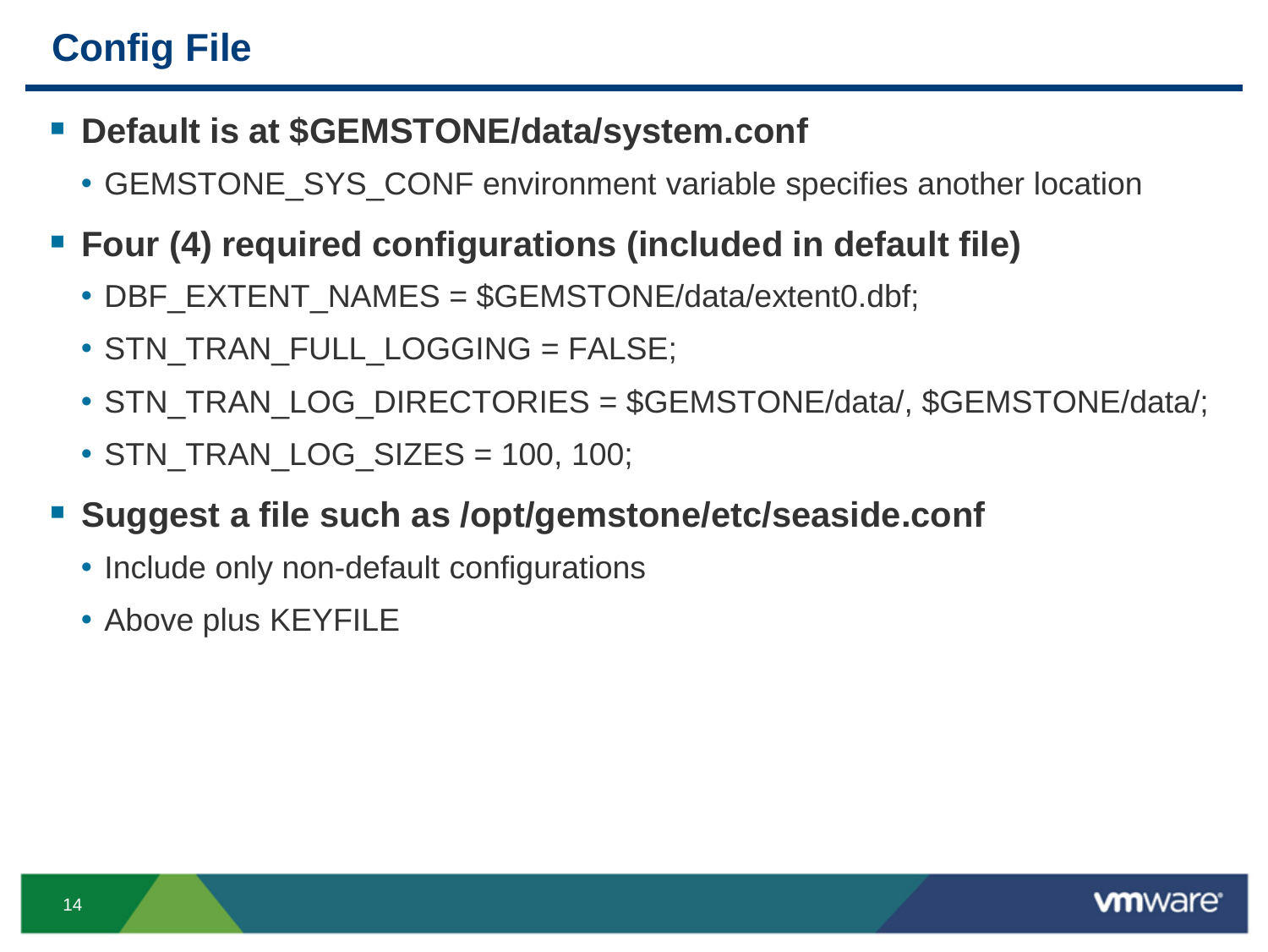# Config File

- **Default is at $GEMSTONE/data/system.conf**
  - GEMSTONE_SYS_CONF environment variable specifies another location
- **Four (4) required configurations (included in default file)**
  - DBF_EXTENT_NAMES = $GEMSTONE/data/extent0.dbf;
  - STN_TRAN_FULL_LOGGING = FALSE;
  - STN_TRAN_LOG_DIRECTORIES = $GEMSTONE/data/, $GEMSTONE/data/;
  - STN_TRAN_LOG_SIZES = 100, 100;
- **Suggest a file such as /opt/gemstone/etc/seaside.conf**
  - Include only non-default configurations
  - Above plus KEYFILE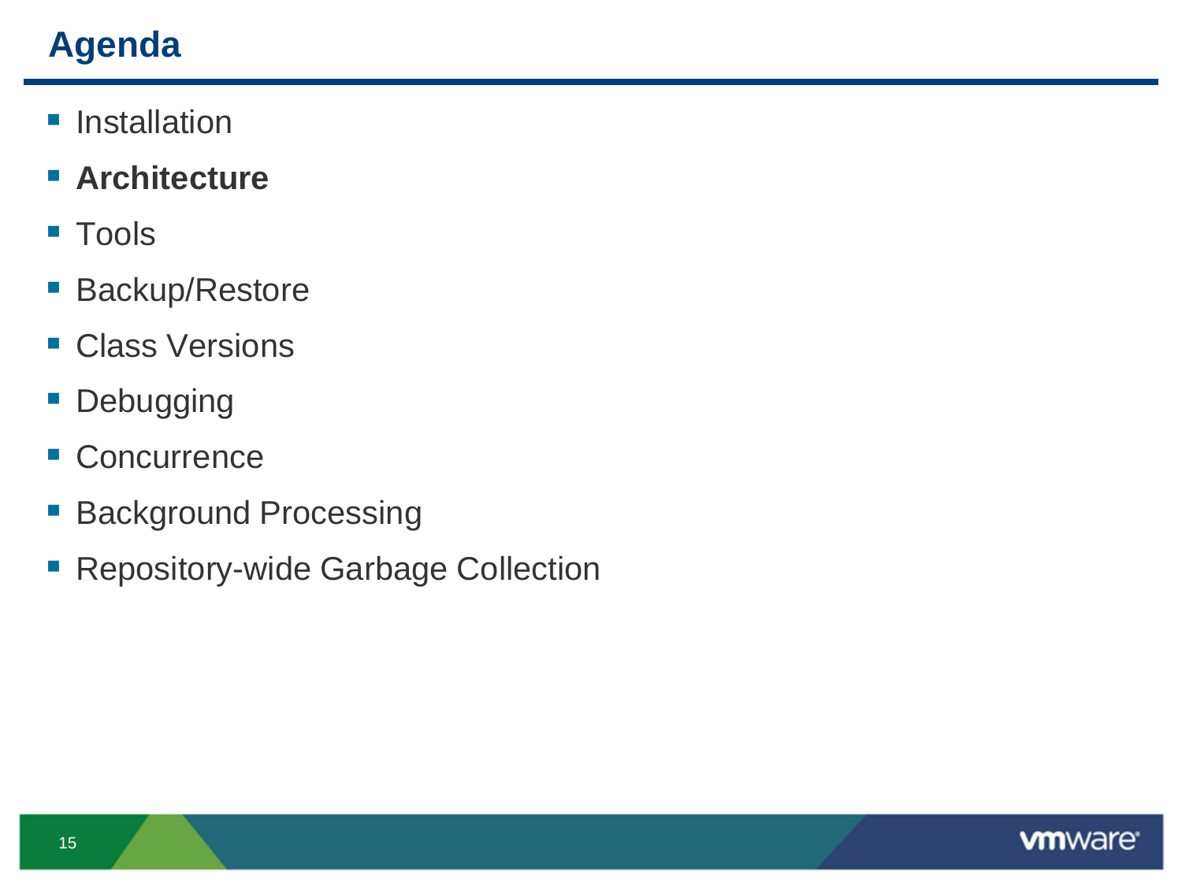# Agenda

- Installation
- **Architecture**
- Tools
- Backup/Restore
- Class Versions
- Debugging
- Concurrence
- Background Processing
- Repository-wide Garbage Collection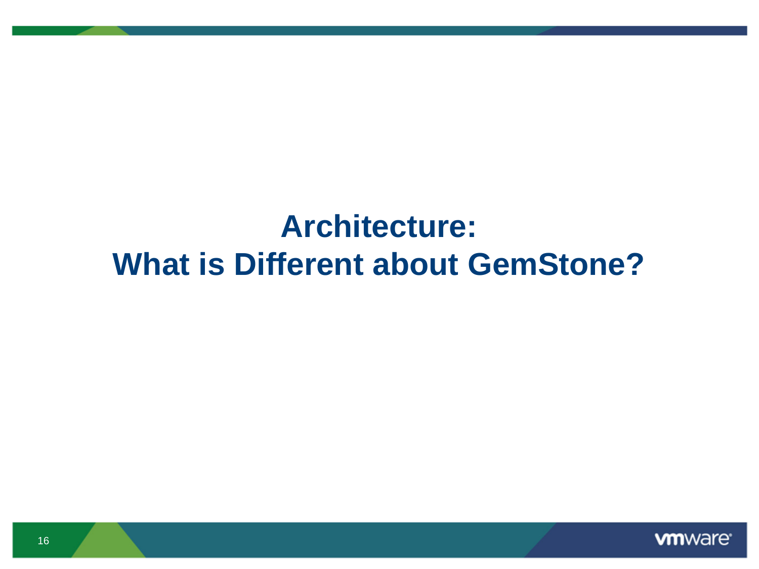# Architecture:
# What is Different about GemStone?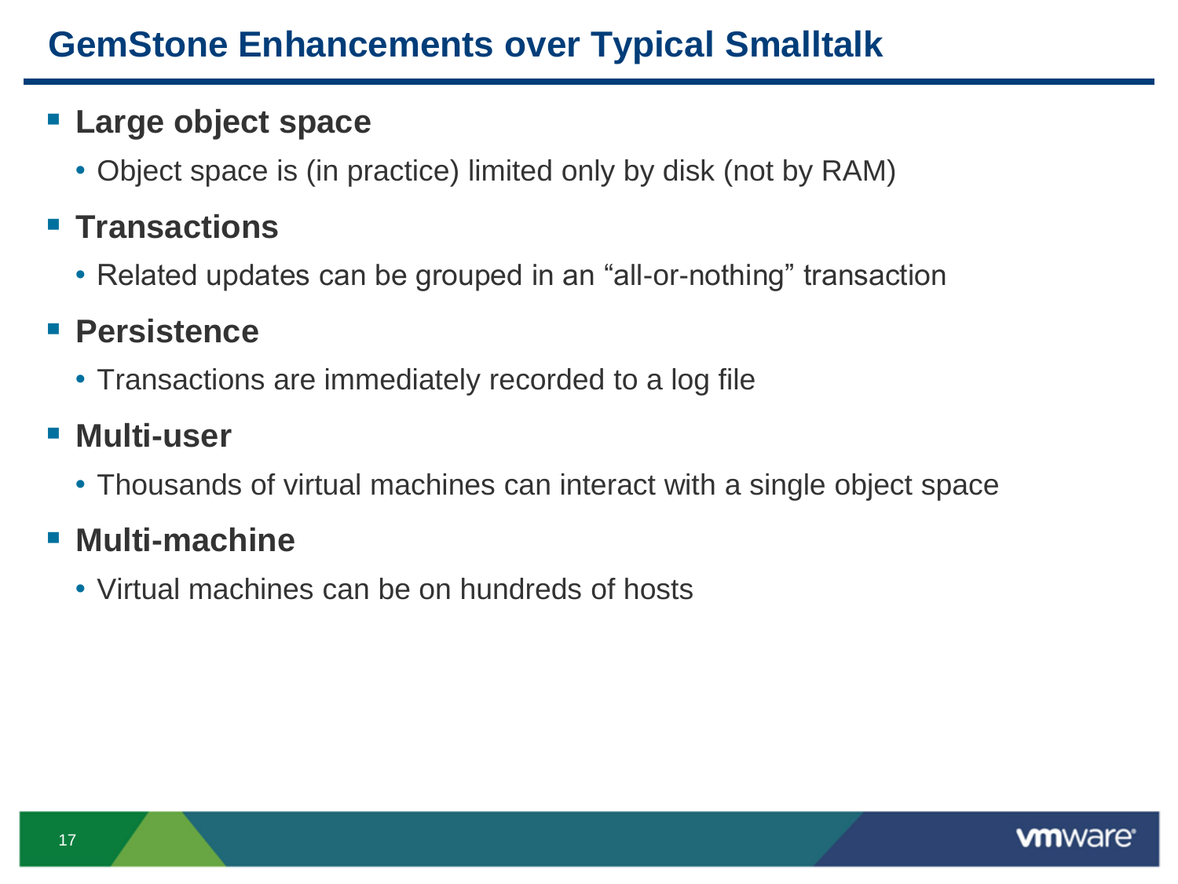# GemStone Enhancements over Typical Smalltalk

- **Large object space**
  - Object space is (in practice) limited only by disk (not by RAM)
- **Transactions**
  - Related updates can be grouped in an “all-or-nothing” transaction
- **Persistence**
  - Transactions are immediately recorded to a log file
- **Multi-user**
  - Thousands of virtual machines can interact with a single object space
- **Multi-machine**
  - Virtual machines can be on hundreds of hosts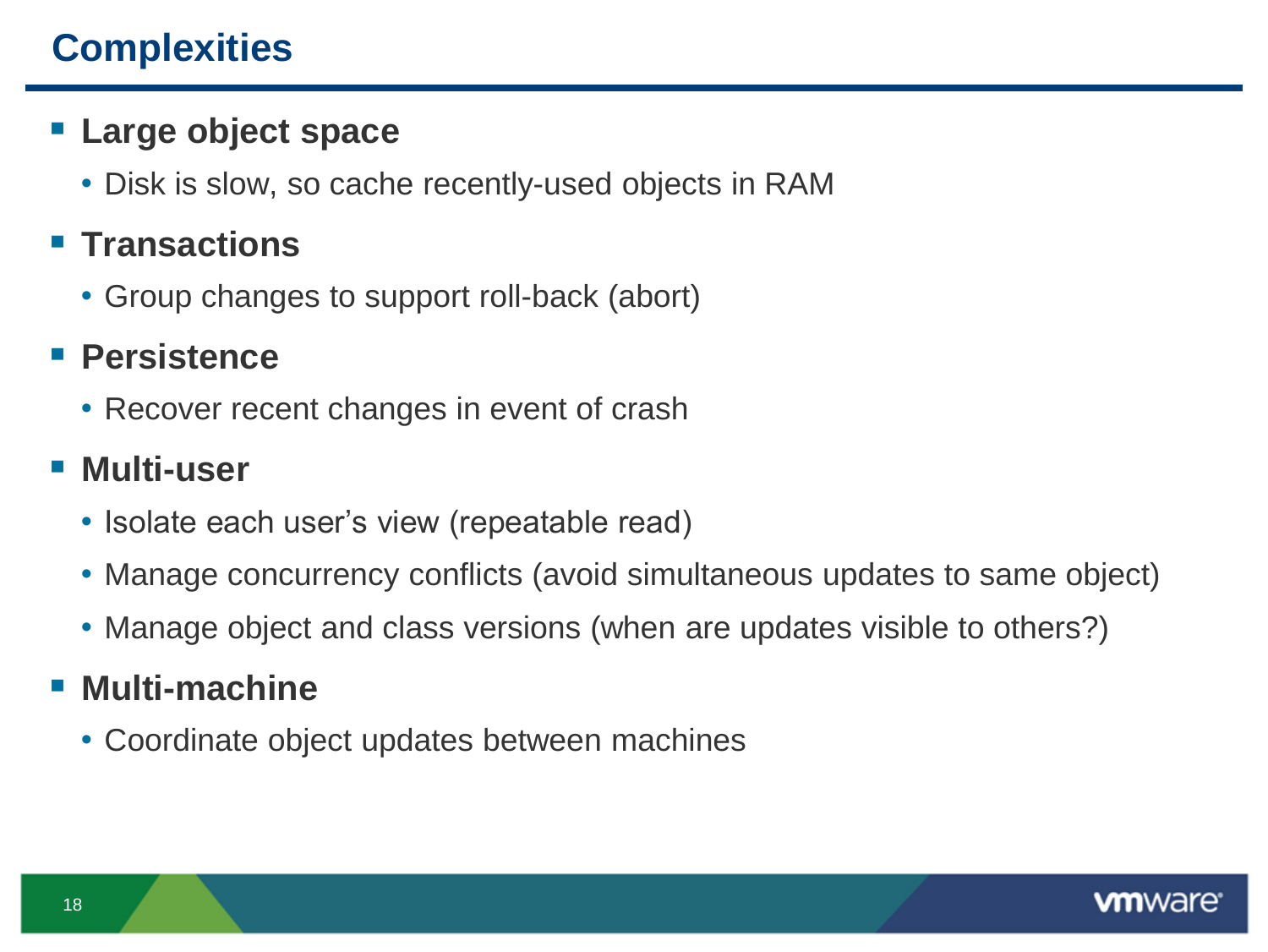# Complexities

- **Large object space**
  - Disk is slow, so cache recently-used objects in RAM
- **Transactions**
  - Group changes to support roll-back (abort)
- **Persistence**
  - Recover recent changes in event of crash
- **Multi-user**
  - Isolate each user’s view (repeatable read)
  - Manage concurrency conflicts (avoid simultaneous updates to same object)
  - Manage object and class versions (when are updates visible to others?)
- **Multi-machine**
  - Coordinate object updates between machines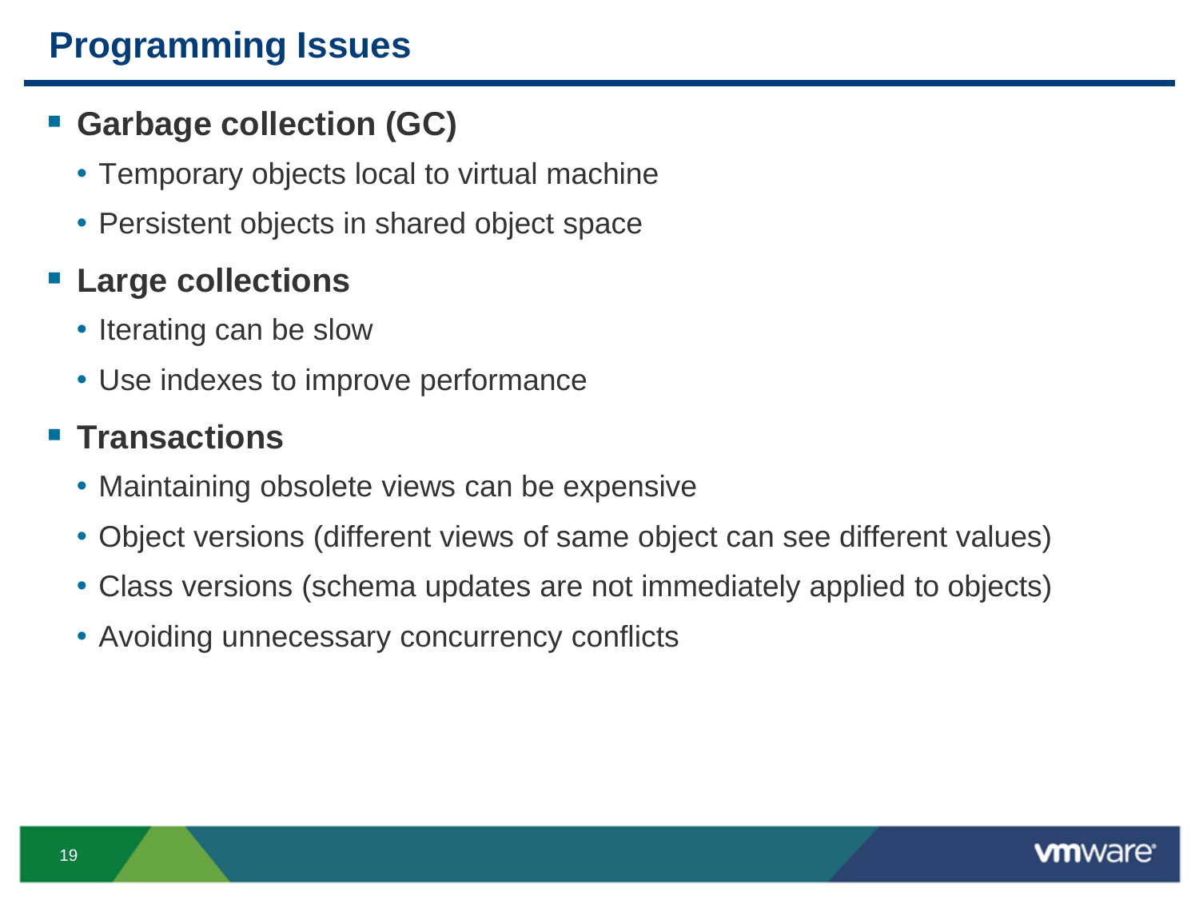# Programming Issues

- **Garbage collection (GC)**
  - Temporary objects local to virtual machine
  - Persistent objects in shared object space
- **Large collections**
  - Iterating can be slow
  - Use indexes to improve performance
- **Transactions**
  - Maintaining obsolete views can be expensive
  - Object versions (different views of same object can see different values)
  - Class versions (schema updates are not immediately applied to objects)
  - Avoiding unnecessary concurrency conflicts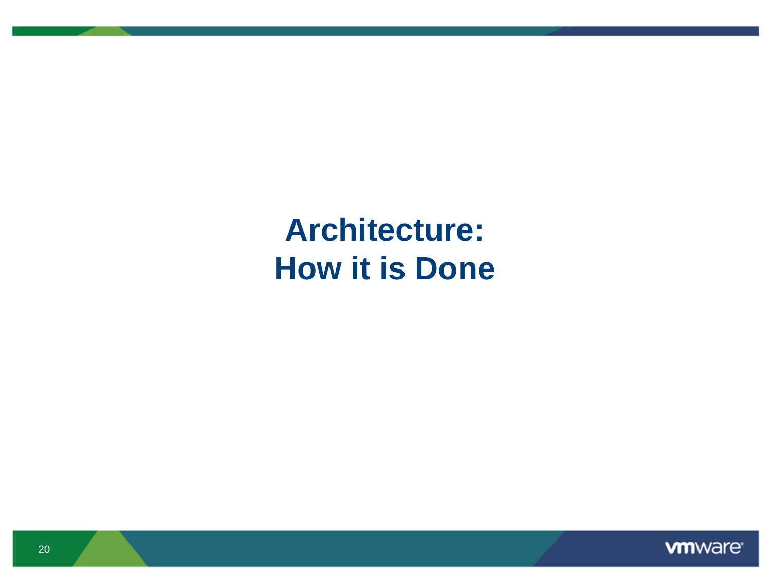# Architecture: How it is Done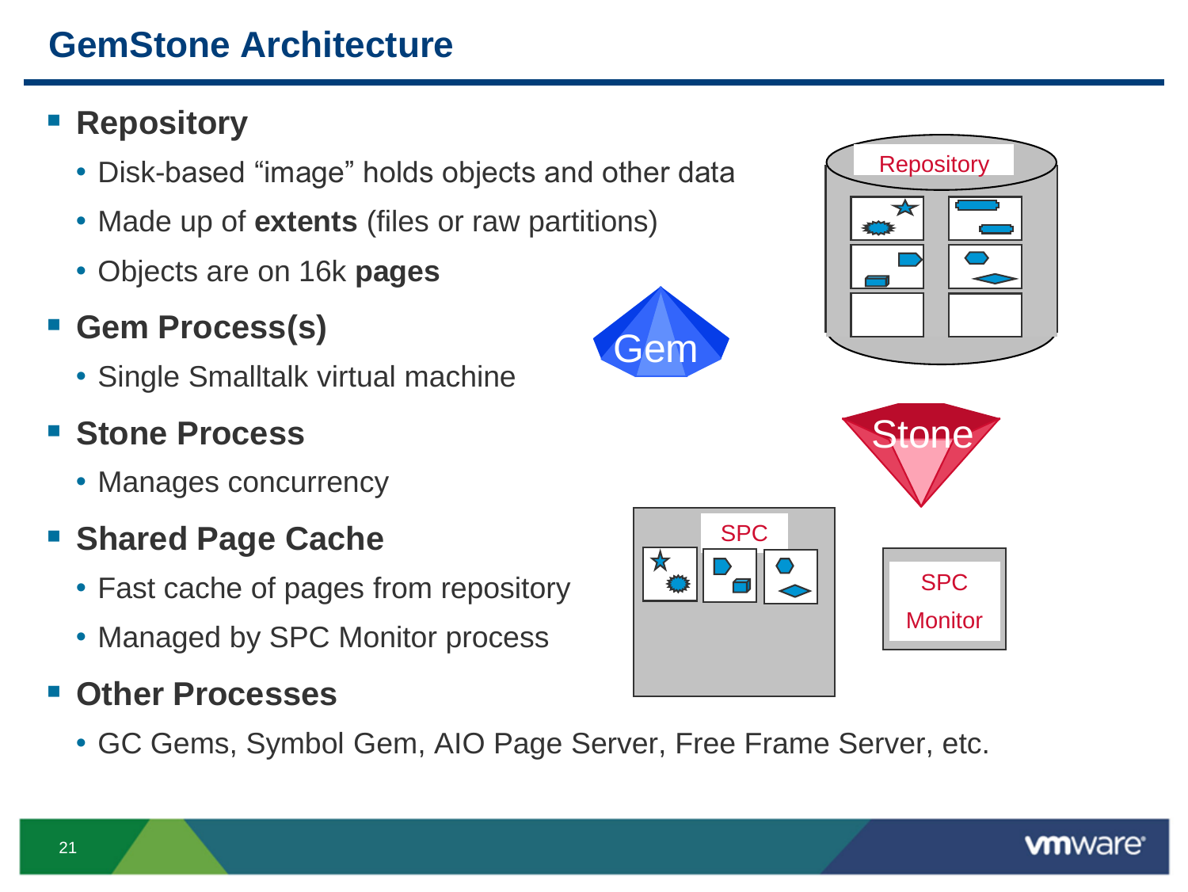# GemStone Architecture

- **Repository**
  - Disk-based “image” holds objects and other data
  - Made up of **extents** (files or raw partitions)
  - Objects are on 16k **pages**
- **Gem Process(s)**
  - Single Smalltalk virtual machine
- **Stone Process**
  - Manages concurrency
- **Shared Page Cache**
  - Fast cache of pages from repository
  - Managed by SPC Monitor process
- **Other Processes**
  - GC Gems, Symbol Gem, AIO Page Server, Free Frame Server, etc.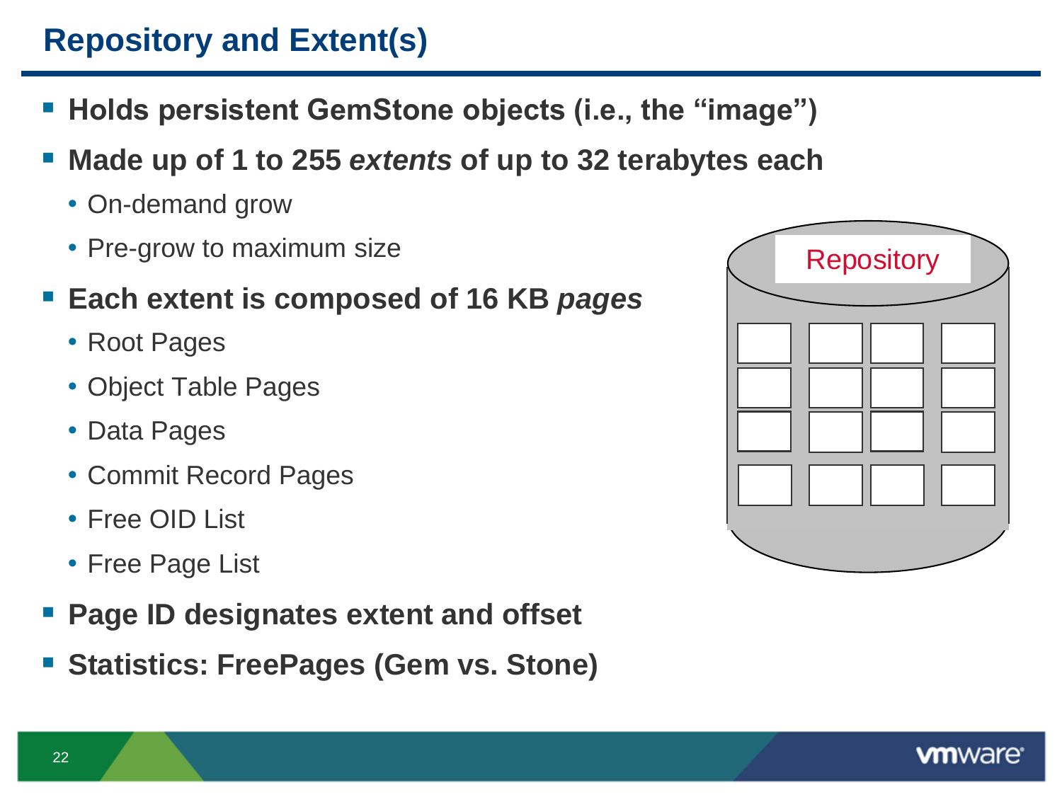# Repository and Extent(s)

- **Holds persistent GemStone objects (i.e., the "image")**
- **Made up of 1 to 255 *extents* of up to 32 terabytes each**
  - On-demand grow
  - Pre-grow to maximum size
- **Each extent is composed of 16 KB *pages***
  - Root Pages
  - Object Table Pages
  - Data Pages
  - Commit Record Pages
  - Free OID List
  - Free Page List
- **Page ID designates extent and offset**
- **Statistics: FreePages (Gem vs. Stone)**

Repository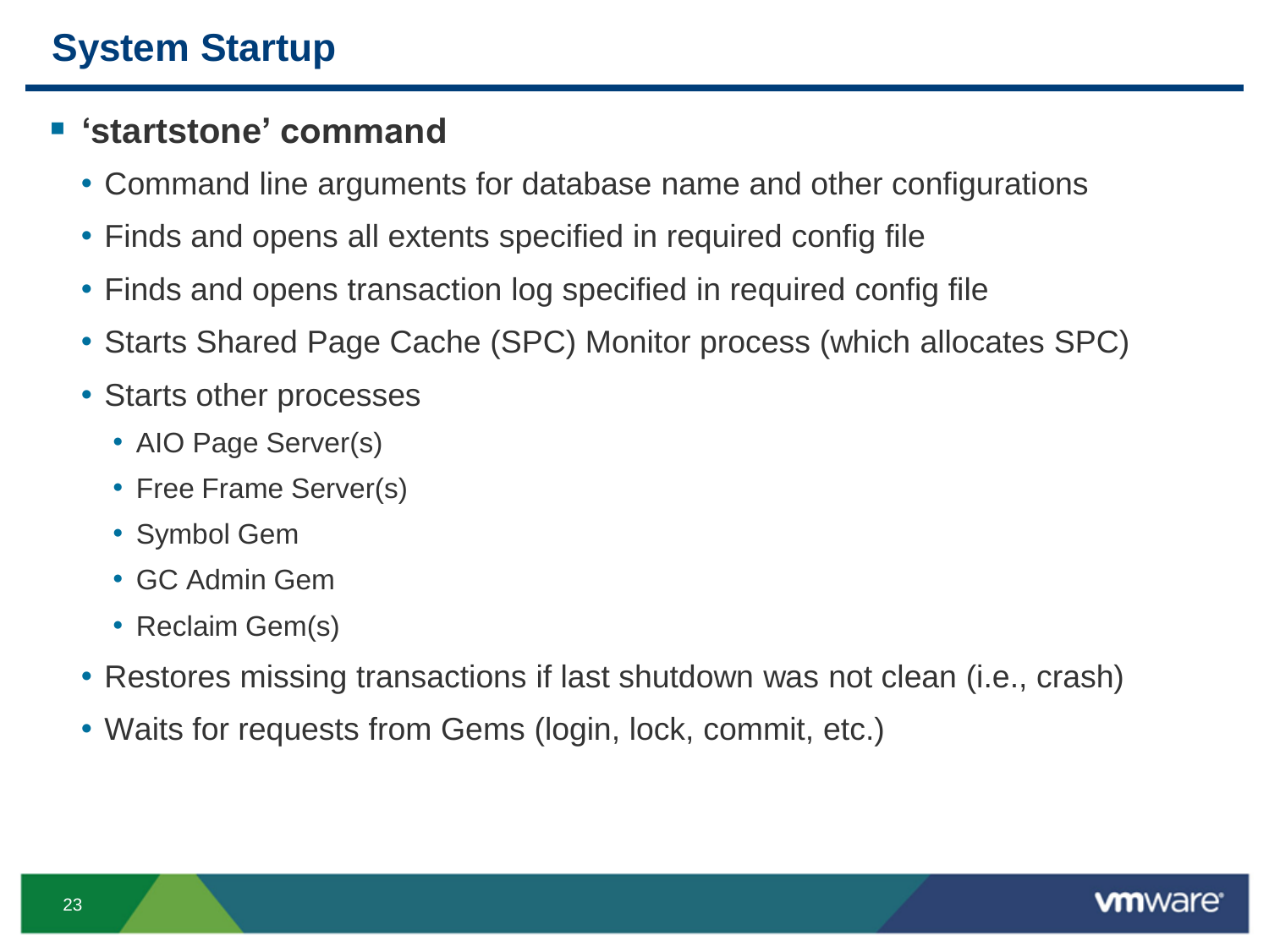# System Startup

- **'startstone' command**
  - Command line arguments for database name and other configurations
  - Finds and opens all extents specified in required config file
  - Finds and opens transaction log specified in required config file
  - Starts Shared Page Cache (SPC) Monitor process (which allocates SPC)
  - Starts other processes
    - AIO Page Server(s)
    - Free Frame Server(s)
    - Symbol Gem
    - GC Admin Gem
    - Reclaim Gem(s)
  - Restores missing transactions if last shutdown was not clean (i.e., crash)
  - Waits for requests from Gems (login, lock, commit, etc.)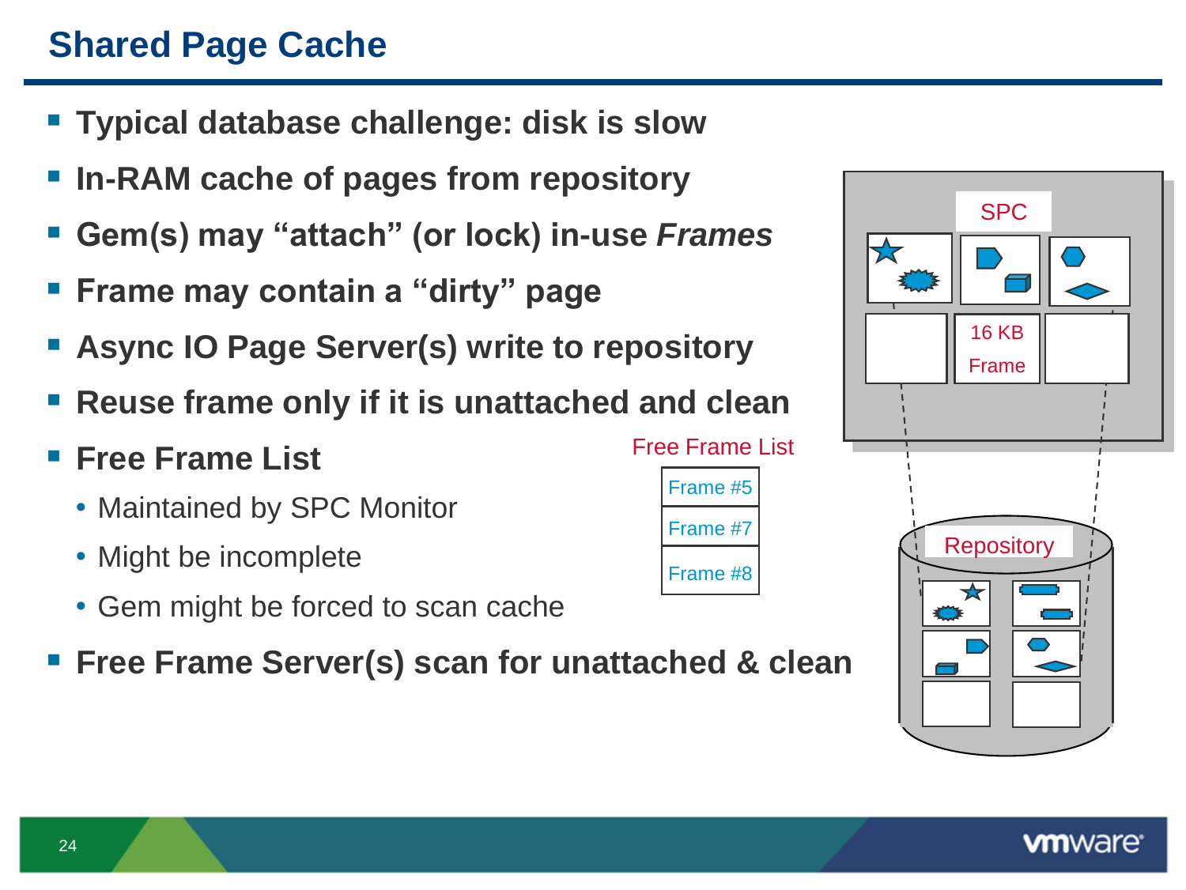# Shared Page Cache

- **Typical database challenge: disk is slow**
- **In-RAM cache of pages from repository**
- **Gem(s) may "attach" (or lock) in-use *Frames***
- **Frame may contain a "dirty" page**
- **Async IO Page Server(s) write to repository**
- **Reuse frame only if it is unattached and clean**
- **Free Frame List**
  - Maintained by SPC Monitor
  - Might be incomplete
  - Gem might be forced to scan cache
- **Free Frame Server(s) scan for unattached & clean**

Free Frame List

- Frame #5
- Frame #7
- Frame #8

SPC

16 KB Frame

Repository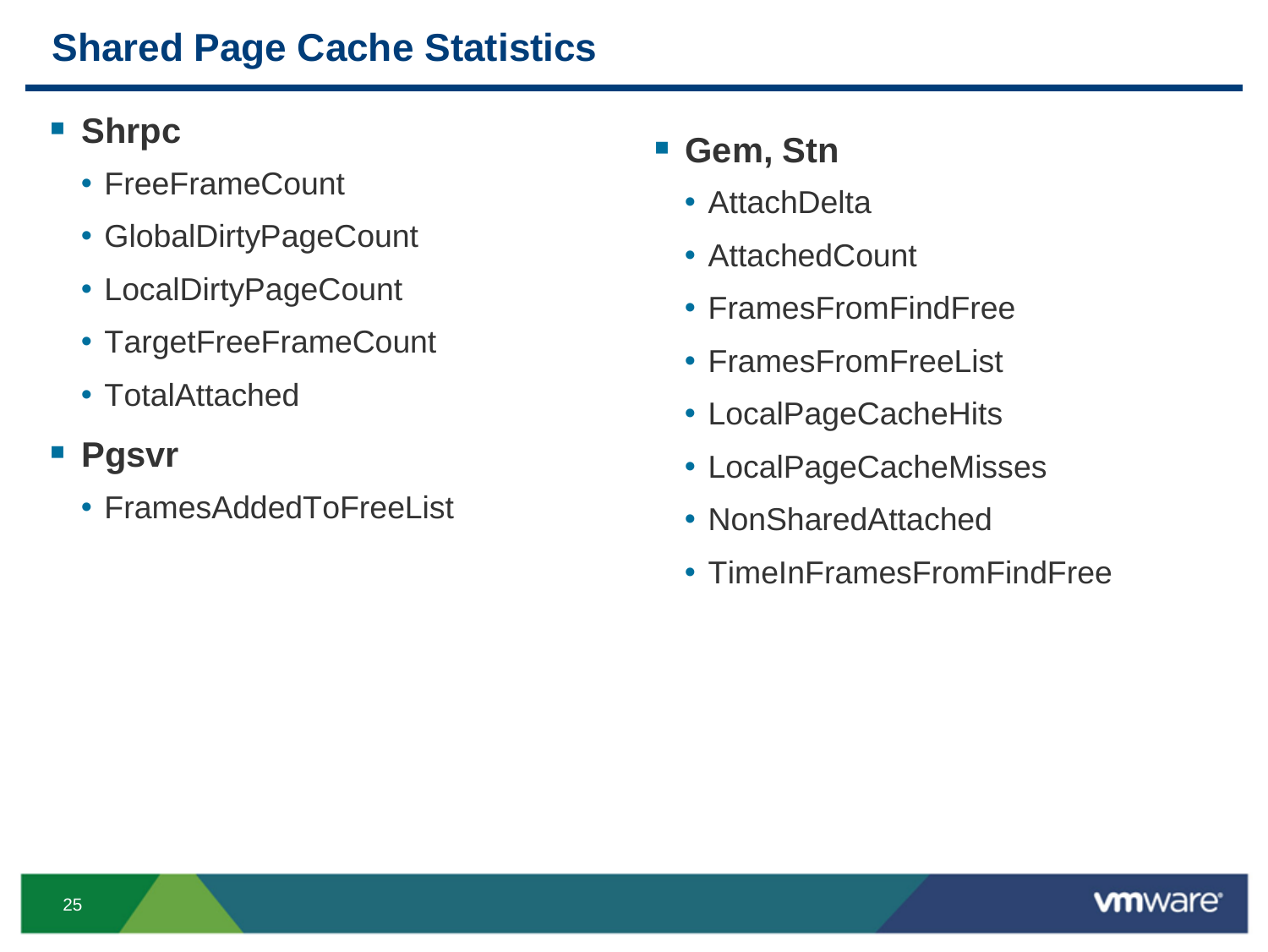# Shared Page Cache Statistics

- **Shrpc**
  - FreeFrameCount
  - GlobalDirtyPageCount
  - LocalDirtyPageCount
  - TargetFreeFrameCount
  - TotalAttached
- **Pgsvr**
  - FramesAddedToFreeList
- **Gem, Stn**
  - AttachDelta
  - AttachedCount
  - FramesFromFindFree
  - FramesFromFreeList
  - LocalPageCacheHits
  - LocalPageCacheMisses
  - NonSharedAttached
  - TimeInFramesFromFindFree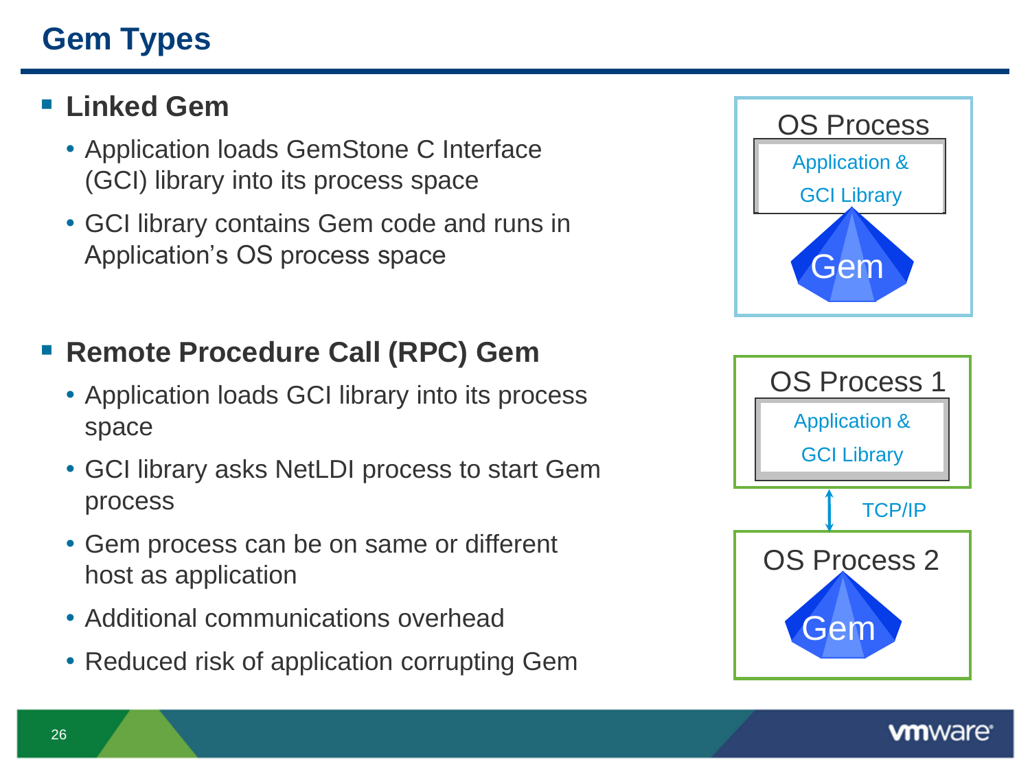# Gem Types

- **Linked Gem**
  - Application loads GemStone C Interface (GCI) library into its process space
  - GCI library contains Gem code and runs in Application's OS process space

- **Remote Procedure Call (RPC) Gem**
  - Application loads GCI library into its process space
  - GCI library asks NetLDI process to start Gem process
  - Gem process can be on same or different host as application
  - Additional communications overhead
  - Reduced risk of application corrupting Gem

OS Process

Application & GCI Library

Gem

OS Process 1

Application & GCI Library

TCP/IP

OS Process 2

Gem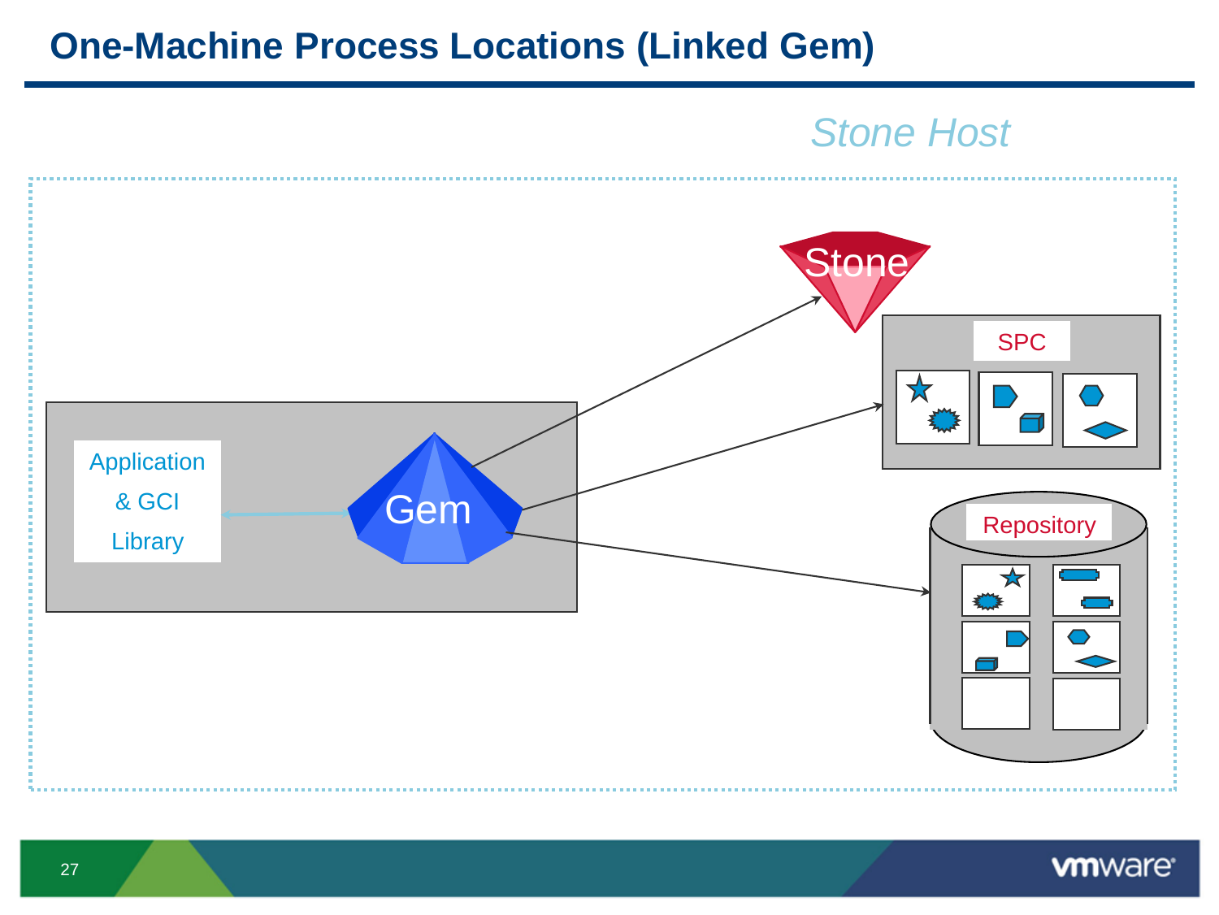# One-Machine Process Locations (Linked Gem)

*Stone Host*

Stone

SPC

Application & GCI Library

Gem

Repository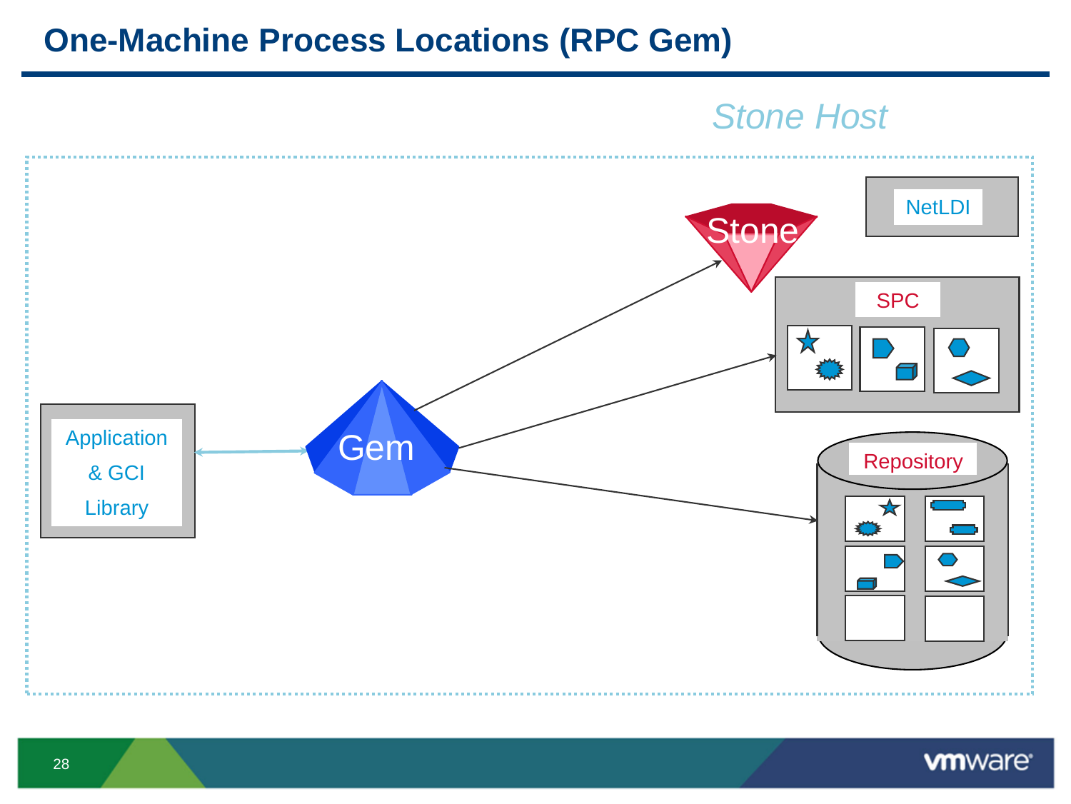# One-Machine Process Locations (RPC Gem)

*Stone Host*

NetLDI

Stone

SPC

Application & GCI Library

Gem

Repository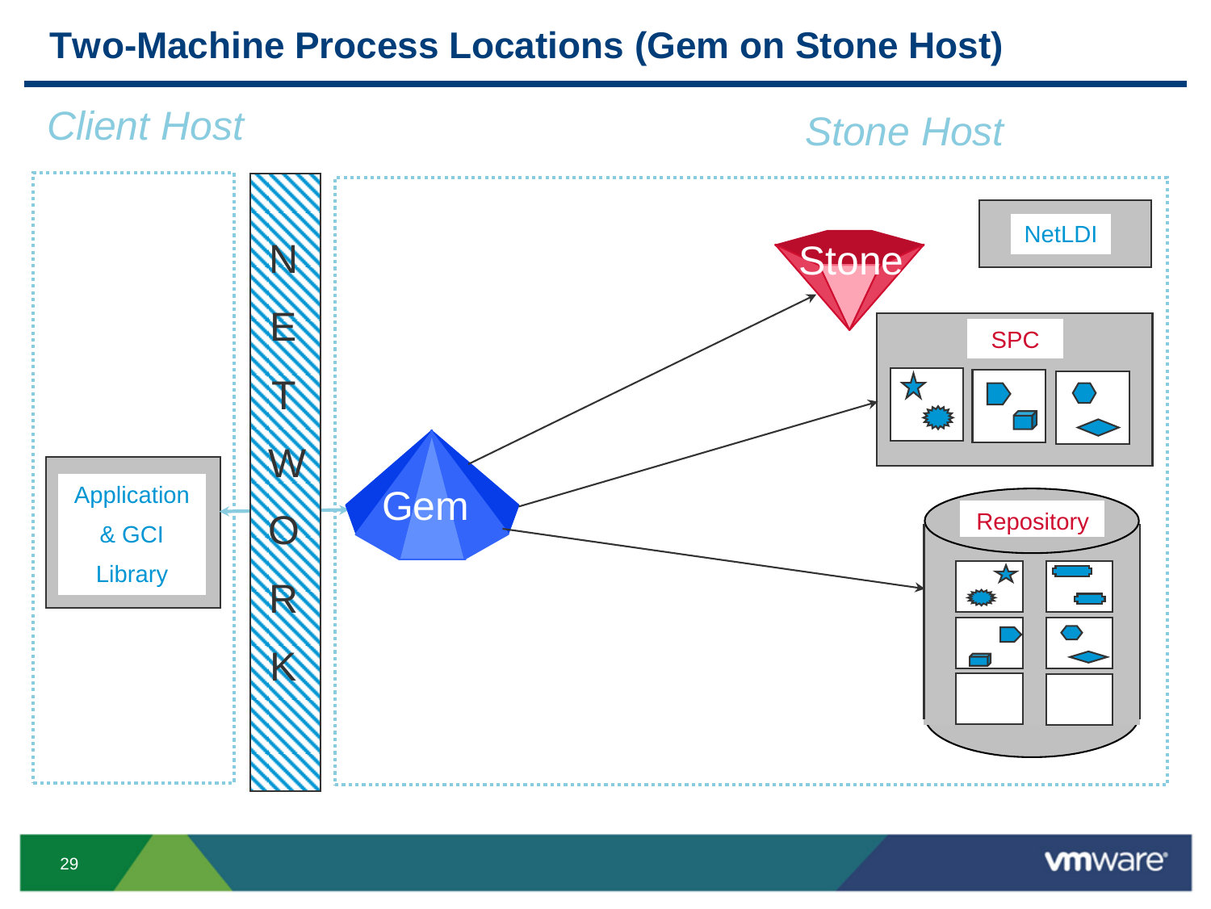# Two-Machine Process Locations (Gem on Stone Host)

*Client Host*

*Stone Host*

Application & GCI Library

NETWORK

Gem

Stone

NetLDI

SPC

Repository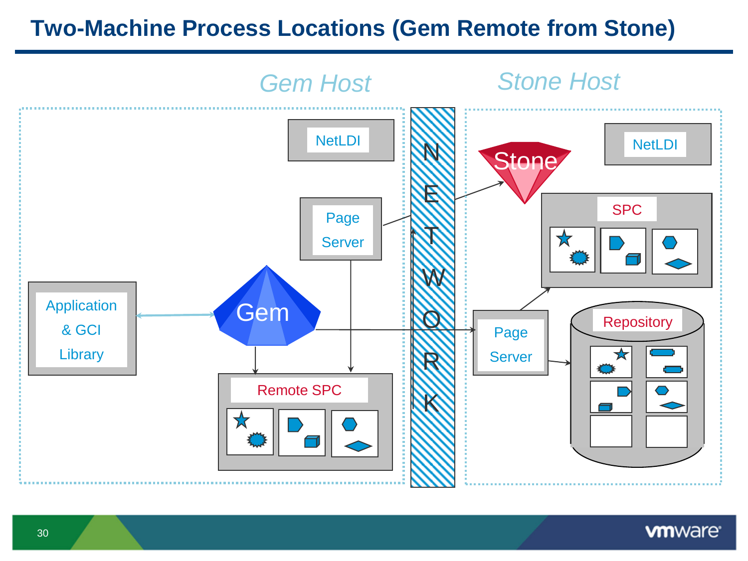# Two-Machine Process Locations (Gem Remote from Stone)

Gem Host

Stone Host

NetLDI

Page Server

Application & GCI Library

Gem

Remote SPC

NETWORK

Stone

NetLDI

SPC

Page Server

Repository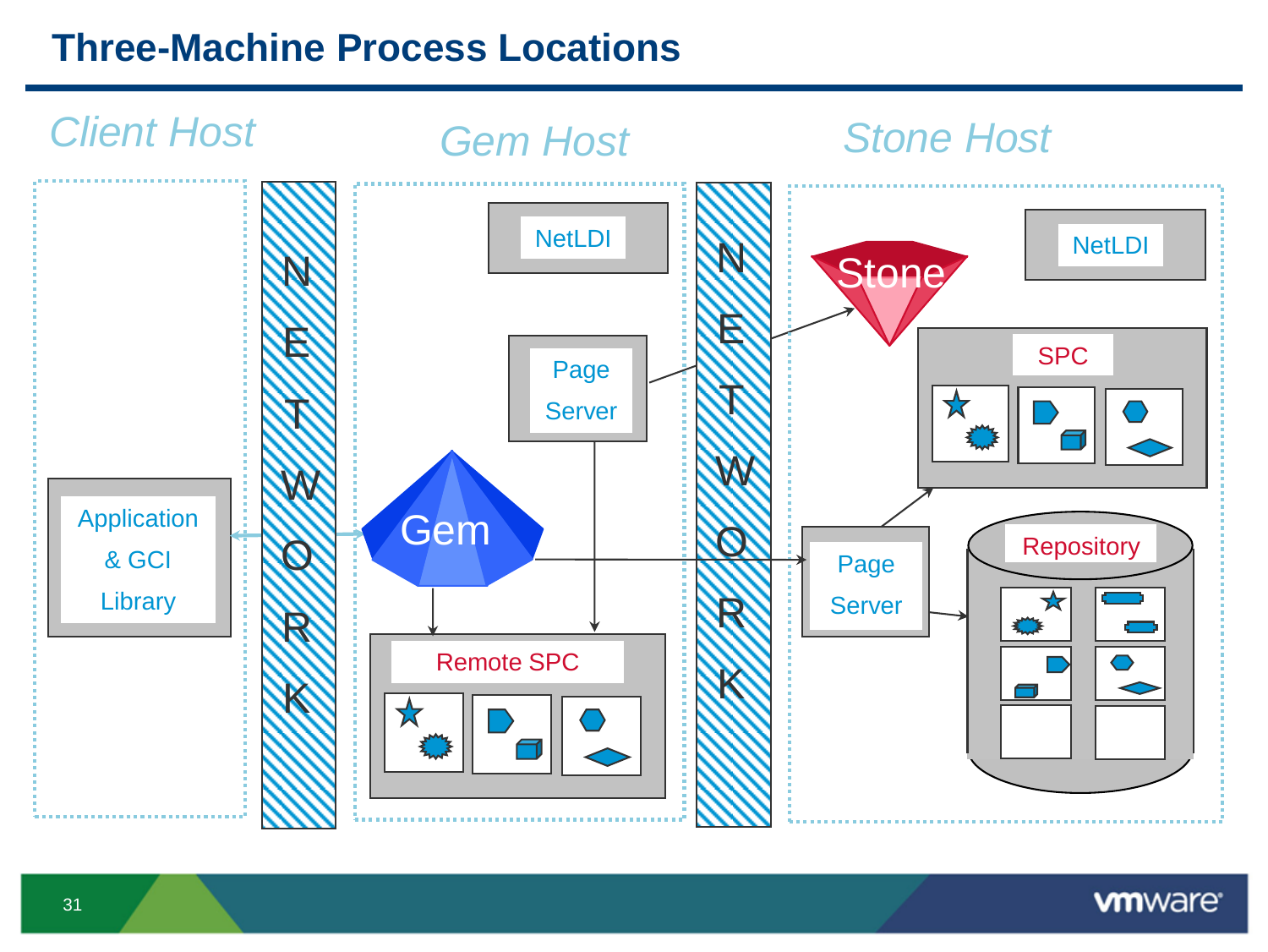# Three-Machine Process Locations

Client Host

Gem Host

Stone Host

Application & GCI Library

NETWORK

NetLDI

Page Server

Gem

Remote SPC

NETWORK

Stone

NetLDI

SPC

Page Server

Repository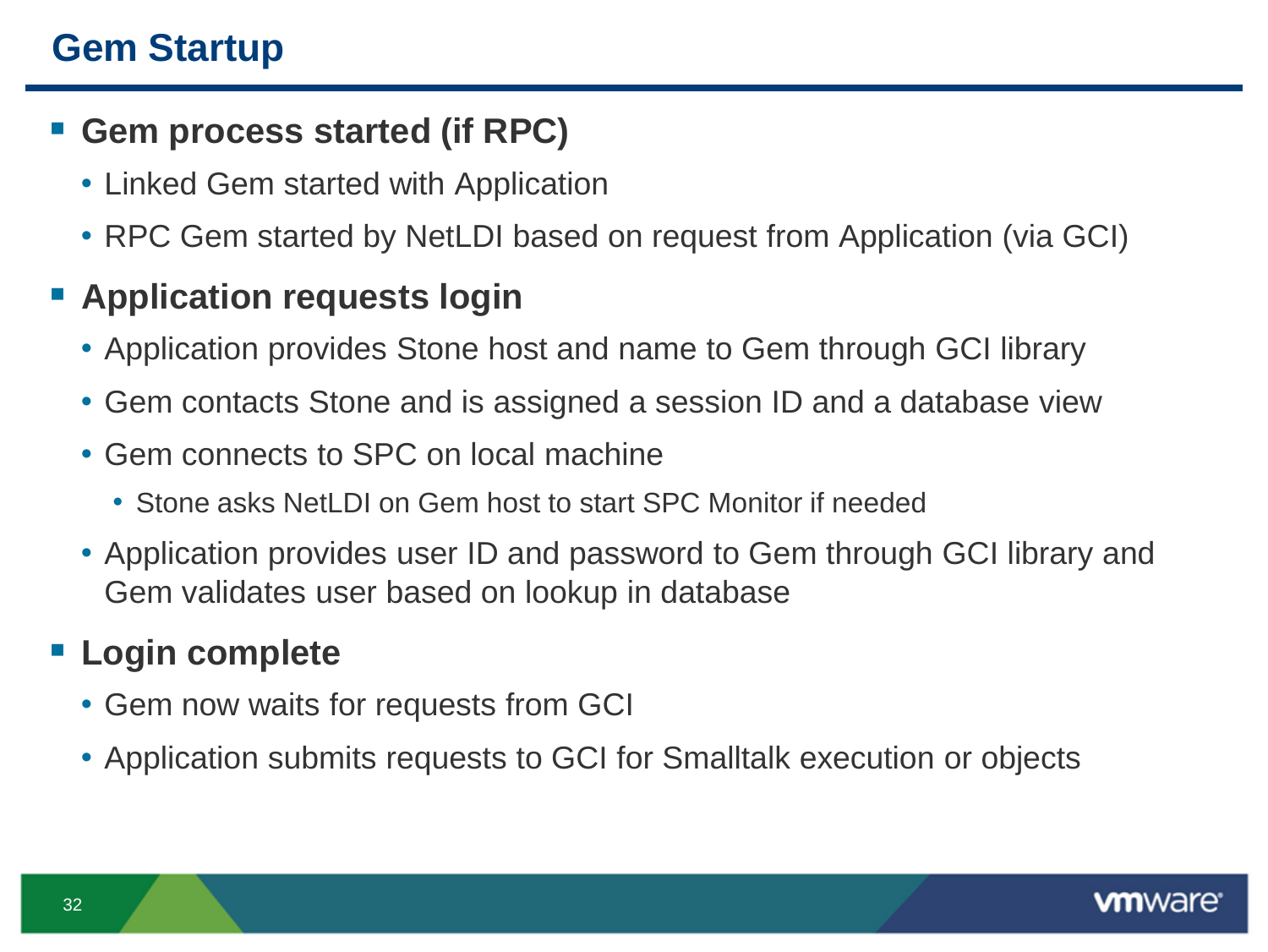# Gem Startup

- **Gem process started (if RPC)**
  - Linked Gem started with Application
  - RPC Gem started by NetLDI based on request from Application (via GCI)
- **Application requests login**
  - Application provides Stone host and name to Gem through GCI library
  - Gem contacts Stone and is assigned a session ID and a database view
  - Gem connects to SPC on local machine
    - Stone asks NetLDI on Gem host to start SPC Monitor if needed
  - Application provides user ID and password to Gem through GCI library and Gem validates user based on lookup in database
- **Login complete**
  - Gem now waits for requests from GCI
  - Application submits requests to GCI for Smalltalk execution or objects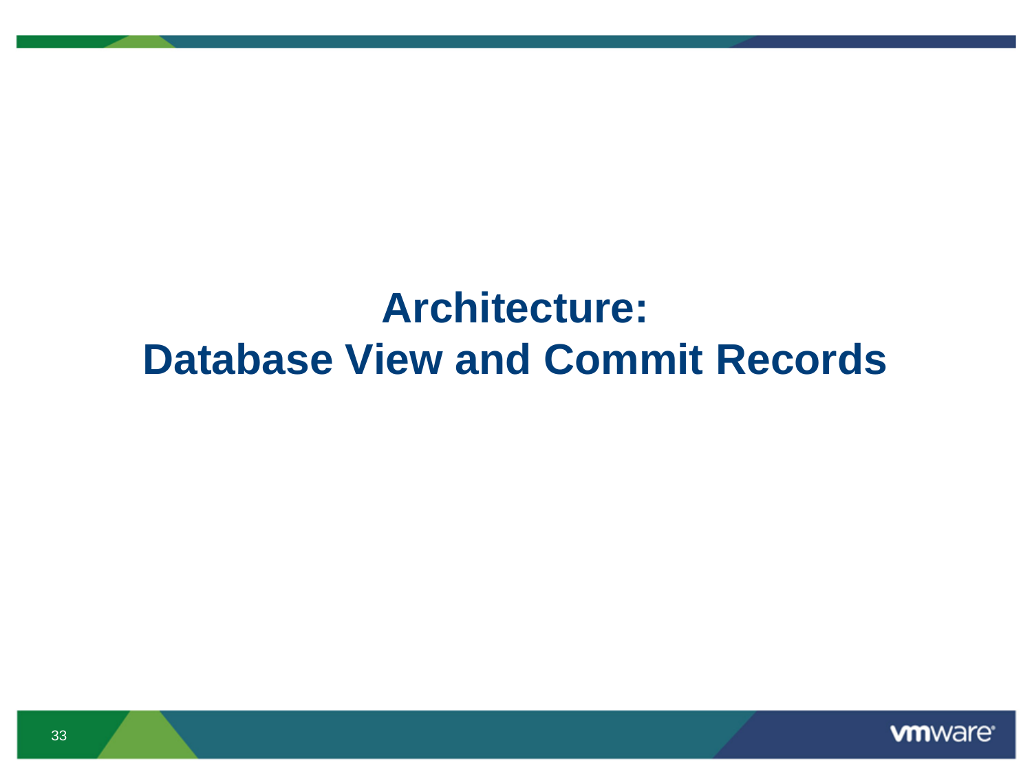# Architecture:
# Database View and Commit Records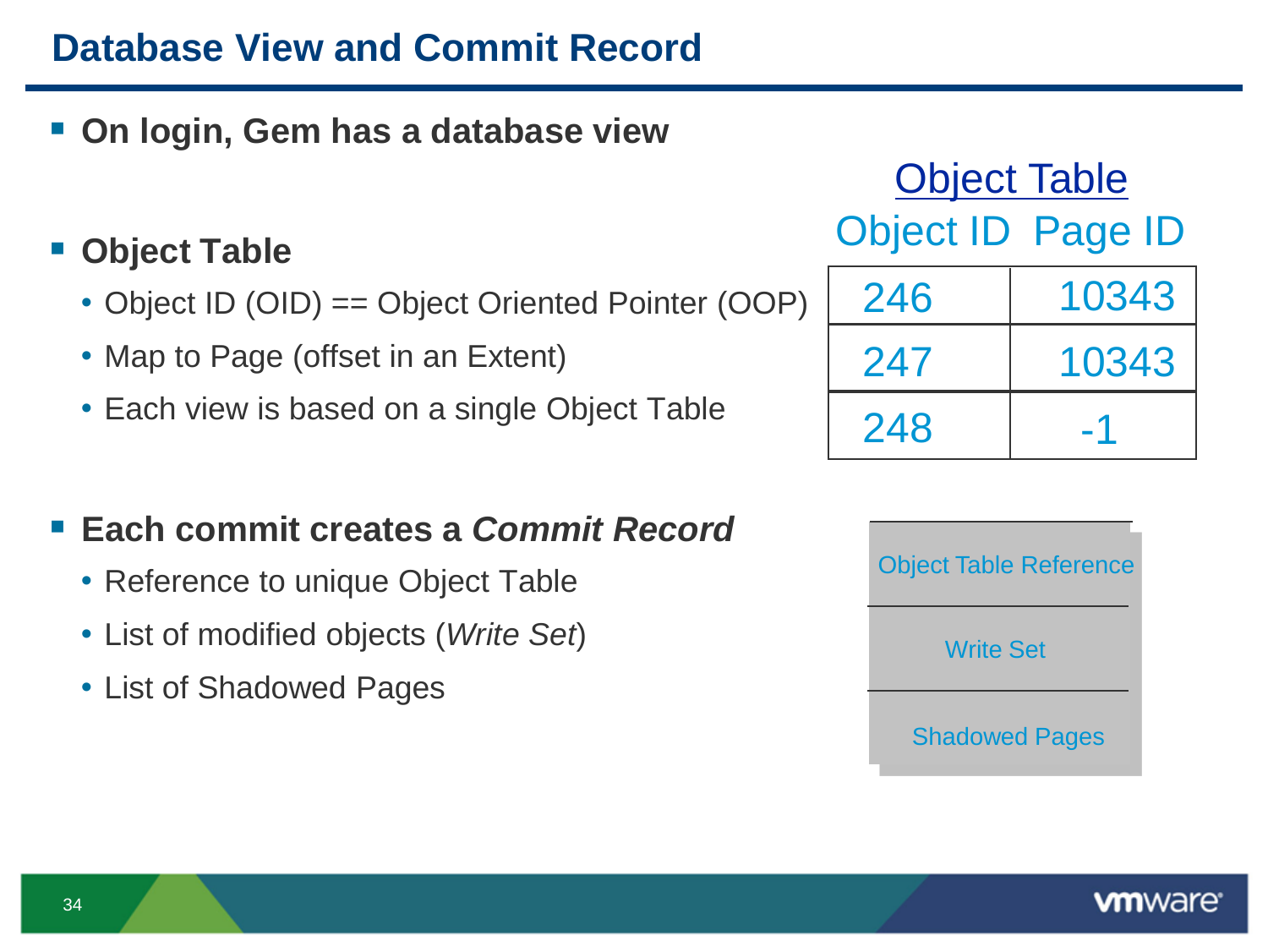# Database View and Commit Record

- **On login, Gem has a database view**

- **Object Table**
  - Object ID (OID) == Object Oriented Pointer (OOP)
  - Map to Page (offset in an Extent)
  - Each view is based on a single Object Table

**Object Table**

| Object ID | Page ID |
| --- | --- |
| 246 | 10343 |
| 247 | 10343 |
| 248 | -1 |

- **Each commit creates a *Commit Record***
  - Reference to unique Object Table
  - List of modified objects (*Write Set*)
  - List of Shadowed Pages

| Object Table Reference |
| --- |
| Write Set |
| Shadowed Pages |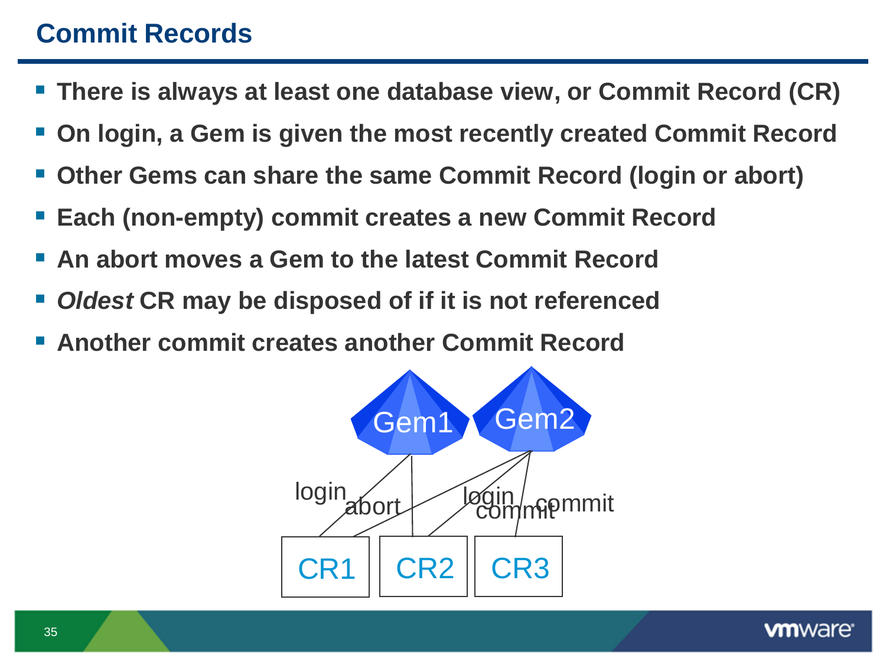# Commit Records

- There is always at least one database view, or Commit Record (CR)
- On login, a Gem is given the most recently created Commit Record
- Other Gems can share the same Commit Record (login or abort)
- Each (non-empty) commit creates a new Commit Record
- An abort moves a Gem to the latest Commit Record
- *Oldest* CR may be disposed of if it is not referenced
- Another commit creates another Commit Record

Gem1 Gem2

login abort login commit commit

CR1 CR2 CR3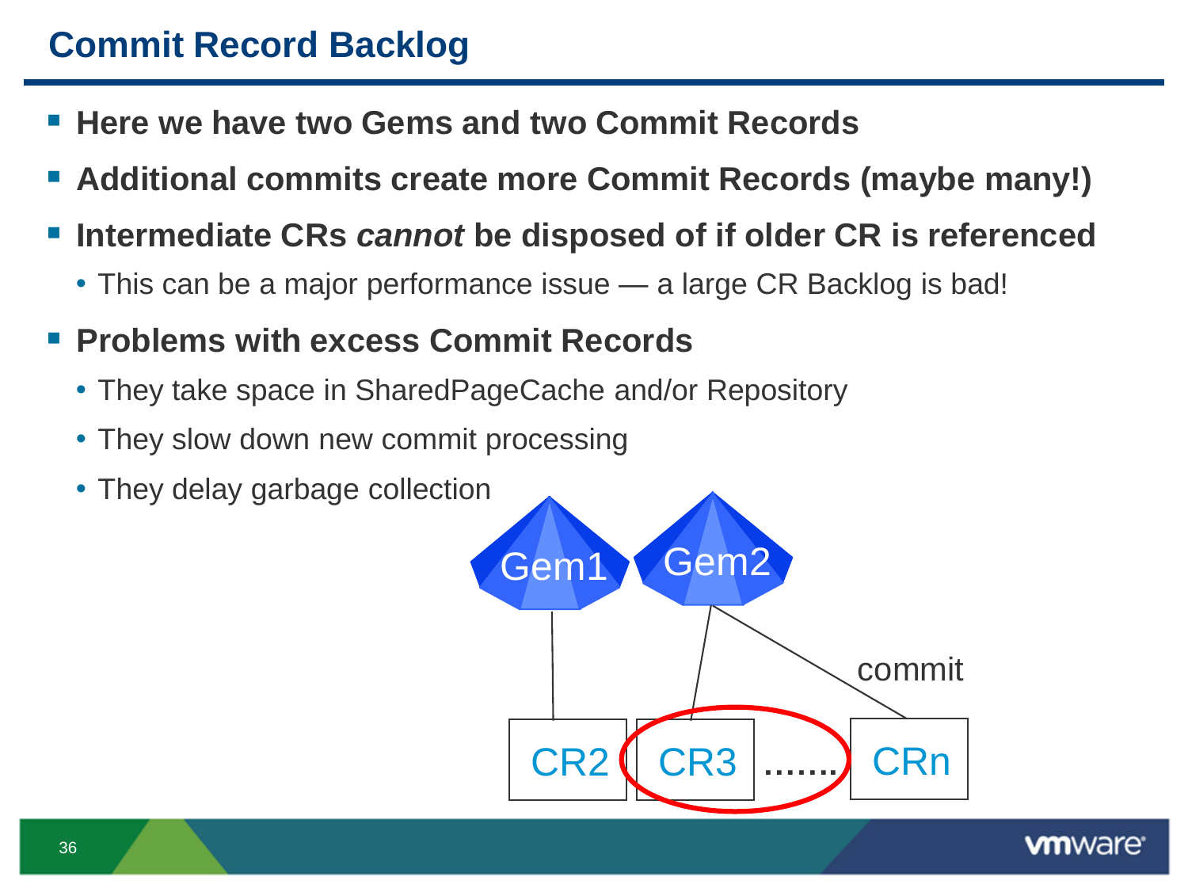# Commit Record Backlog

- **Here we have two Gems and two Commit Records**
- **Additional commits create more Commit Records (maybe many!)**
- **Intermediate CRs *cannot* be disposed of if older CR is referenced**
  - This can be a major performance issue — a large CR Backlog is bad!
- **Problems with excess Commit Records**
  - They take space in SharedPageCache and/or Repository
  - They slow down new commit processing
  - They delay garbage collection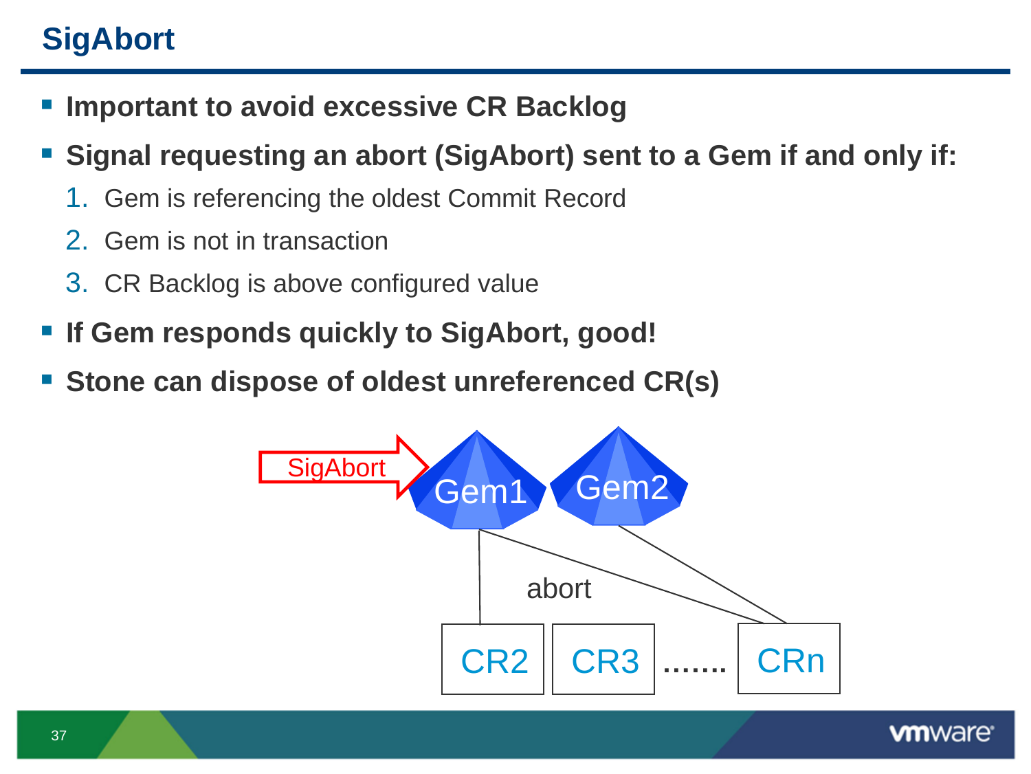# SigAbort

- **Important to avoid excessive CR Backlog**
- **Signal requesting an abort (SigAbort) sent to a Gem if and only if:**
  1. Gem is referencing the oldest Commit Record
  2. Gem is not in transaction
  3. CR Backlog is above configured value
- **If Gem responds quickly to SigAbort, good!**
- **Stone can dispose of oldest unreferenced CR(s)**

SigAbort

Gem1 Gem2

abort

CR2 CR3 ....... CRn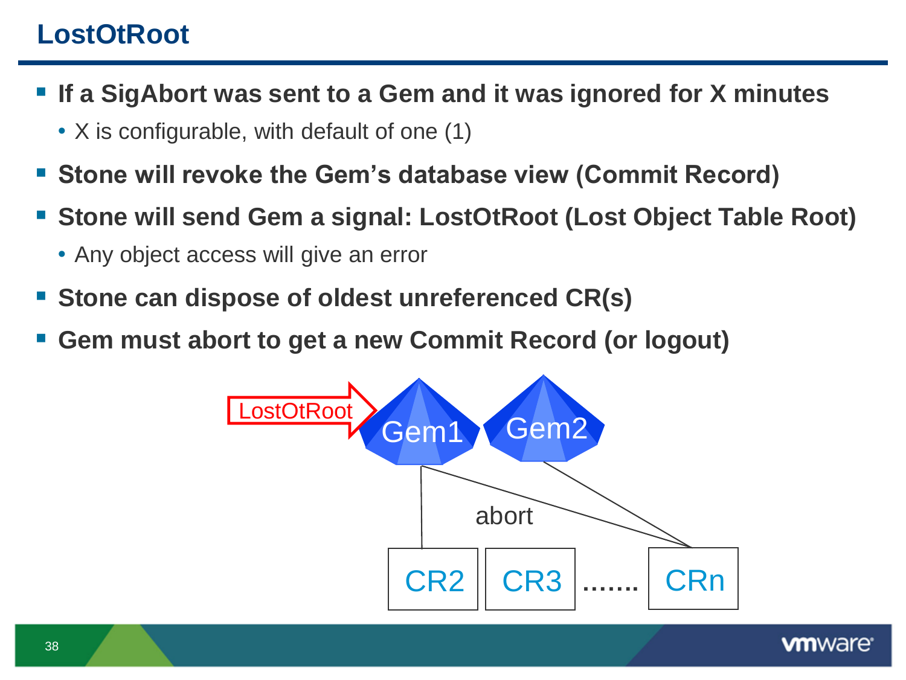# LostOtRoot

- **If a SigAbort was sent to a Gem and it was ignored for X minutes**
  - X is configurable, with default of one (1)
- **Stone will revoke the Gem's database view (Commit Record)**
- **Stone will send Gem a signal: LostOtRoot (Lost Object Table Root)**
  - Any object access will give an error
- **Stone can dispose of oldest unreferenced CR(s)**
- **Gem must abort to get a new Commit Record (or logout)**

LostOtRoot

Gem1 Gem2

abort

CR2 CR3 ....... CRn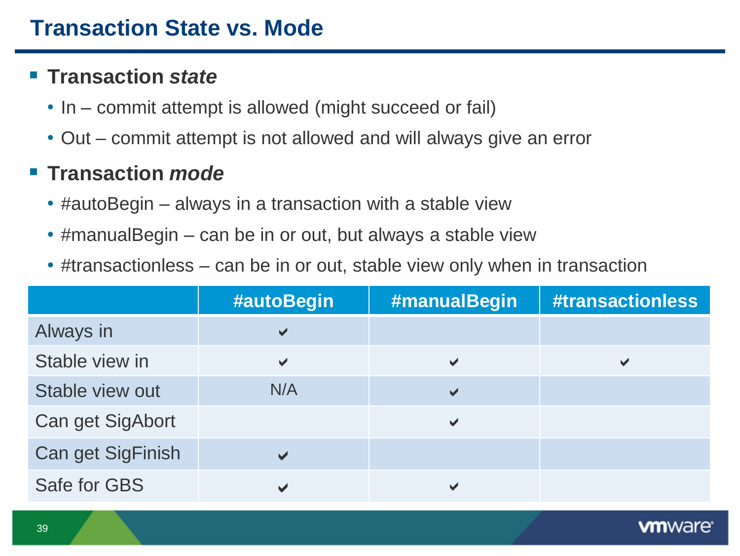# Transaction State vs. Mode

- **Transaction *state***
  - In – commit attempt is allowed (might succeed or fail)
  - Out – commit attempt is not allowed and will always give an error
- **Transaction *mode***
  - #autoBegin – always in a transaction with a stable view
  - #manualBegin – can be in or out, but always a stable view
  - #transactionless – can be in or out, stable view only when in transaction

| | #autoBegin | #manualBegin | #transactionless |
|---|---|---|---|
| Always in | ✔ | | |
| Stable view in | ✔ | ✔ | ✔ |
| Stable view out | N/A | ✔ | |
| Can get SigAbort | | ✔ | |
| Can get SigFinish | ✔ | | |
| Safe for GBS | ✔ | ✔ | |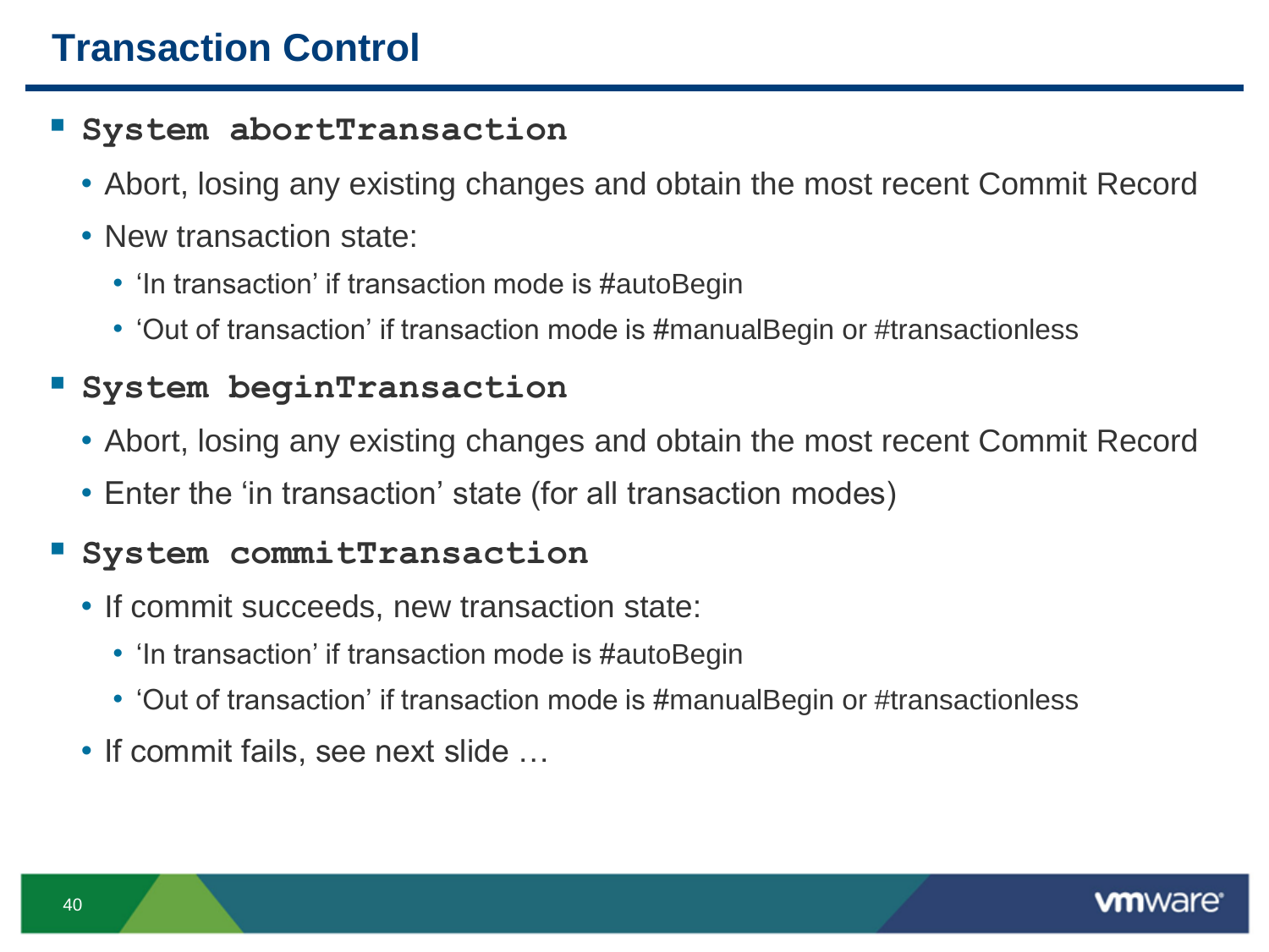# Transaction Control

- **`System abortTransaction`**
  - Abort, losing any existing changes and obtain the most recent Commit Record
  - New transaction state:
    - 'In transaction' if transaction mode is #autoBegin
    - 'Out of transaction' if transaction mode is #manualBegin or #transactionless
- **`System beginTransaction`**
  - Abort, losing any existing changes and obtain the most recent Commit Record
  - Enter the 'in transaction' state (for all transaction modes)
- **`System commitTransaction`**
  - If commit succeeds, new transaction state:
    - 'In transaction' if transaction mode is #autoBegin
    - 'Out of transaction' if transaction mode is #manualBegin or #transactionless
  - If commit fails, see next slide …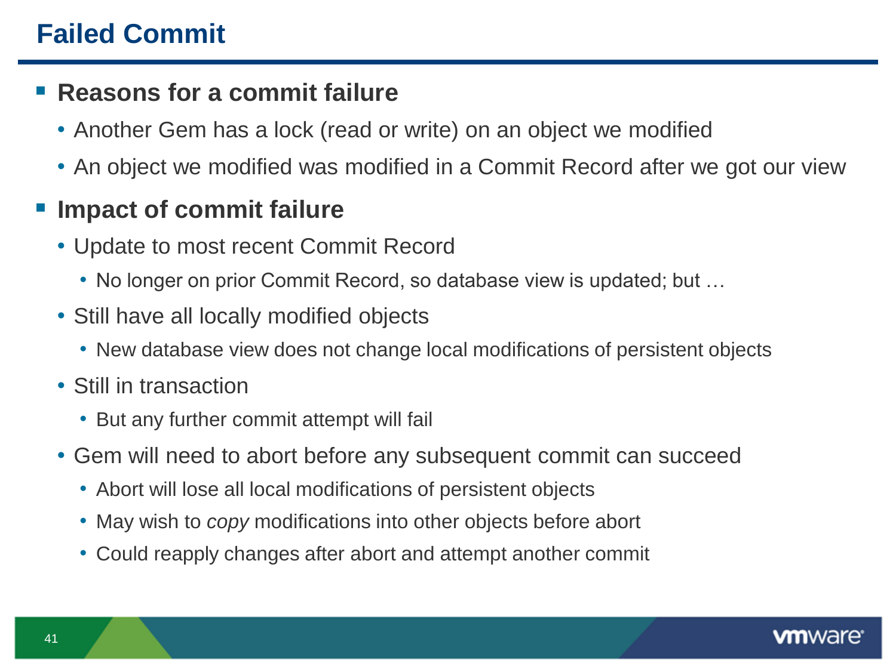# Failed Commit

- **Reasons for a commit failure**
  - Another Gem has a lock (read or write) on an object we modified
  - An object we modified was modified in a Commit Record after we got our view
- **Impact of commit failure**
  - Update to most recent Commit Record
    - No longer on prior Commit Record, so database view is updated; but …
  - Still have all locally modified objects
    - New database view does not change local modifications of persistent objects
  - Still in transaction
    - But any further commit attempt will fail
  - Gem will need to abort before any subsequent commit can succeed
    - Abort will lose all local modifications of persistent objects
    - May wish to *copy* modifications into other objects before abort
    - Could reapply changes after abort and attempt another commit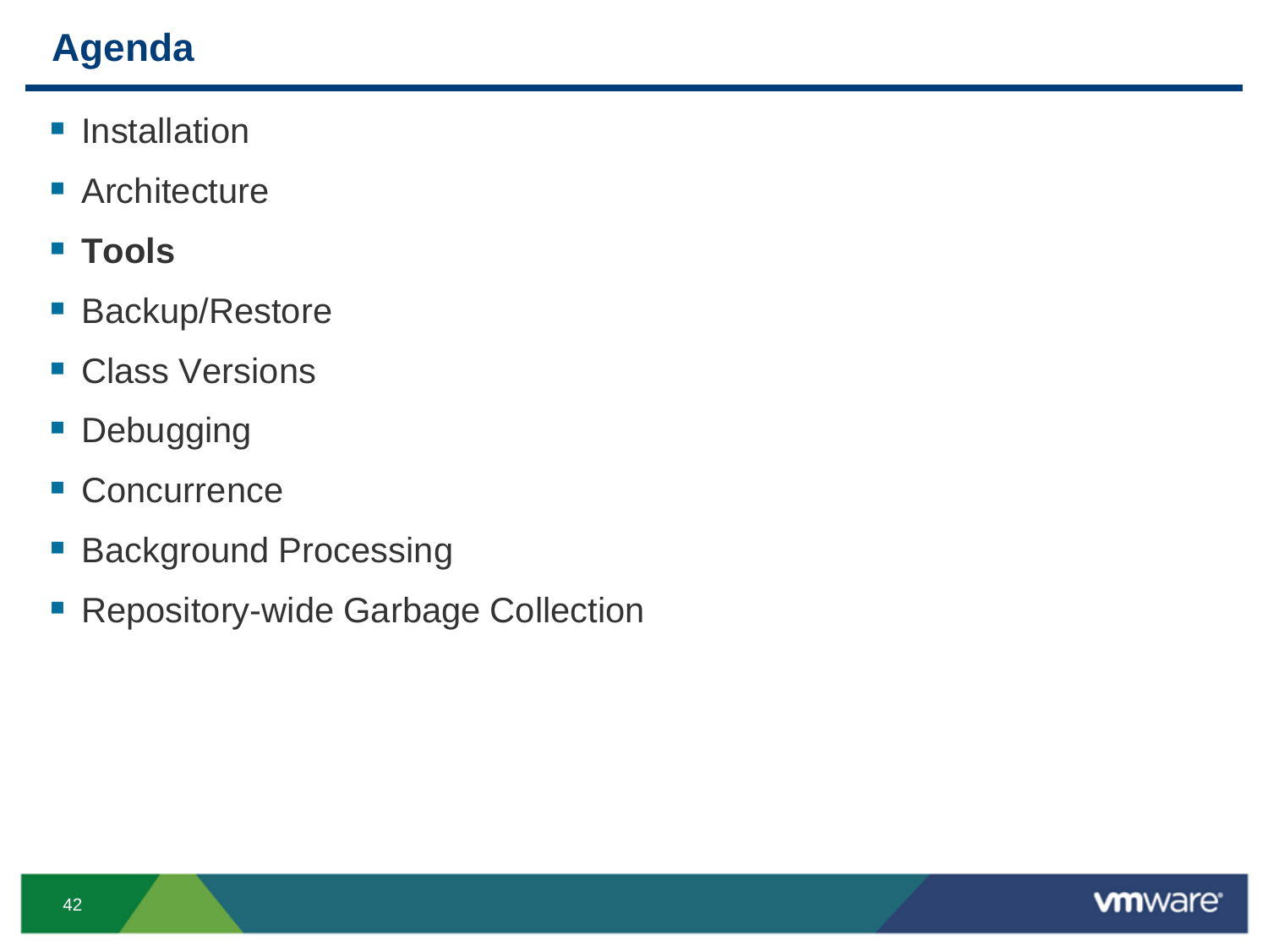# Agenda

- Installation
- Architecture
- **Tools**
- Backup/Restore
- Class Versions
- Debugging
- Concurrence
- Background Processing
- Repository-wide Garbage Collection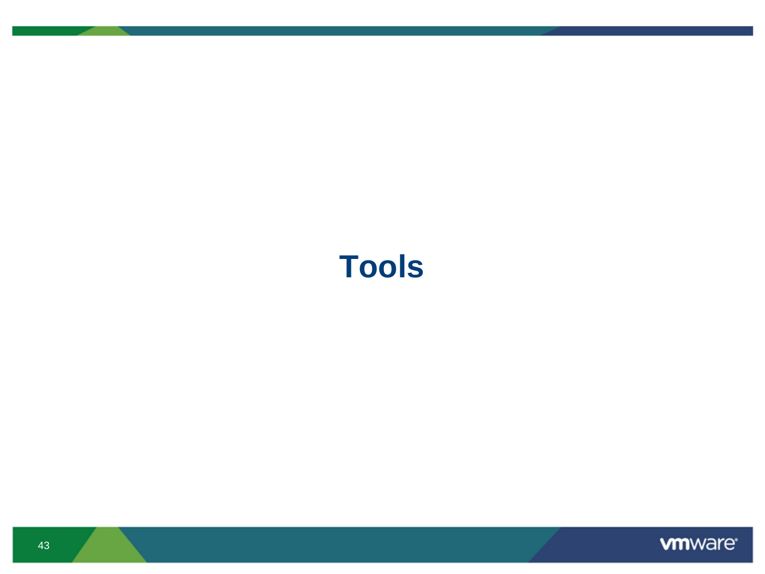# Tools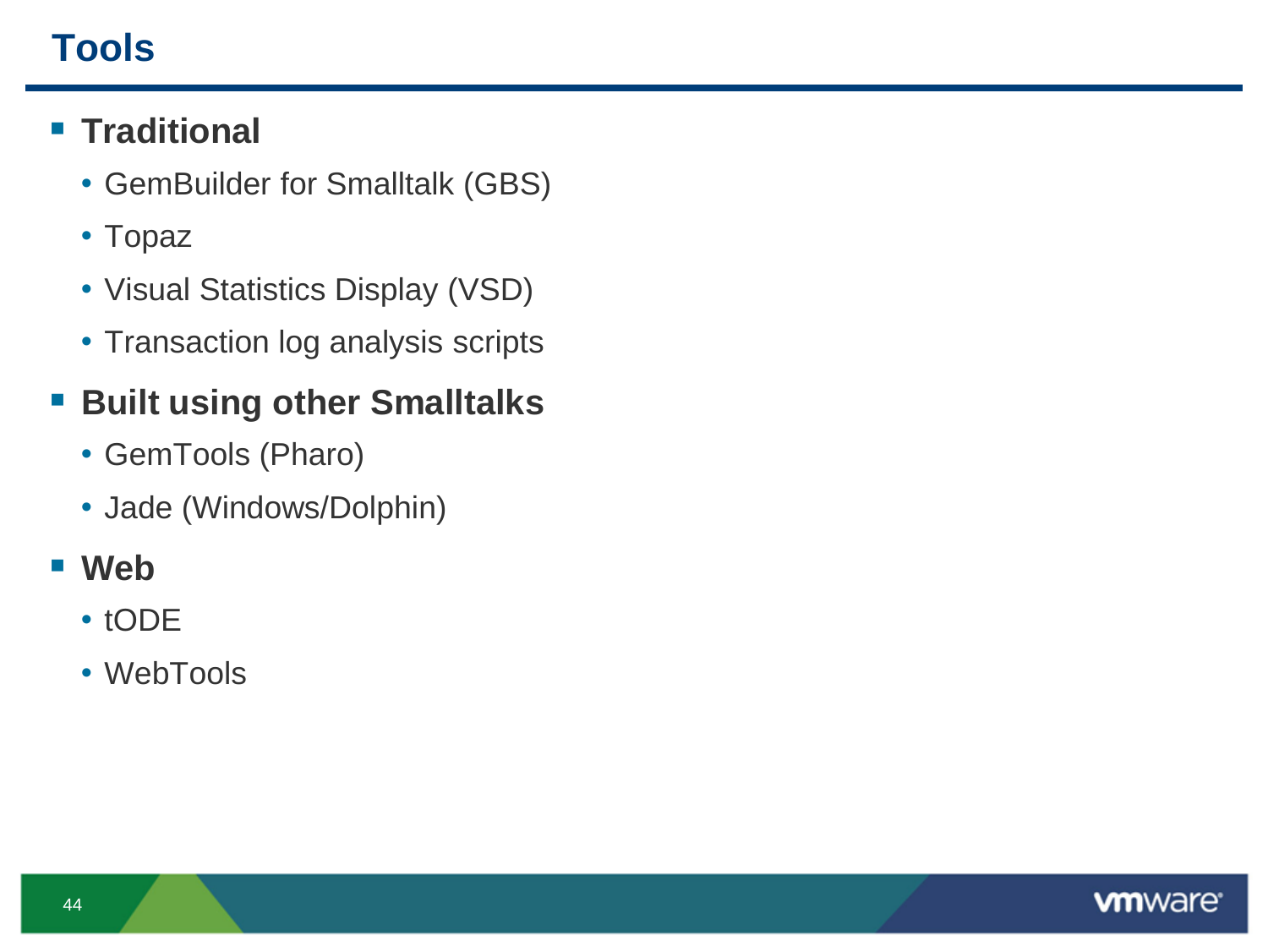# Tools

- **Traditional**
  - GemBuilder for Smalltalk (GBS)
  - Topaz
  - Visual Statistics Display (VSD)
  - Transaction log analysis scripts
- **Built using other Smalltalks**
  - GemTools (Pharo)
  - Jade (Windows/Dolphin)
- **Web**
  - tODE
  - WebTools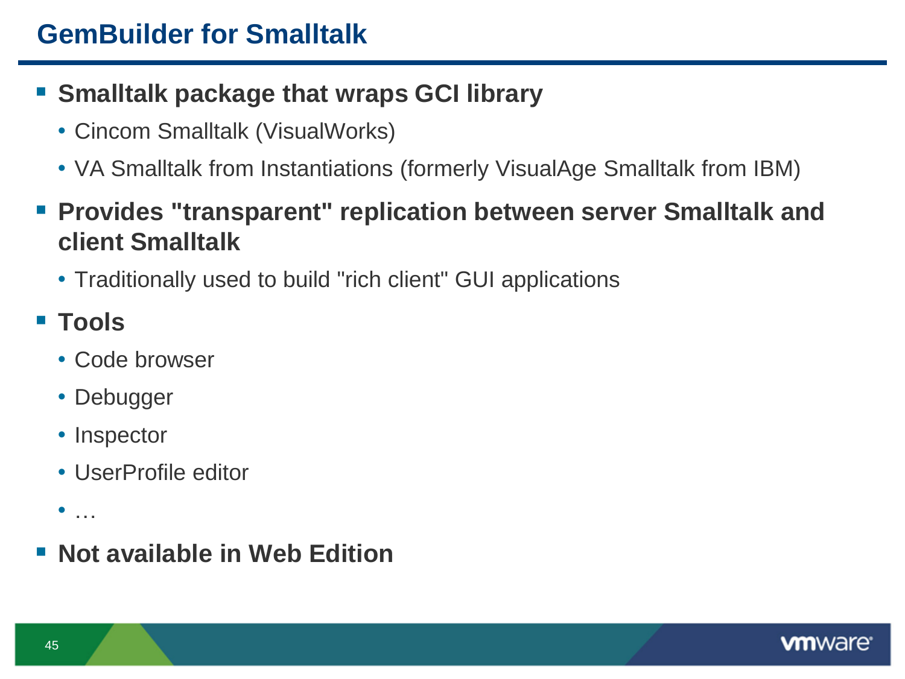# GemBuilder for Smalltalk

- **Smalltalk package that wraps GCI library**
  - Cincom Smalltalk (VisualWorks)
  - VA Smalltalk from Instantiations (formerly VisualAge Smalltalk from IBM)
- **Provides "transparent" replication between server Smalltalk and client Smalltalk**
  - Traditionally used to build "rich client" GUI applications
- **Tools**
  - Code browser
  - Debugger
  - Inspector
  - UserProfile editor
  - …
- **Not available in Web Edition**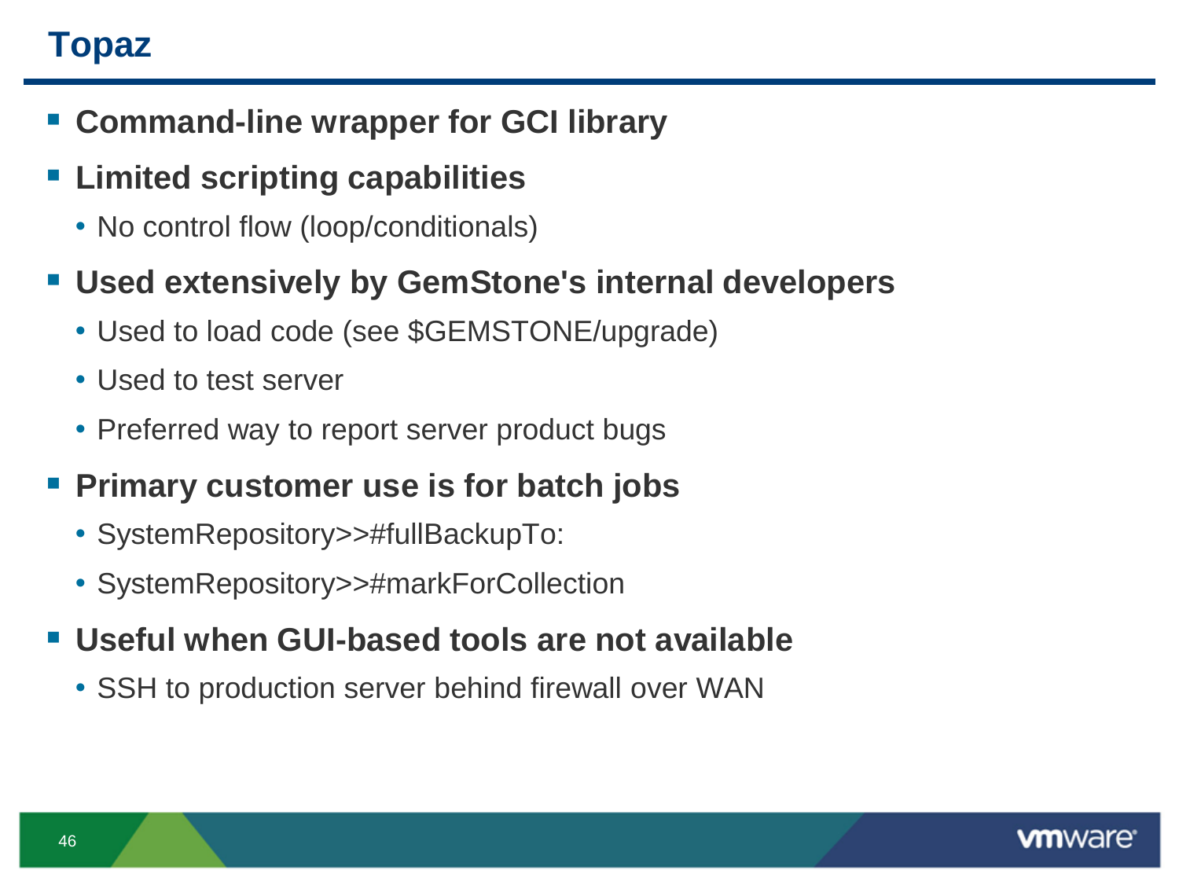# Topaz

- **Command-line wrapper for GCI library**
- **Limited scripting capabilities**
  - No control flow (loop/conditionals)
- **Used extensively by GemStone's internal developers**
  - Used to load code (see $GEMSTONE/upgrade)
  - Used to test server
  - Preferred way to report server product bugs
- **Primary customer use is for batch jobs**
  - SystemRepository>>#fullBackupTo:
  - SystemRepository>>#markForCollection
- **Useful when GUI-based tools are not available**
  - SSH to production server behind firewall over WAN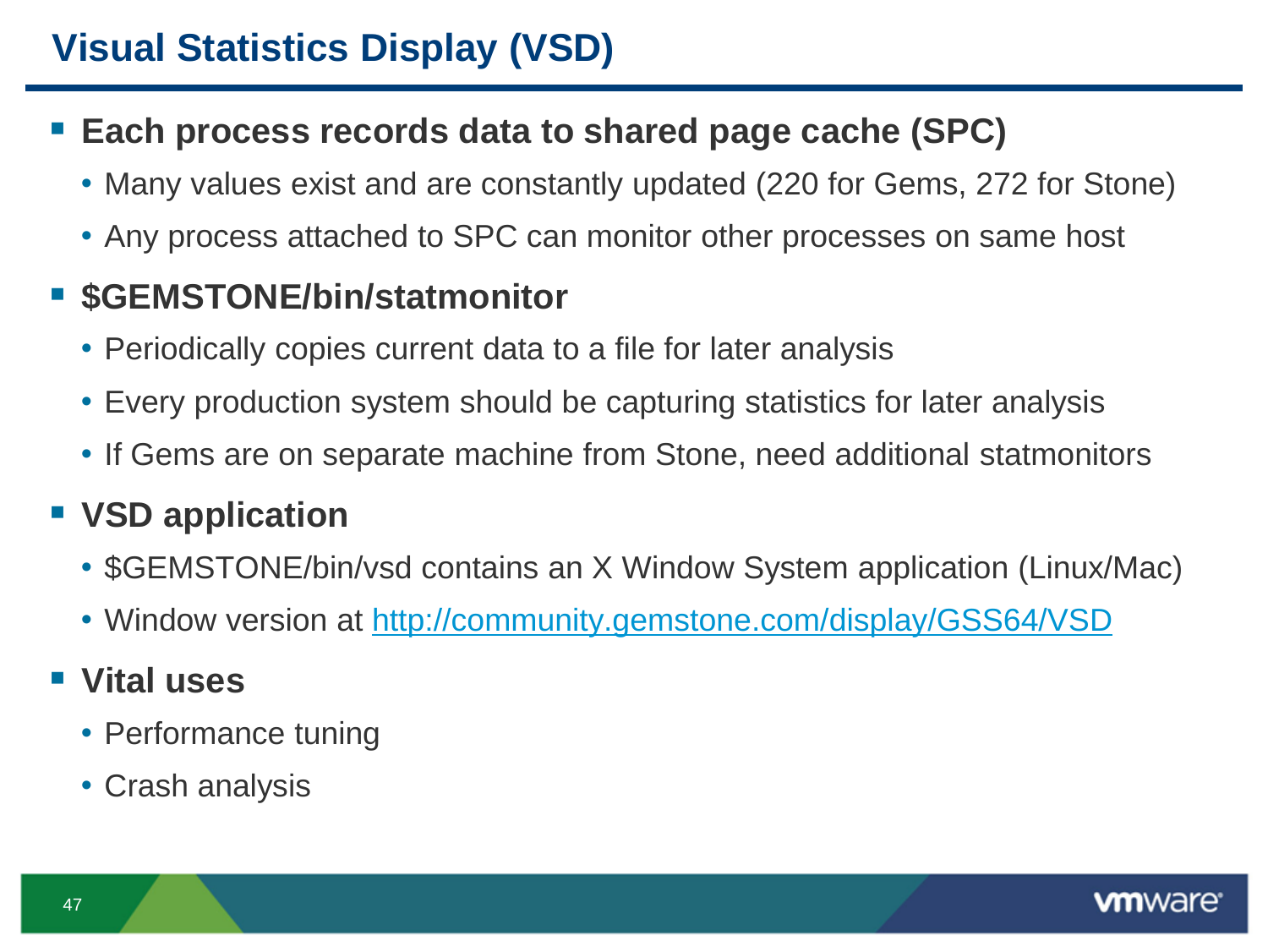# Visual Statistics Display (VSD)

- **Each process records data to shared page cache (SPC)**
  - Many values exist and are constantly updated (220 for Gems, 272 for Stone)
  - Any process attached to SPC can monitor other processes on same host
- **$GEMSTONE/bin/statmonitor**
  - Periodically copies current data to a file for later analysis
  - Every production system should be capturing statistics for later analysis
  - If Gems are on separate machine from Stone, need additional statmonitors
- **VSD application**
  - $GEMSTONE/bin/vsd contains an X Window System application (Linux/Mac)
  - Window version at [http://community.gemstone.com/display/GSS64/VSD](http://community.gemstone.com/display/GSS64/VSD)
- **Vital uses**
  - Performance tuning
  - Crash analysis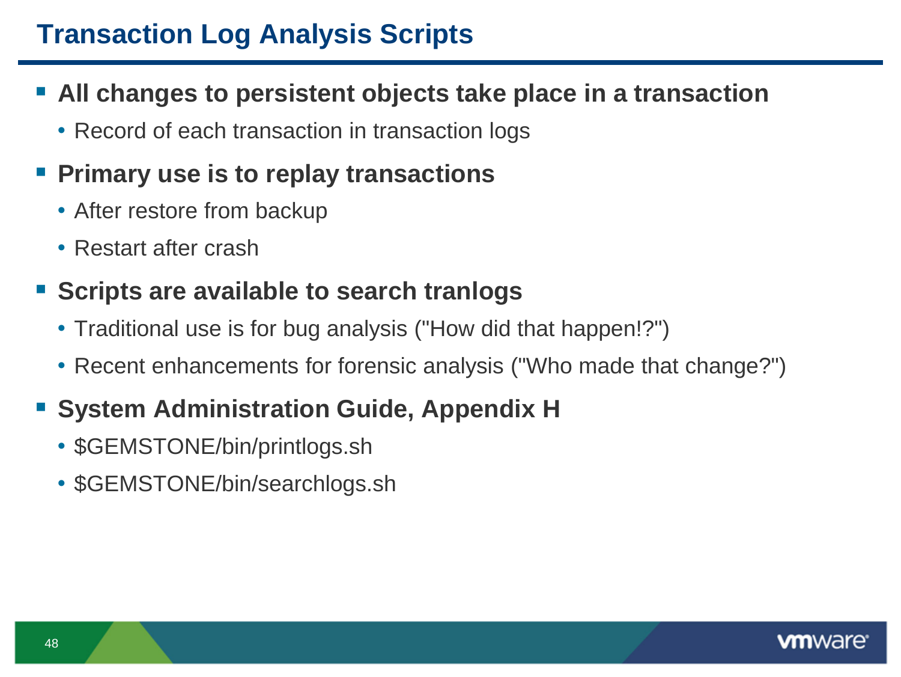# Transaction Log Analysis Scripts

- **All changes to persistent objects take place in a transaction**
  - Record of each transaction in transaction logs
- **Primary use is to replay transactions**
  - After restore from backup
  - Restart after crash
- **Scripts are available to search tranlogs**
  - Traditional use is for bug analysis ("How did that happen!?")
  - Recent enhancements for forensic analysis ("Who made that change?")
- **System Administration Guide, Appendix H**
  - $GEMSTONE/bin/printlogs.sh
  - $GEMSTONE/bin/searchlogs.sh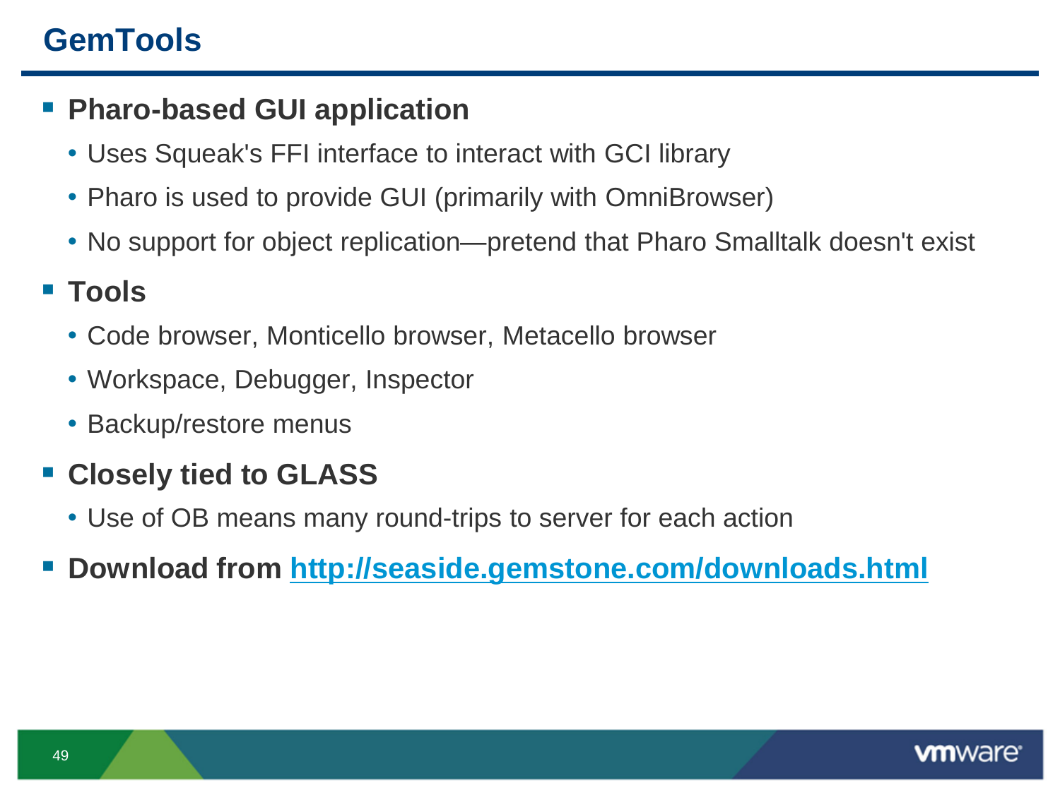# GemTools

- **Pharo-based GUI application**
  - Uses Squeak's FFI interface to interact with GCI library
  - Pharo is used to provide GUI (primarily with OmniBrowser)
  - No support for object replication—pretend that Pharo Smalltalk doesn't exist
- **Tools**
  - Code browser, Monticello browser, Metacello browser
  - Workspace, Debugger, Inspector
  - Backup/restore menus
- **Closely tied to GLASS**
  - Use of OB means many round-trips to server for each action
- **Download from [http://seaside.gemstone.com/downloads.html](http://seaside.gemstone.com/downloads.html)**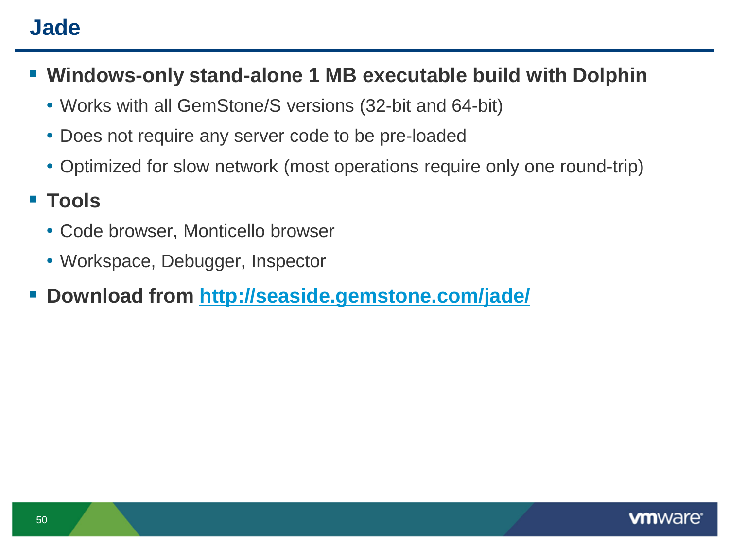# Jade

- **Windows-only stand-alone 1 MB executable build with Dolphin**
  - Works with all GemStone/S versions (32-bit and 64-bit)
  - Does not require any server code to be pre-loaded
  - Optimized for slow network (most operations require only one round-trip)
- **Tools**
  - Code browser, Monticello browser
  - Workspace, Debugger, Inspector
- **Download from [http://seaside.gemstone.com/jade/](http://seaside.gemstone.com/jade/)**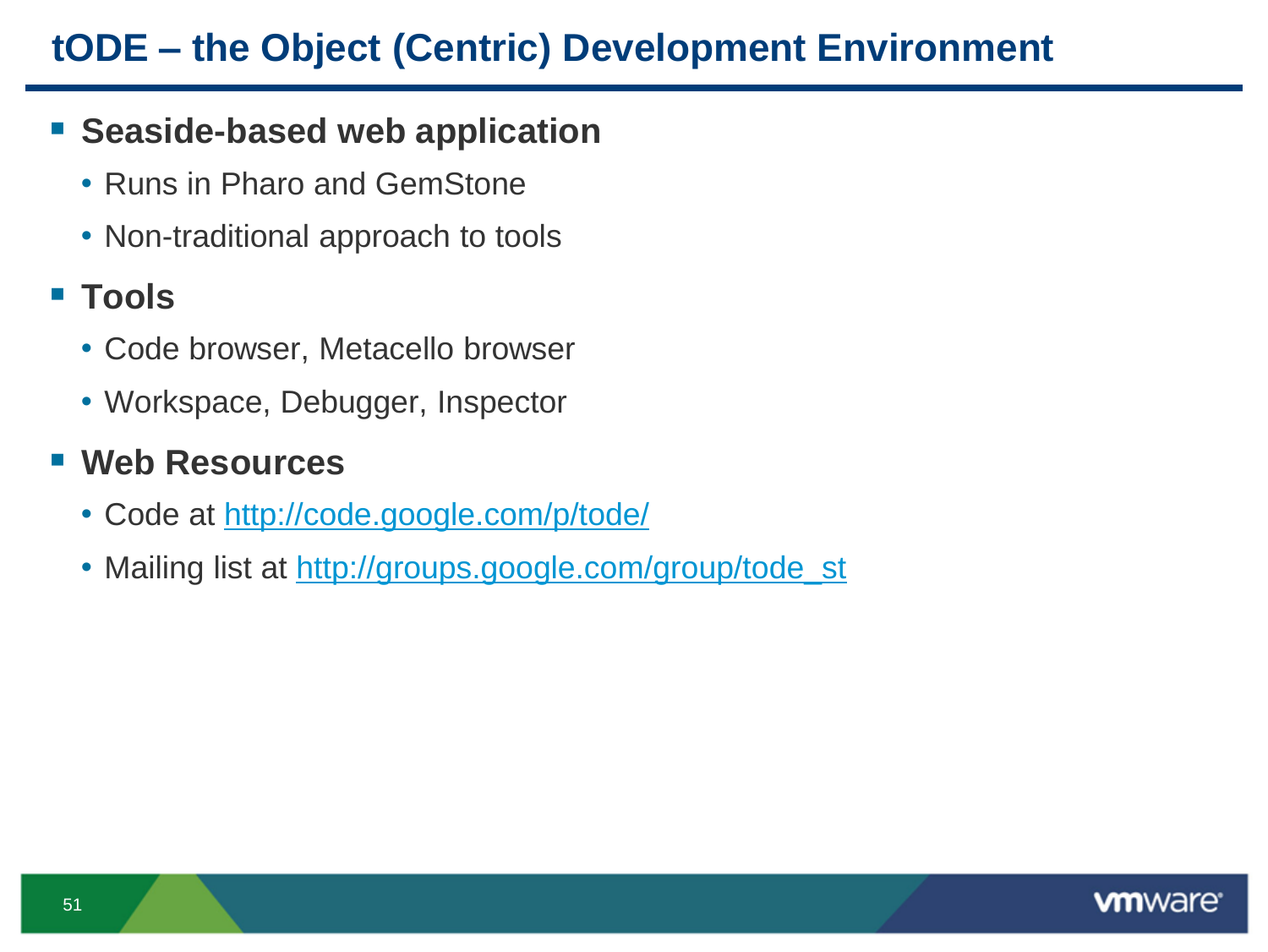# tODE – the Object (Centric) Development Environment

- **Seaside-based web application**
  - Runs in Pharo and GemStone
  - Non-traditional approach to tools
- **Tools**
  - Code browser, Metacello browser
  - Workspace, Debugger, Inspector
- **Web Resources**
  - Code at http://code.google.com/p/tode/
  - Mailing list at http://groups.google.com/group/tode_st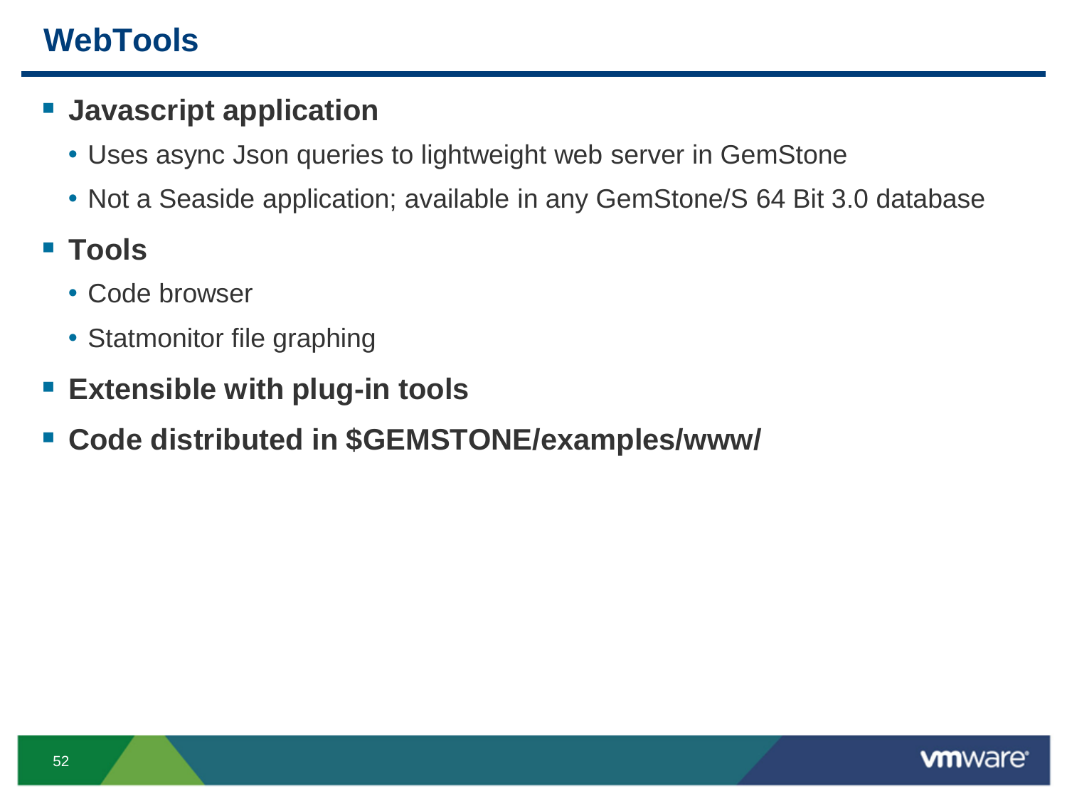# WebTools

- **Javascript application**
  - Uses async Json queries to lightweight web server in GemStone
  - Not a Seaside application; available in any GemStone/S 64 Bit 3.0 database
- **Tools**
  - Code browser
  - Statmonitor file graphing
- **Extensible with plug-in tools**
- **Code distributed in $GEMSTONE/examples/www/**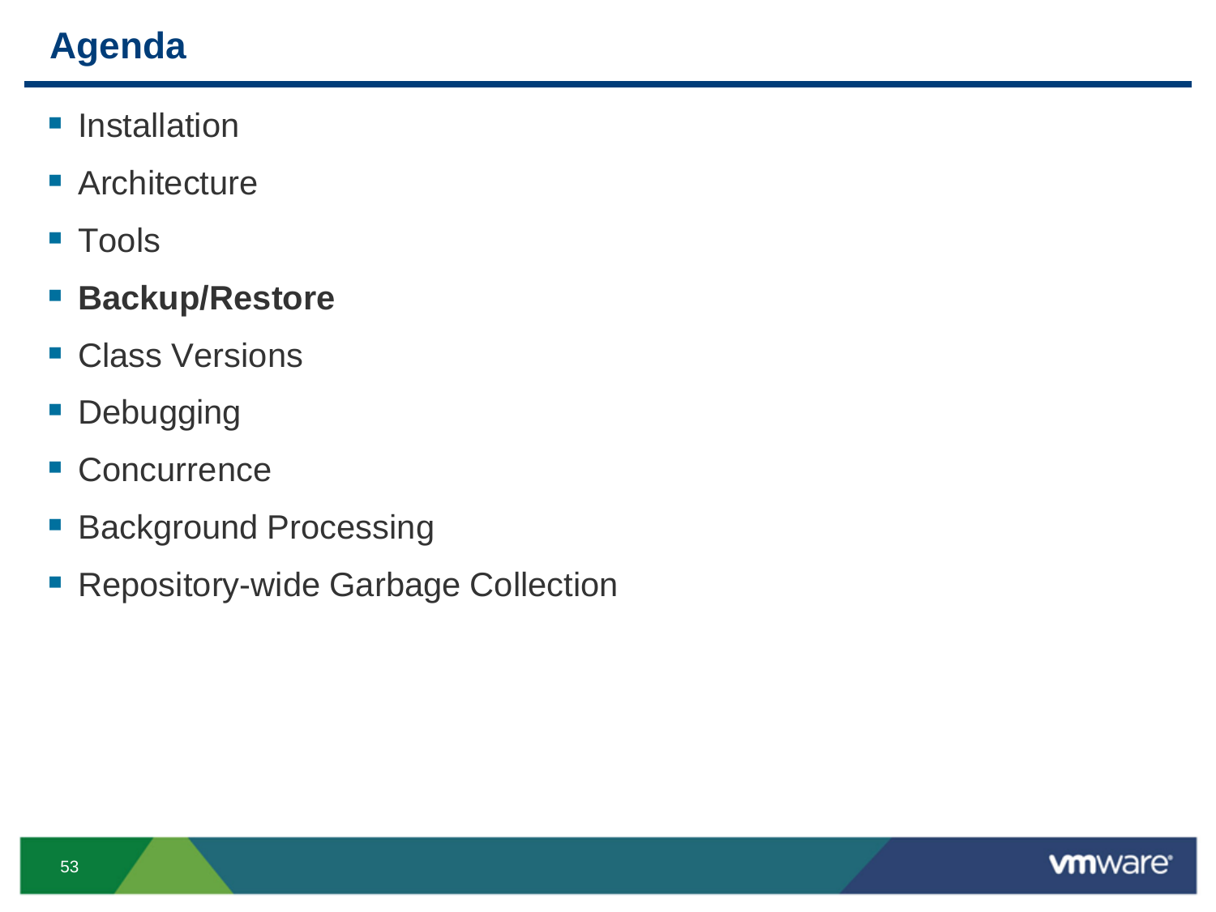# Agenda

- Installation
- Architecture
- Tools
- **Backup/Restore**
- Class Versions
- Debugging
- Concurrence
- Background Processing
- Repository-wide Garbage Collection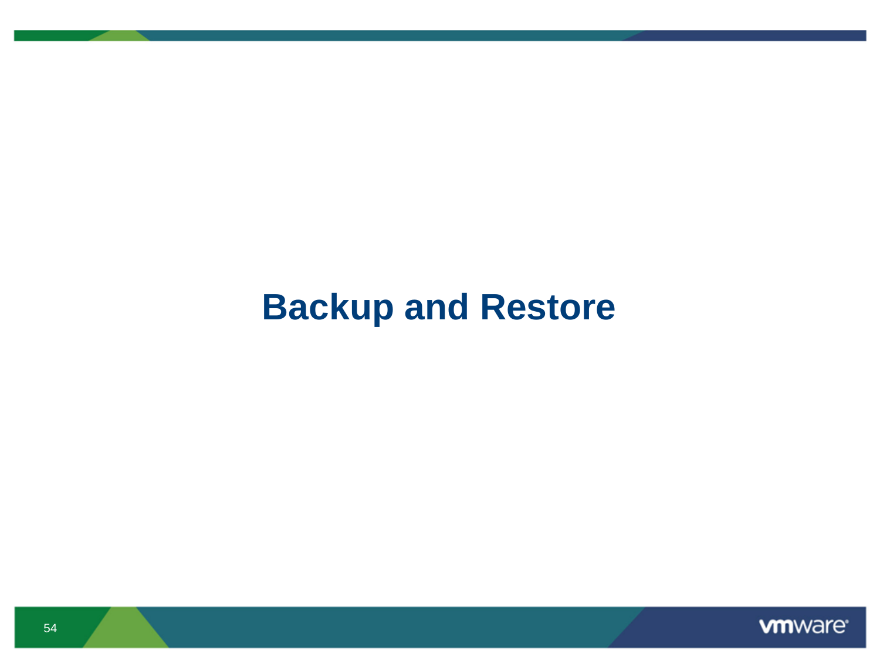# Backup and Restore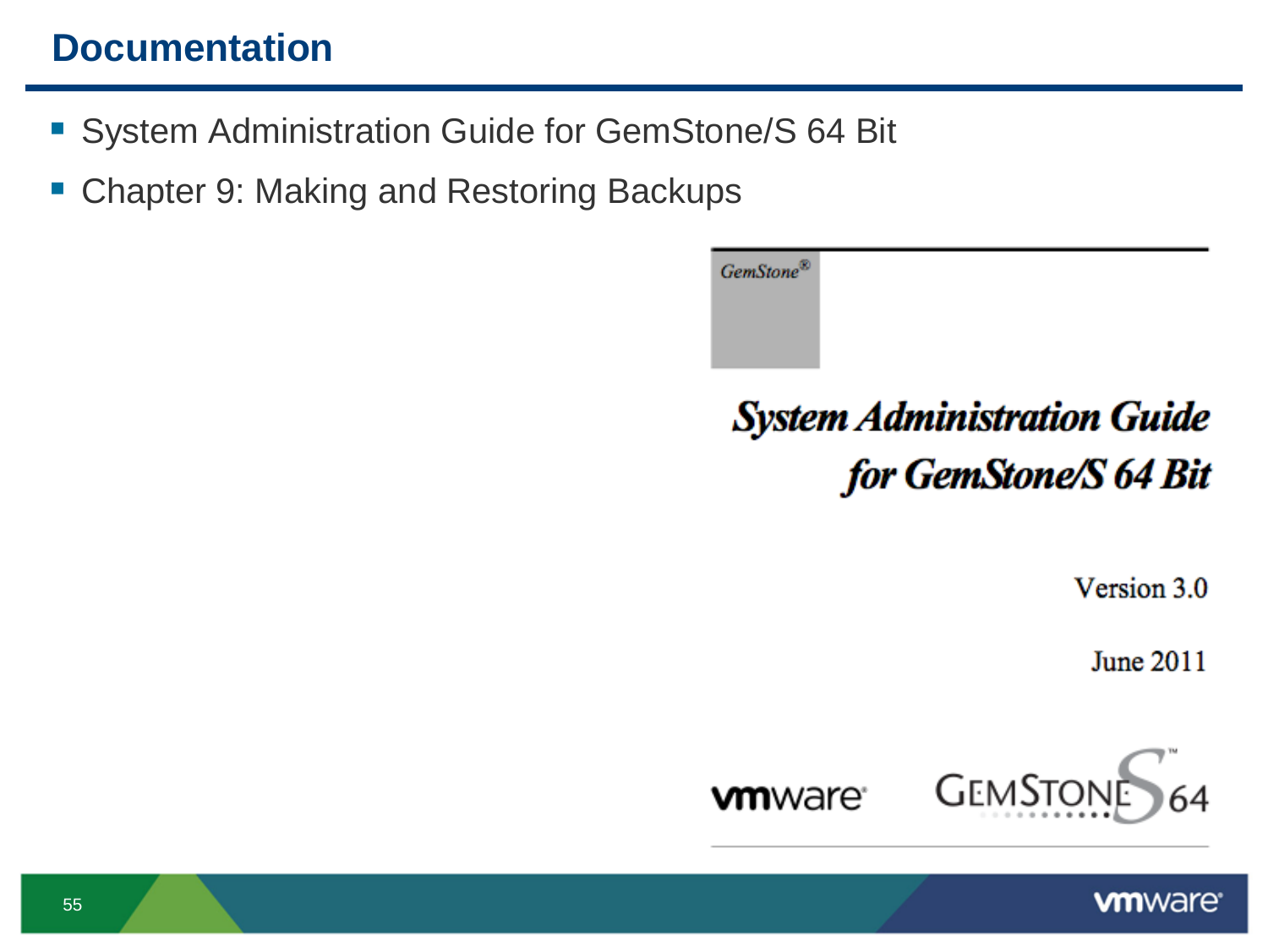# Documentation

- System Administration Guide for GemStone/S 64 Bit
- Chapter 9: Making and Restoring Backups

GemStone®

***System Administration Guide for GemStone/S 64 Bit***

Version 3.0

June 2011

vmware GEMSTONE/S 64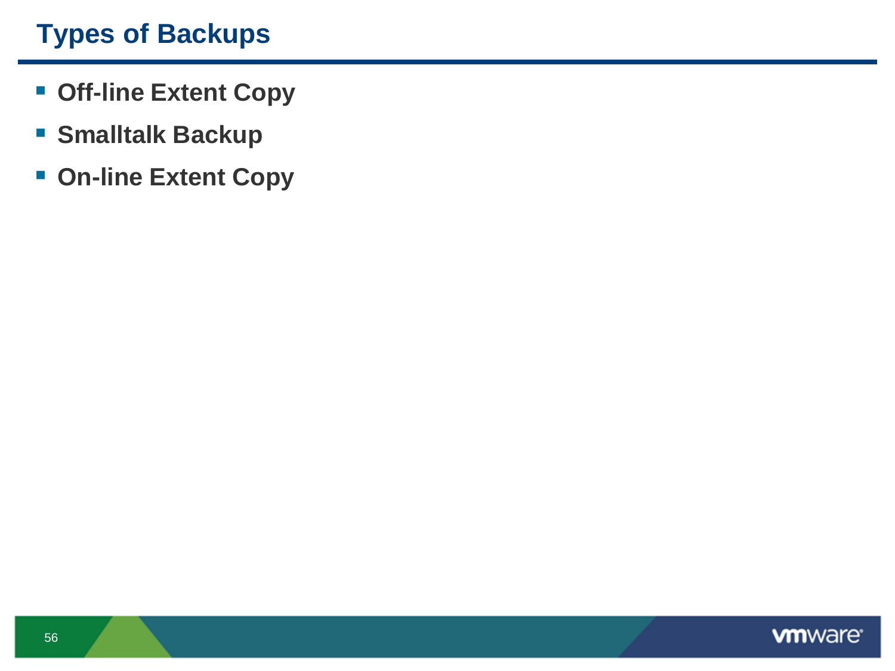# Types of Backups

- **Off-line Extent Copy**
- **Smalltalk Backup**
- **On-line Extent Copy**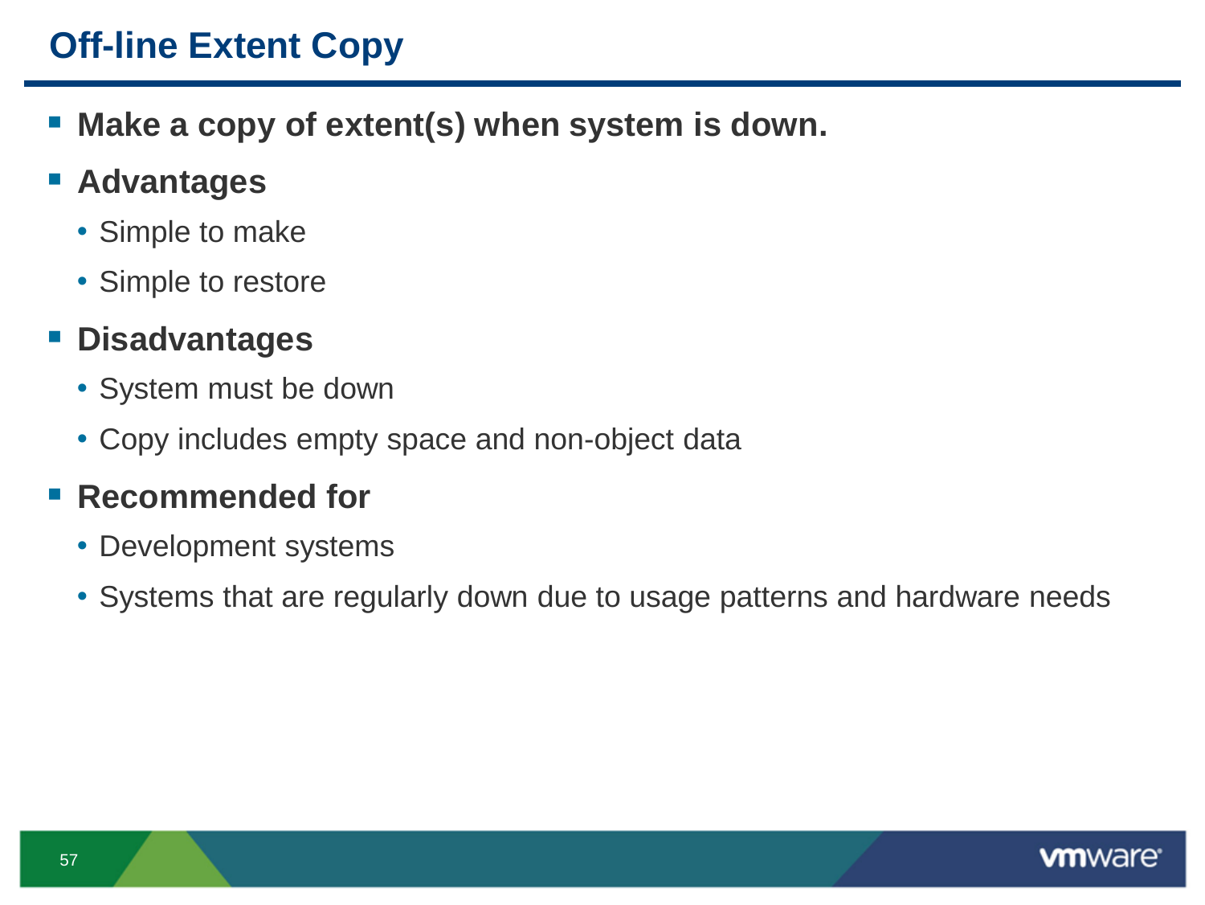# Off-line Extent Copy

- **Make a copy of extent(s) when system is down.**
- **Advantages**
  - Simple to make
  - Simple to restore
- **Disadvantages**
  - System must be down
  - Copy includes empty space and non-object data
- **Recommended for**
  - Development systems
  - Systems that are regularly down due to usage patterns and hardware needs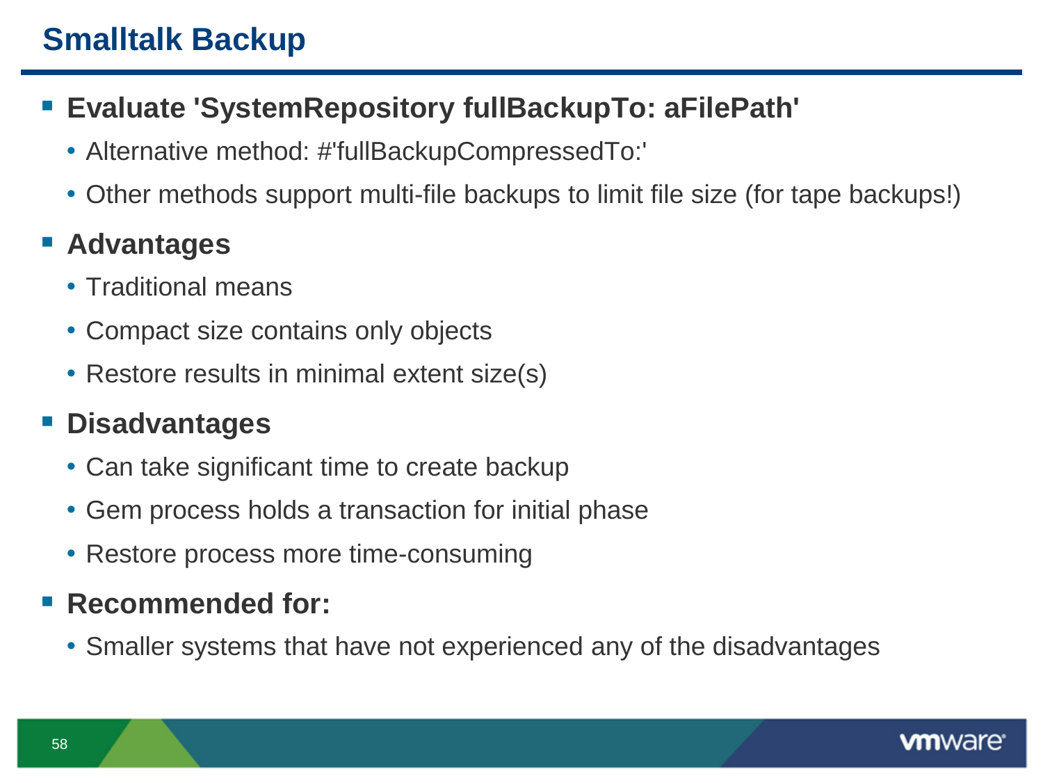# Smalltalk Backup

- **Evaluate 'SystemRepository fullBackupTo: aFilePath'**
  - Alternative method: #'fullBackupCompressedTo:'
  - Other methods support multi-file backups to limit file size (for tape backups!)
- **Advantages**
  - Traditional means
  - Compact size contains only objects
  - Restore results in minimal extent size(s)
- **Disadvantages**
  - Can take significant time to create backup
  - Gem process holds a transaction for initial phase
  - Restore process more time-consuming
- **Recommended for:**
  - Smaller systems that have not experienced any of the disadvantages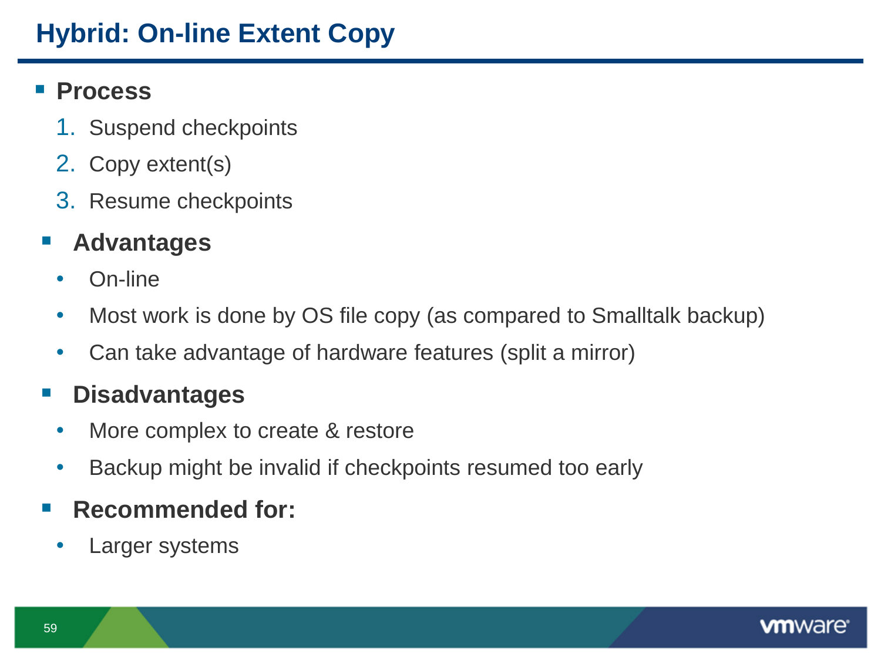# Hybrid: On-line Extent Copy

- **Process**
  1. Suspend checkpoints
  2. Copy extent(s)
  3. Resume checkpoints
- **Advantages**
  - On-line
  - Most work is done by OS file copy (as compared to Smalltalk backup)
  - Can take advantage of hardware features (split a mirror)
- **Disadvantages**
  - More complex to create & restore
  - Backup might be invalid if checkpoints resumed too early
- **Recommended for:**
  - Larger systems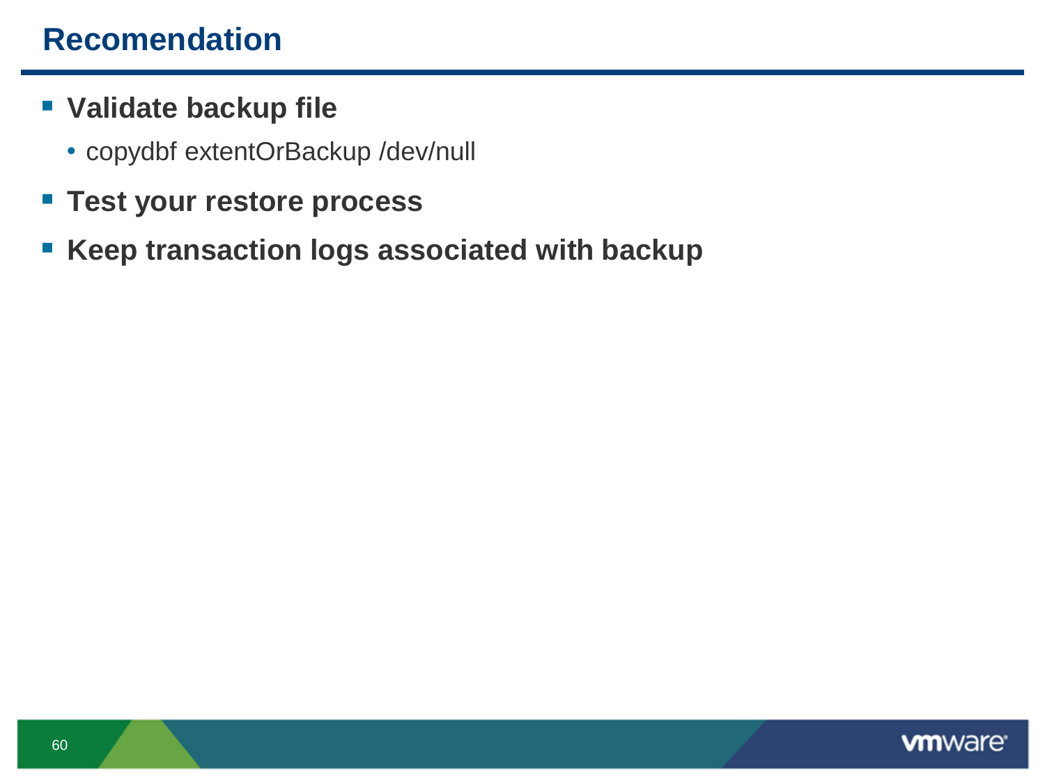# Recomendation

- **Validate backup file**
  - copydbf extentOrBackup /dev/null
- **Test your restore process**
- **Keep transaction logs associated with backup**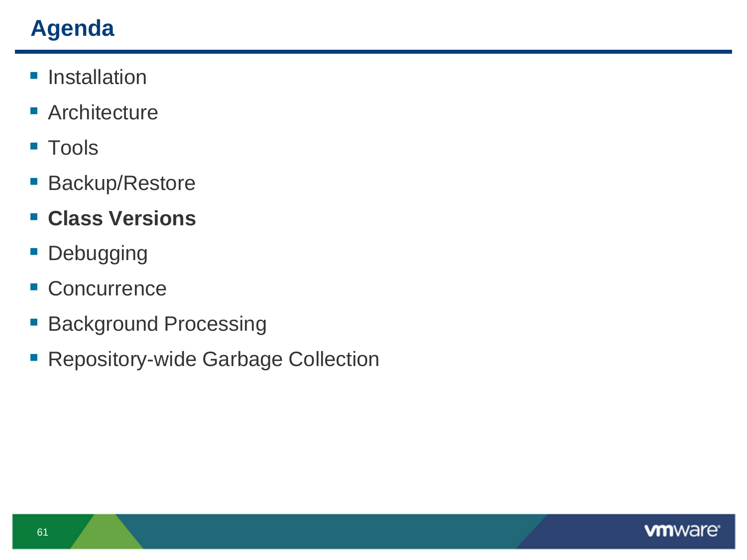# Agenda

- Installation
- Architecture
- Tools
- Backup/Restore
- **Class Versions**
- Debugging
- Concurrence
- Background Processing
- Repository-wide Garbage Collection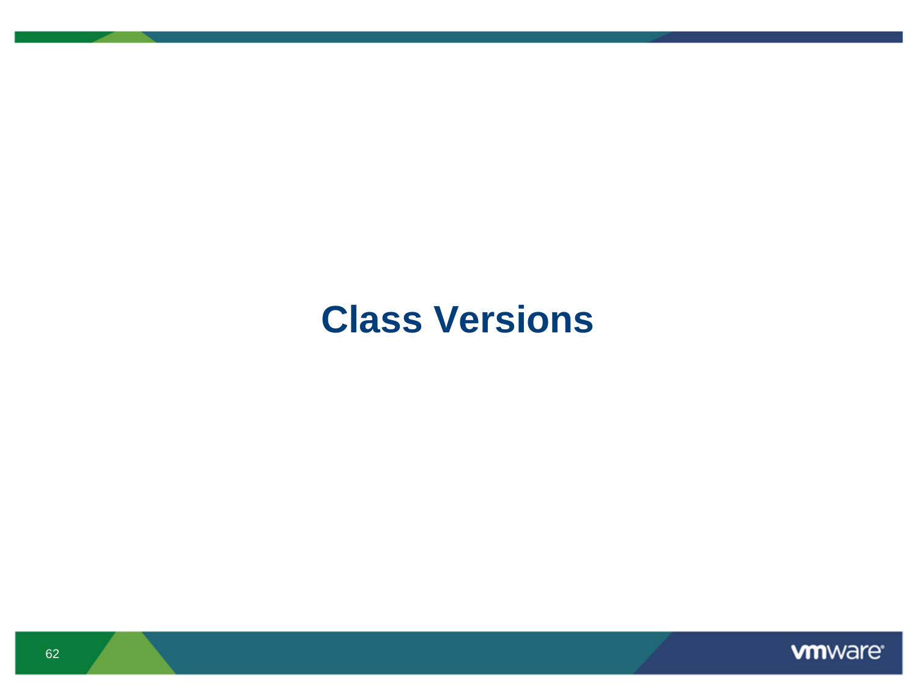# Class Versions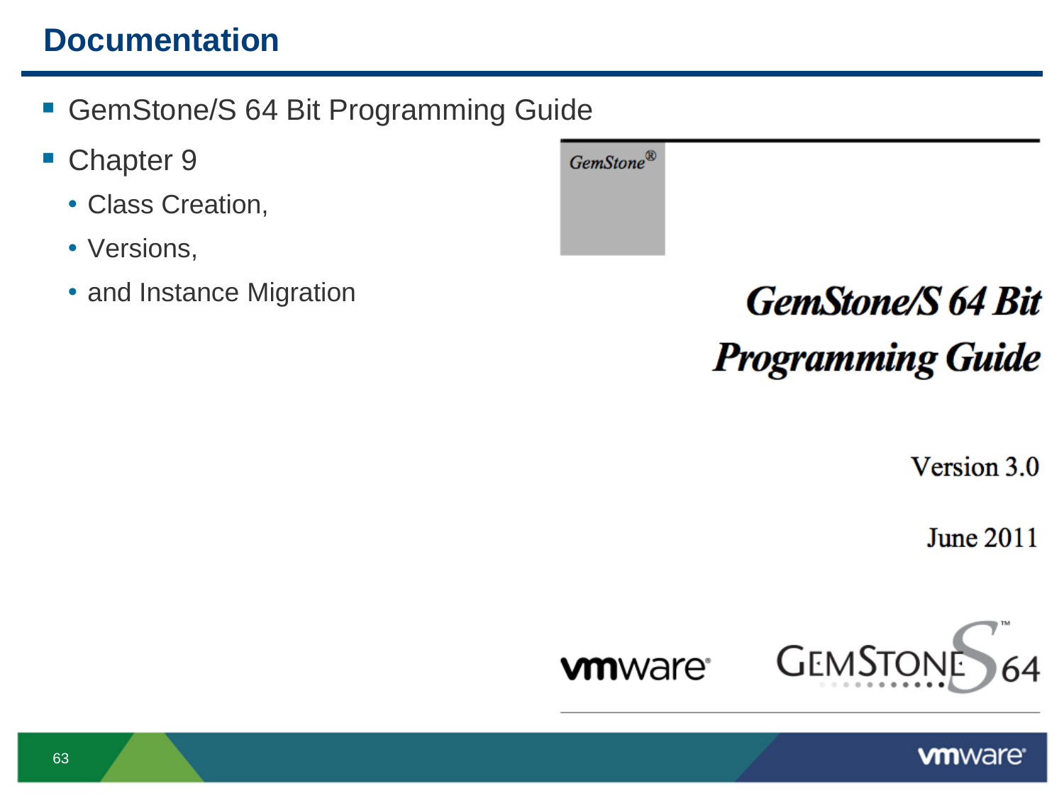# Documentation

- GemStone/S 64 Bit Programming Guide
- Chapter 9
  - Class Creation,
  - Versions,
  - and Instance Migration

GemStone®

***GemStone/S 64 Bit***

***Programming Guide***

Version 3.0

June 2011

vmware GEMSTONE S 64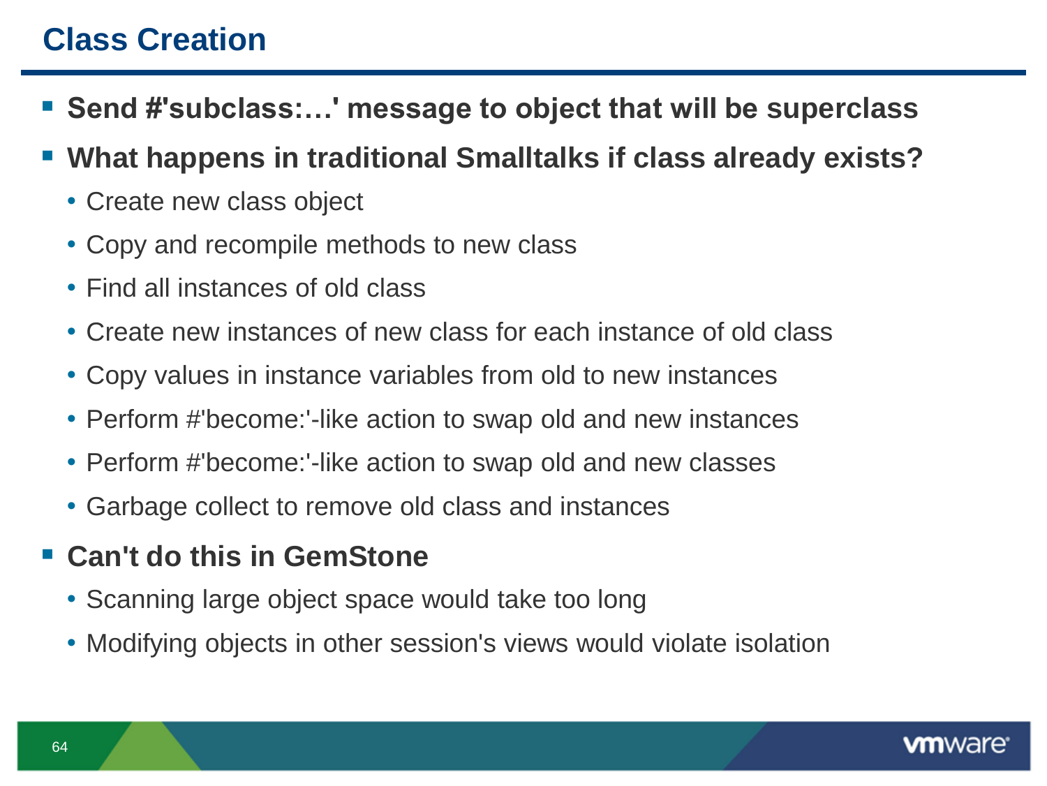# Class Creation

- **Send #'subclass:…' message to object that will be superclass**
- **What happens in traditional Smalltalks if class already exists?**
  - Create new class object
  - Copy and recompile methods to new class
  - Find all instances of old class
  - Create new instances of new class for each instance of old class
  - Copy values in instance variables from old to new instances
  - Perform #'become:'-like action to swap old and new instances
  - Perform #'become:'-like action to swap old and new classes
  - Garbage collect to remove old class and instances
- **Can't do this in GemStone**
  - Scanning large object space would take too long
  - Modifying objects in other session's views would violate isolation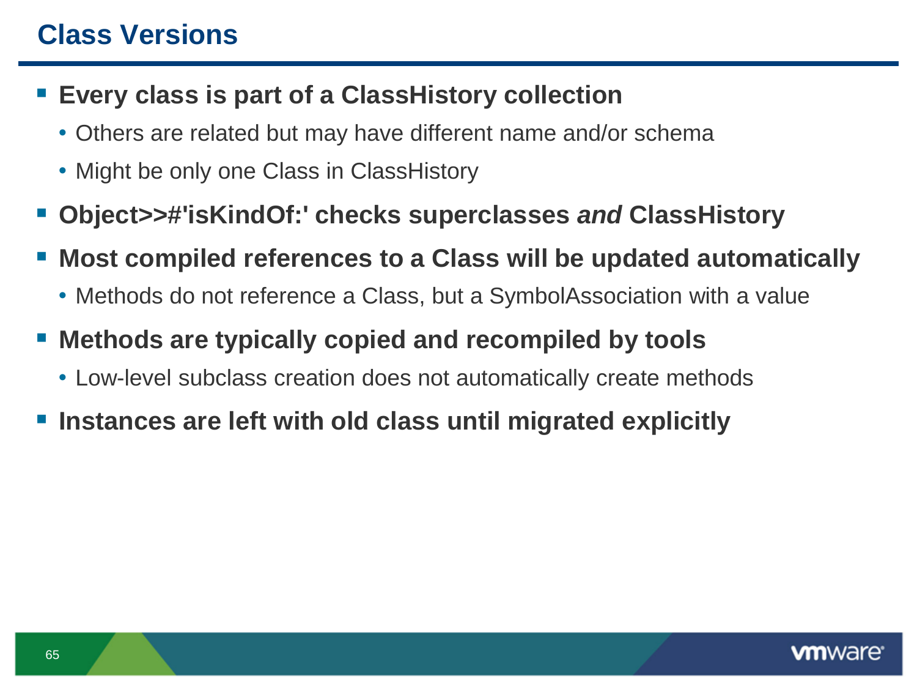# Class Versions

- **Every class is part of a ClassHistory collection**
  - Others are related but may have different name and/or schema
  - Might be only one Class in ClassHistory
- **Object>>#'isKindOf:' checks superclasses *and* ClassHistory**
- **Most compiled references to a Class will be updated automatically**
  - Methods do not reference a Class, but a SymbolAssociation with a value
- **Methods are typically copied and recompiled by tools**
  - Low-level subclass creation does not automatically create methods
- **Instances are left with old class until migrated explicitly**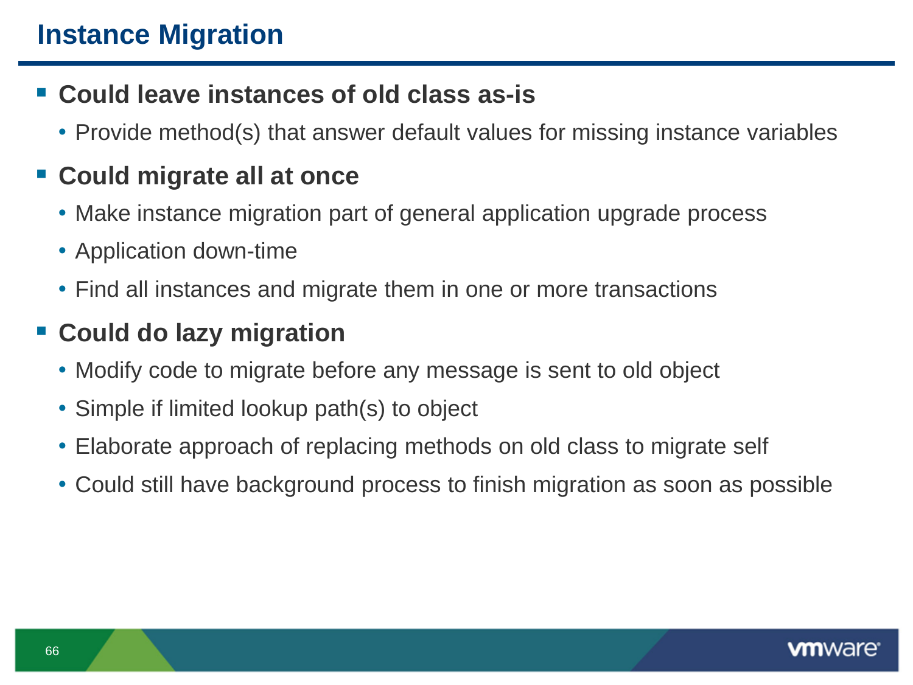# Instance Migration

- **Could leave instances of old class as-is**
  - Provide method(s) that answer default values for missing instance variables
- **Could migrate all at once**
  - Make instance migration part of general application upgrade process
  - Application down-time
  - Find all instances and migrate them in one or more transactions
- **Could do lazy migration**
  - Modify code to migrate before any message is sent to old object
  - Simple if limited lookup path(s) to object
  - Elaborate approach of replacing methods on old class to migrate self
  - Could still have background process to finish migration as soon as possible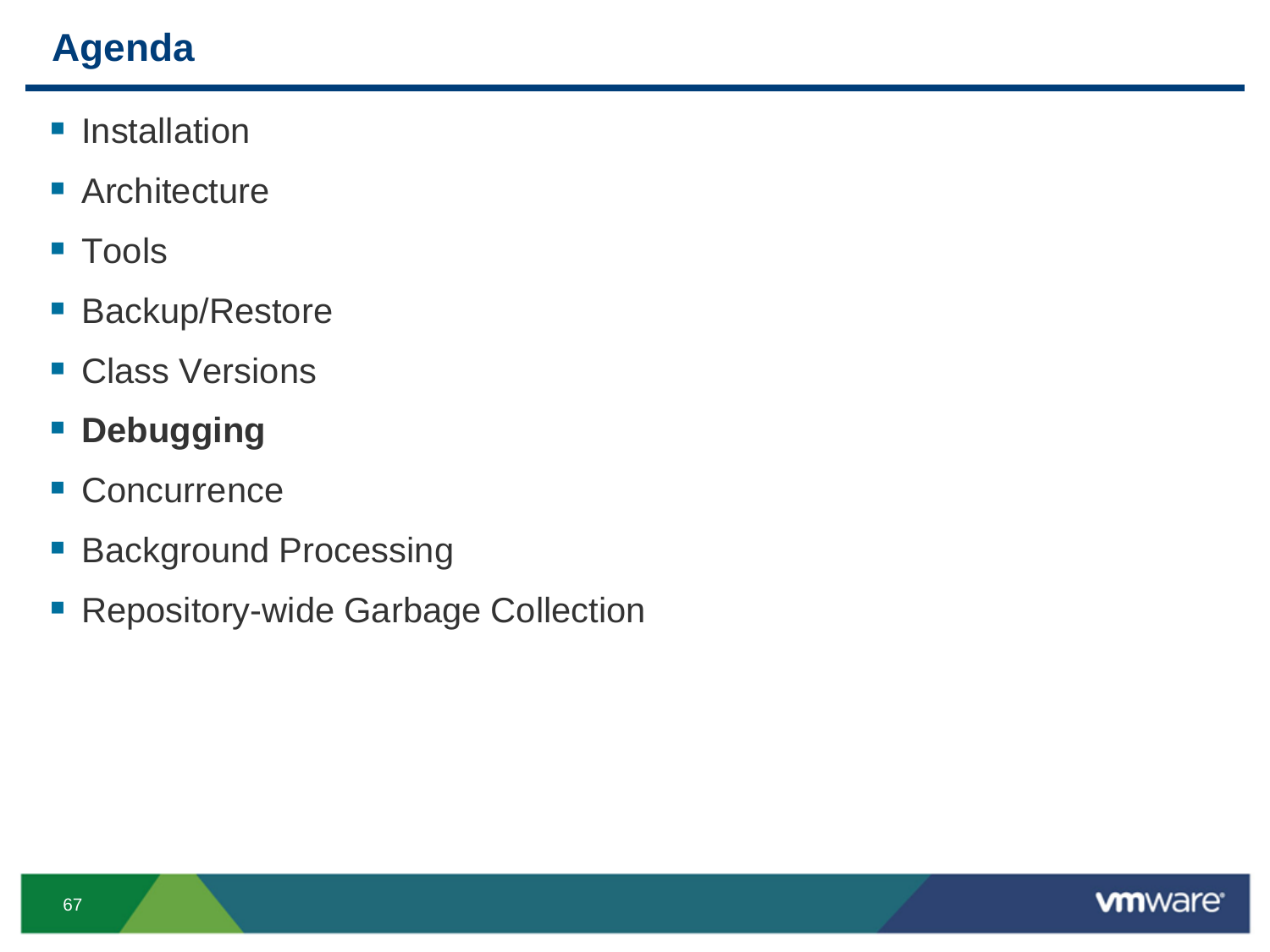# Agenda

- Installation
- Architecture
- Tools
- Backup/Restore
- Class Versions
- **Debugging**
- Concurrence
- Background Processing
- Repository-wide Garbage Collection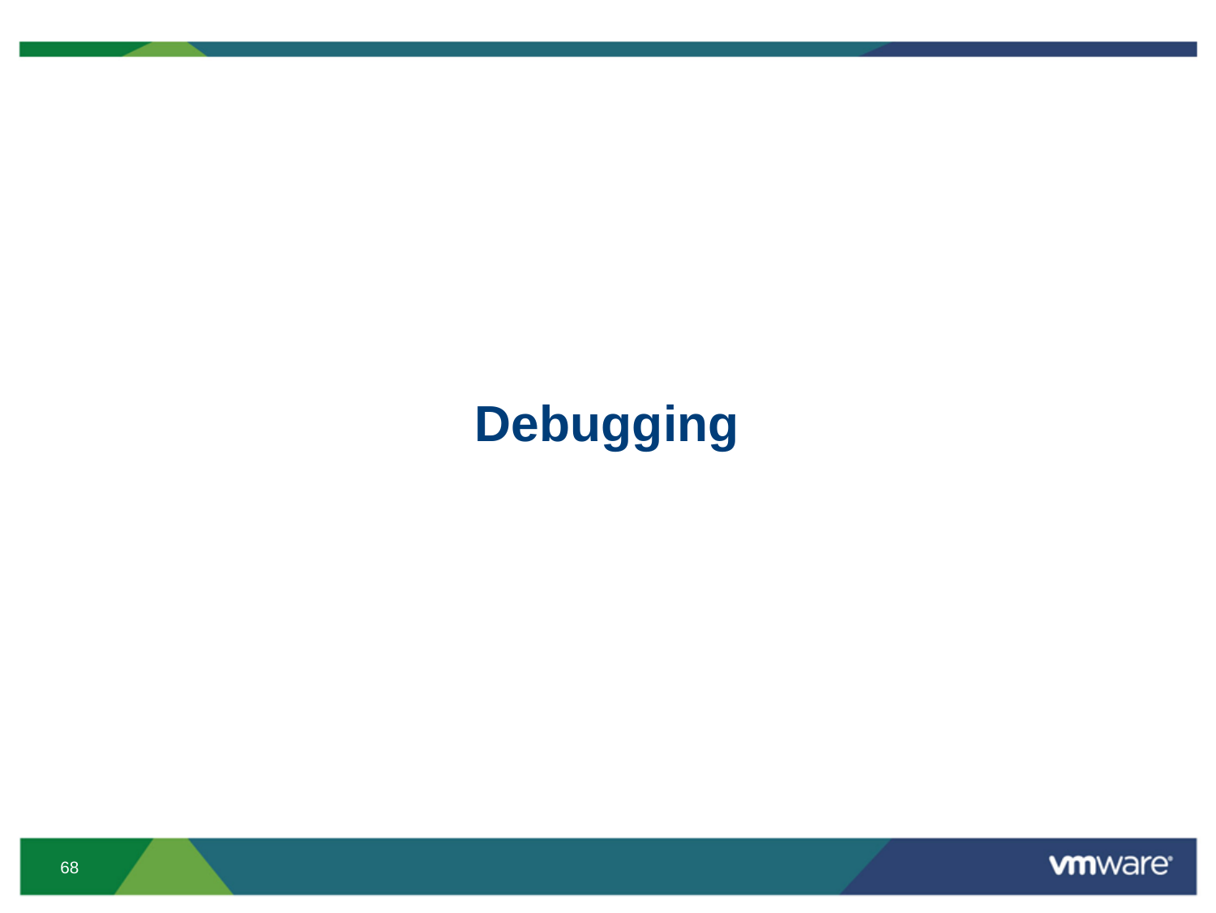# Debugging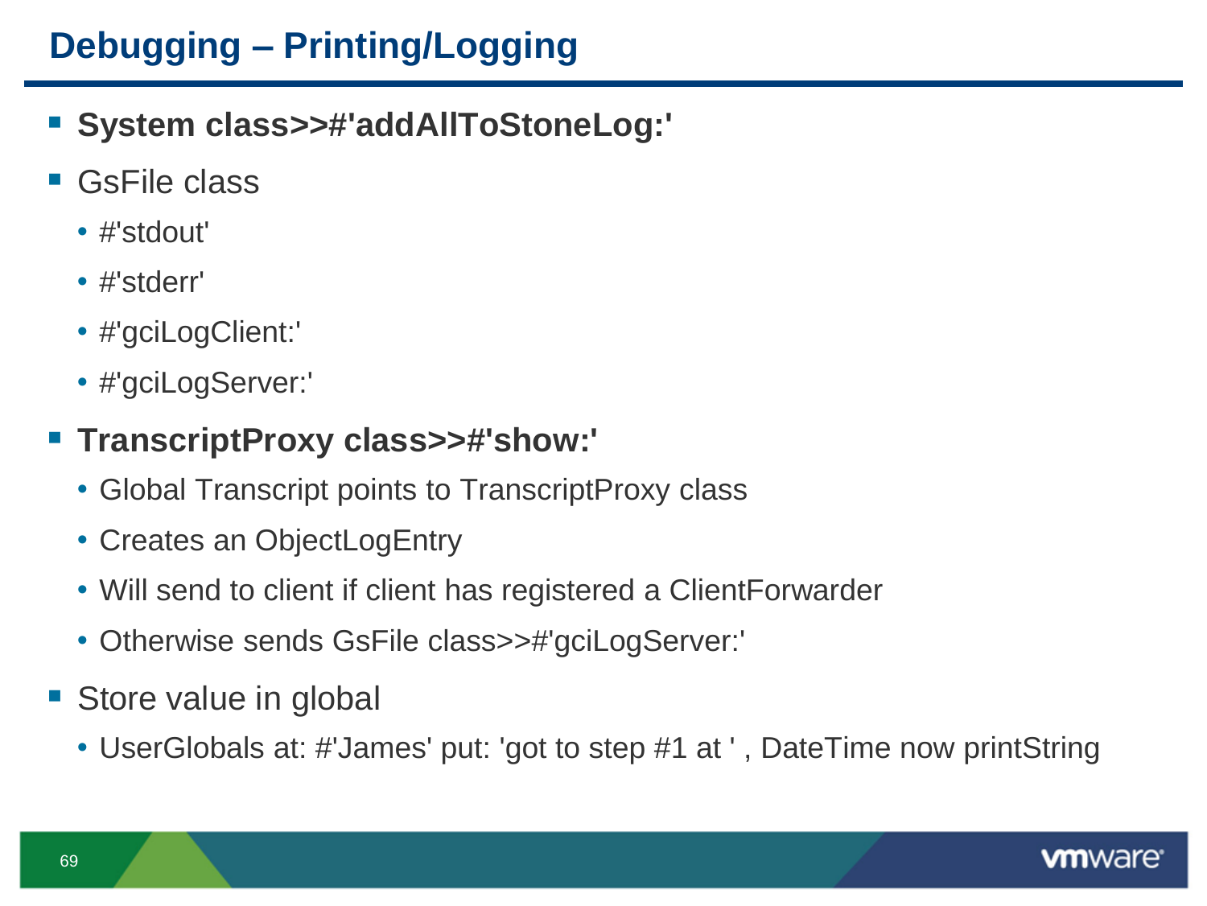# Debugging – Printing/Logging

- **System class>>#'addAllToStoneLog:'**
- GsFile class
  - #'stdout'
  - #'stderr'
  - #'gciLogClient:'
  - #'gciLogServer:'
- **TranscriptProxy class>>#'show:'**
  - Global Transcript points to TranscriptProxy class
  - Creates an ObjectLogEntry
  - Will send to client if client has registered a ClientForwarder
  - Otherwise sends GsFile class>>#'gciLogServer:'
- Store value in global
  - UserGlobals at: #'James' put: 'got to step #1 at ' , DateTime now printString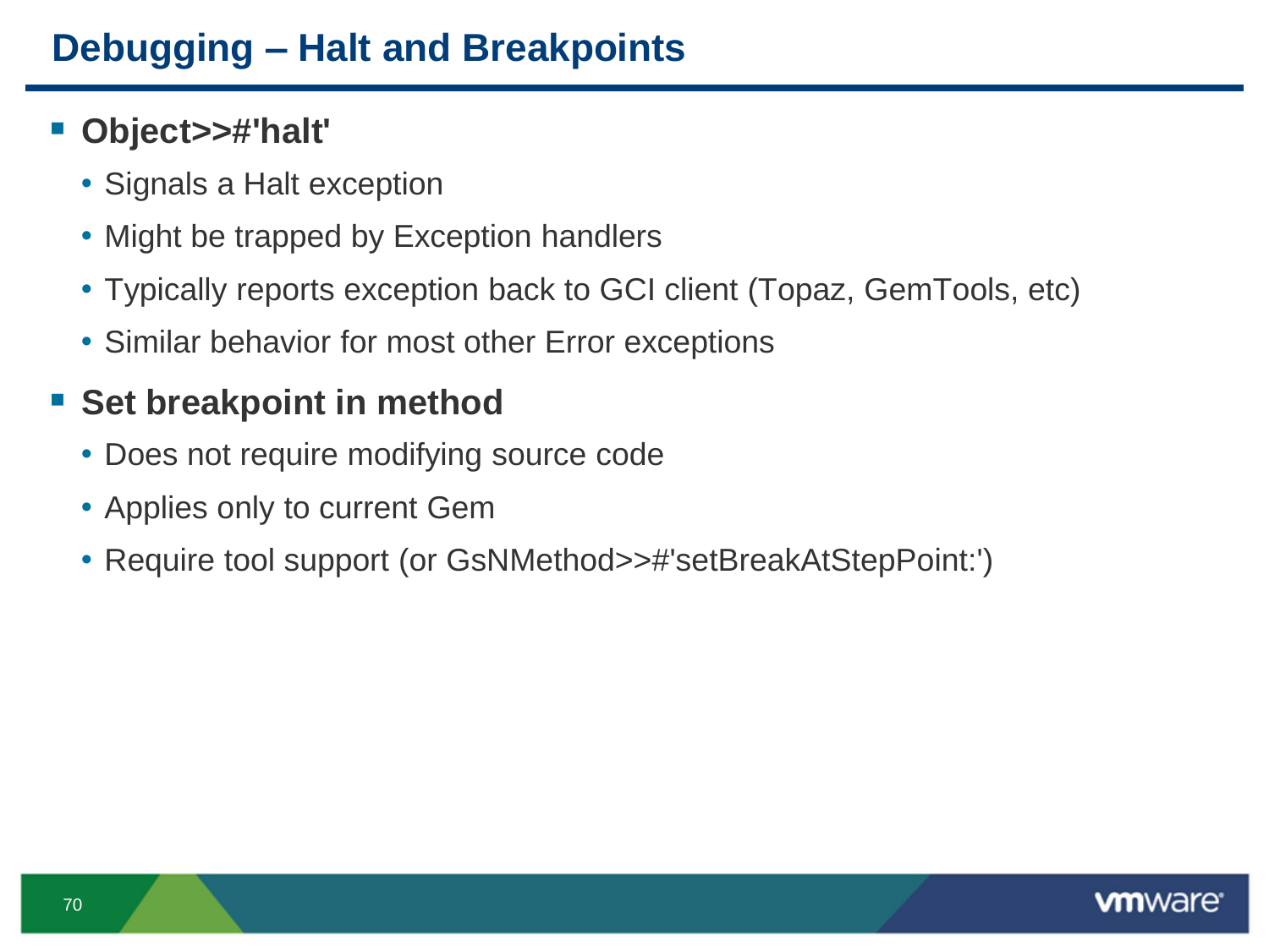# Debugging – Halt and Breakpoints

- **Object>>#'halt'**
  - Signals a Halt exception
  - Might be trapped by Exception handlers
  - Typically reports exception back to GCI client (Topaz, GemTools, etc)
  - Similar behavior for most other Error exceptions
- **Set breakpoint in method**
  - Does not require modifying source code
  - Applies only to current Gem
  - Require tool support (or GsNMethod>>#'setBreakAtStepPoint:')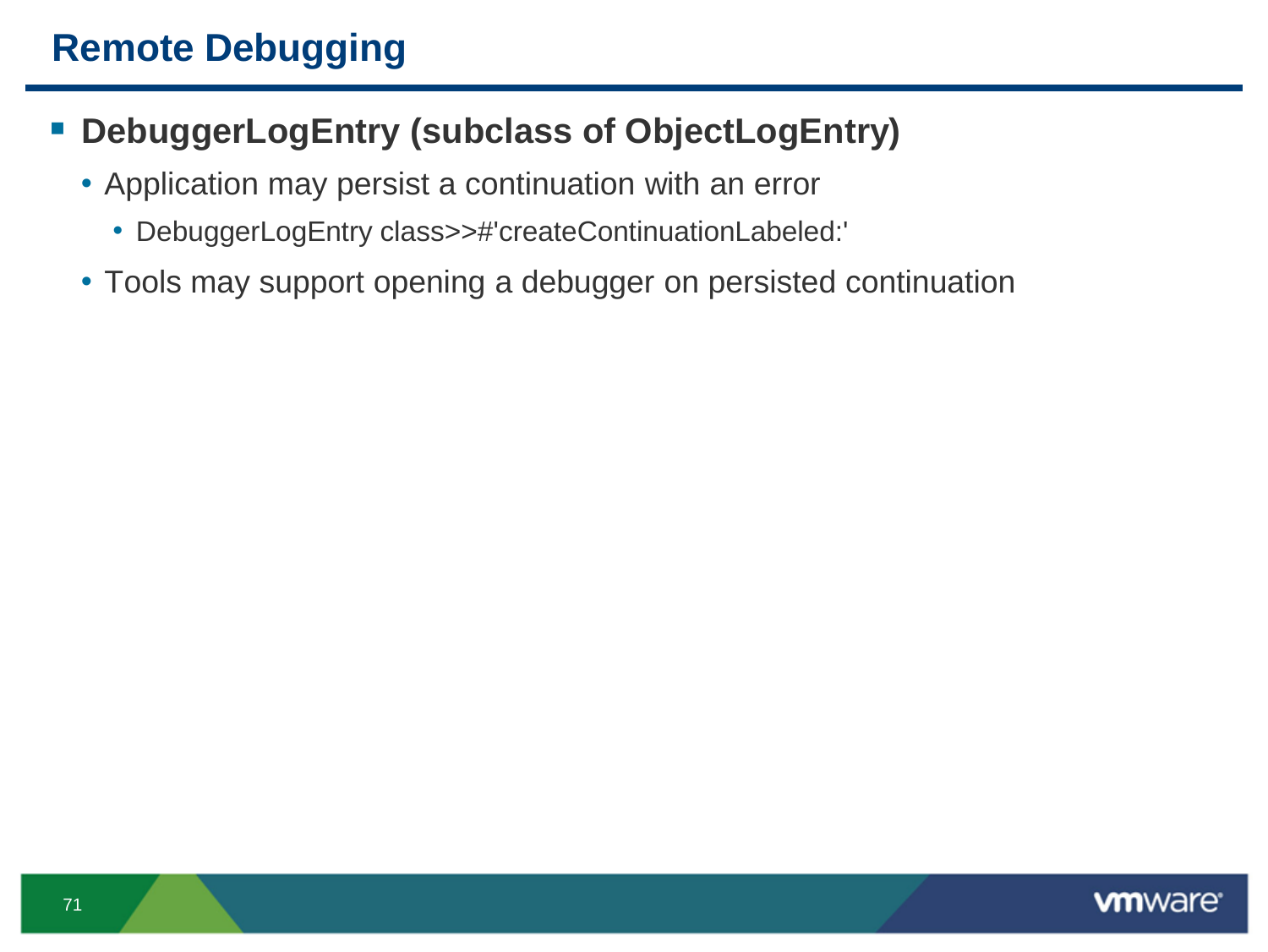# Remote Debugging

- **DebuggerLogEntry (subclass of ObjectLogEntry)**
  - Application may persist a continuation with an error
    - DebuggerLogEntry class>>#'createContinuationLabeled:'
  - Tools may support opening a debugger on persisted continuation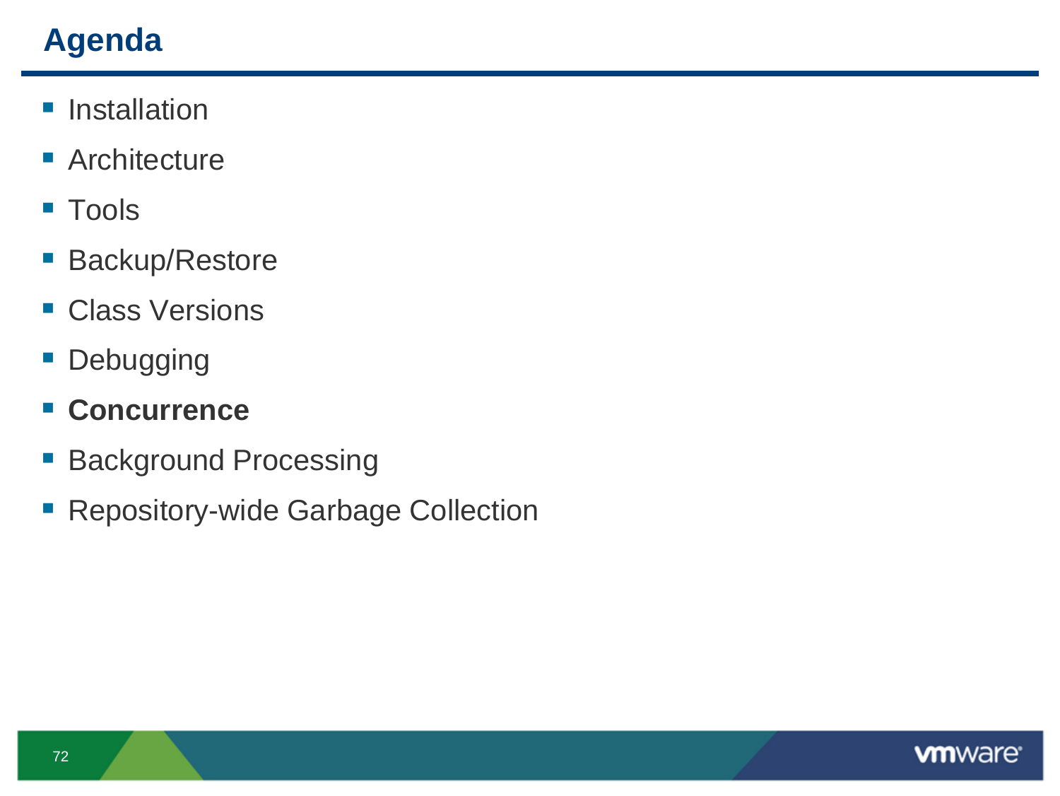# Agenda

- Installation
- Architecture
- Tools
- Backup/Restore
- Class Versions
- Debugging
- **Concurrence**
- Background Processing
- Repository-wide Garbage Collection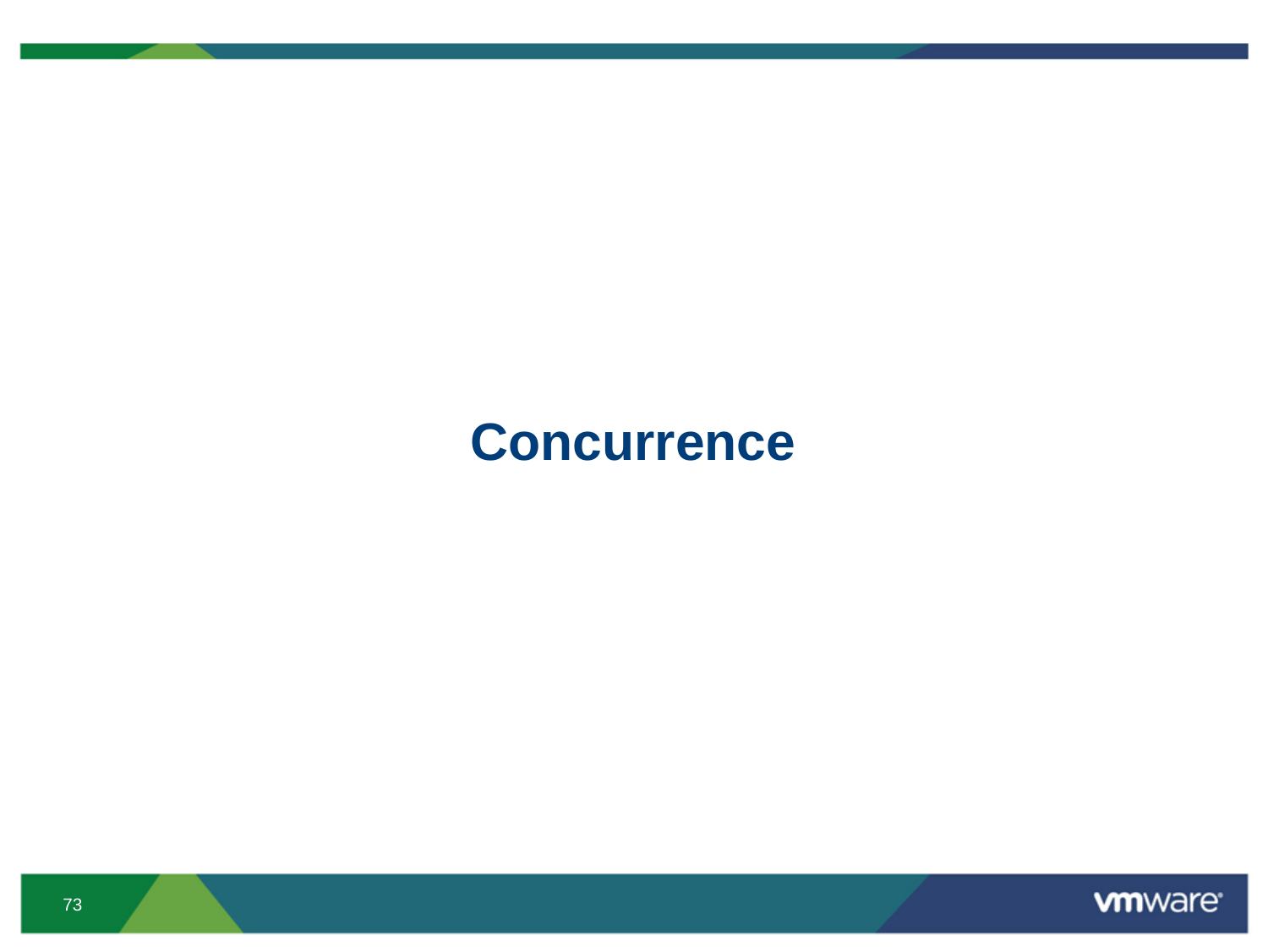# Concurrence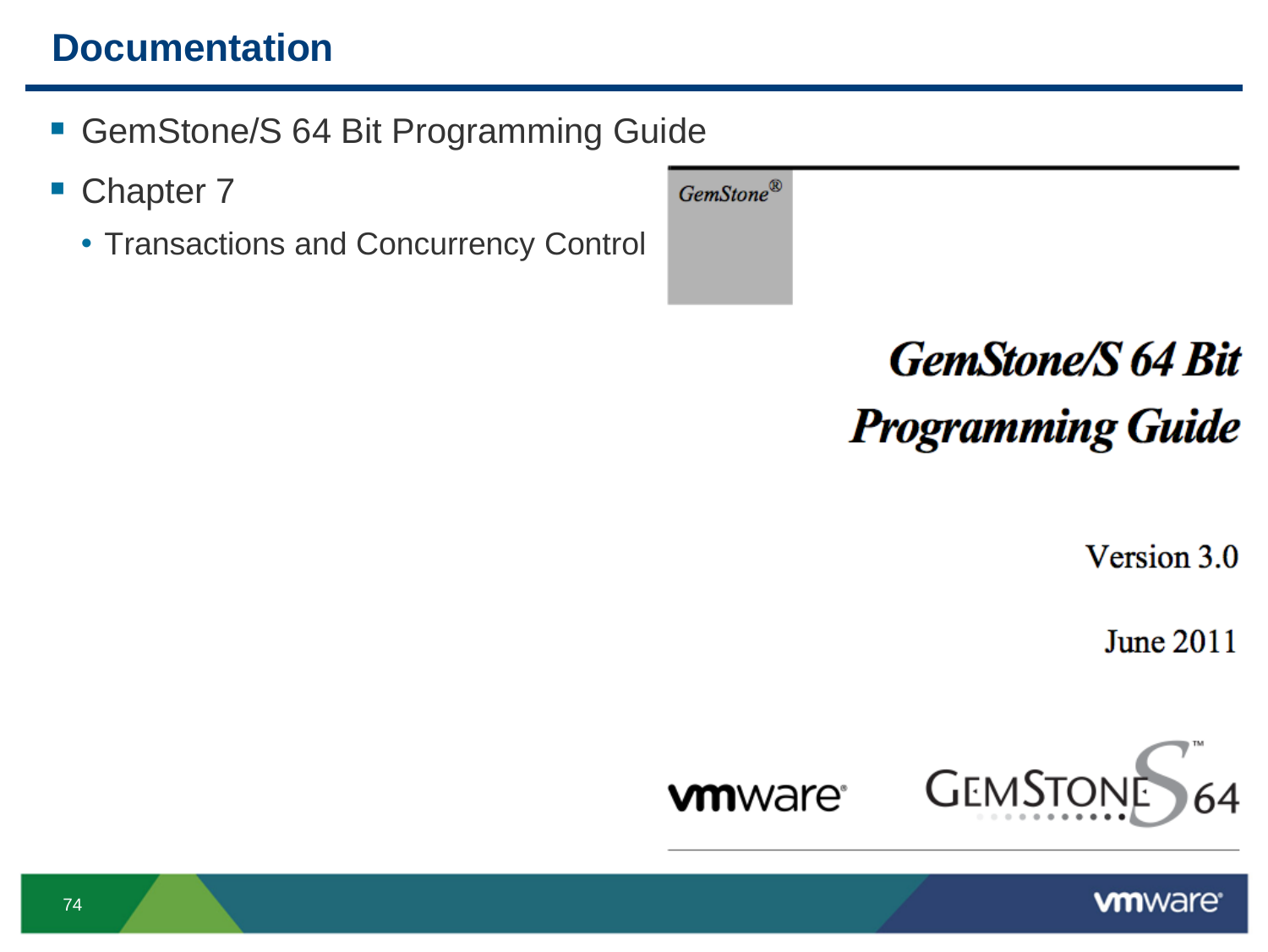# Documentation

- GemStone/S 64 Bit Programming Guide
- Chapter 7
  - Transactions and Concurrency Control

GemStone®

**GemStone/S 64 Bit Programming Guide**

Version 3.0

June 2011

vmware GemStone S 64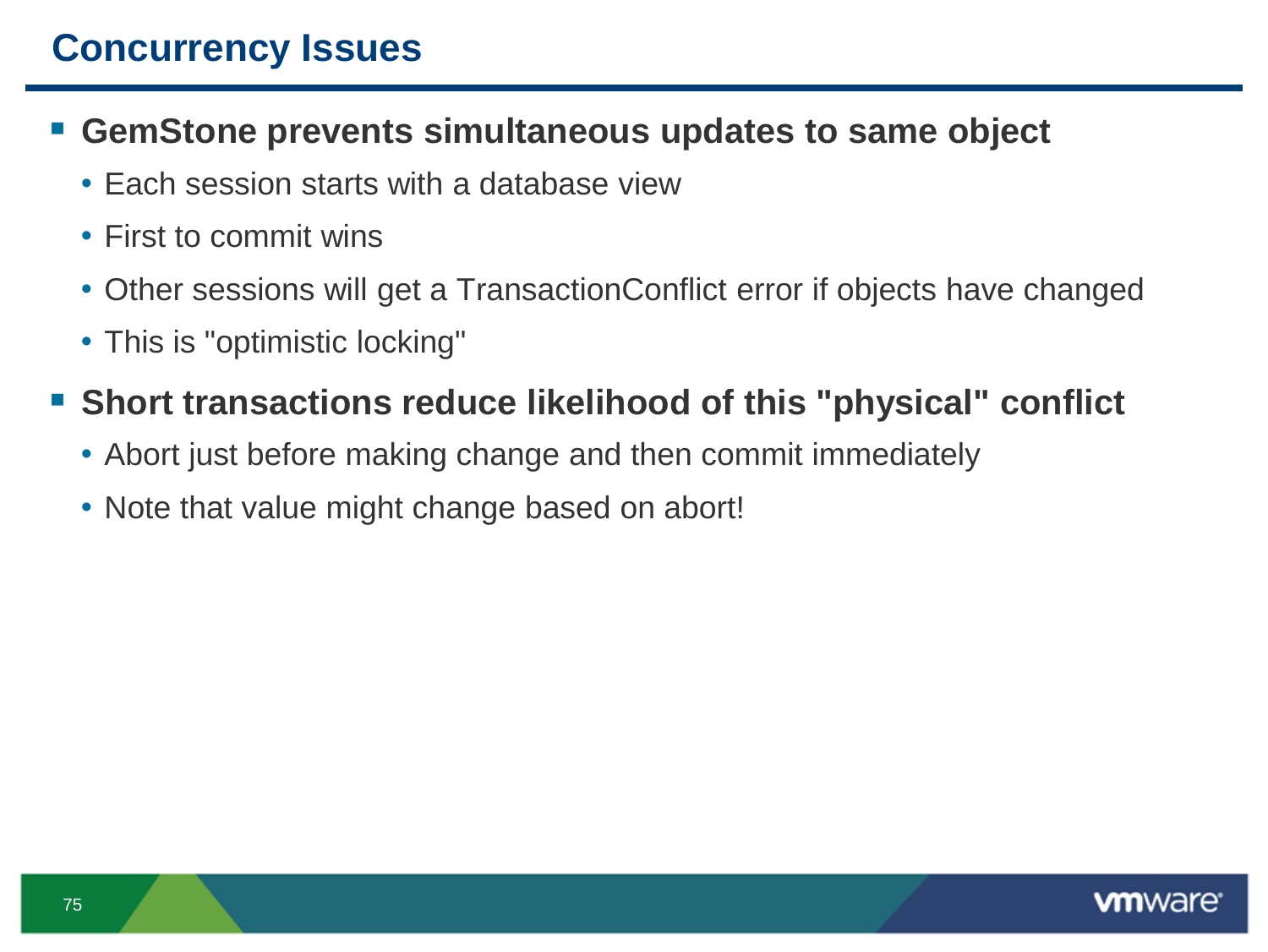# Concurrency Issues

- **GemStone prevents simultaneous updates to same object**
  - Each session starts with a database view
  - First to commit wins
  - Other sessions will get a TransactionConflict error if objects have changed
  - This is "optimistic locking"
- **Short transactions reduce likelihood of this "physical" conflict**
  - Abort just before making change and then commit immediately
  - Note that value might change based on abort!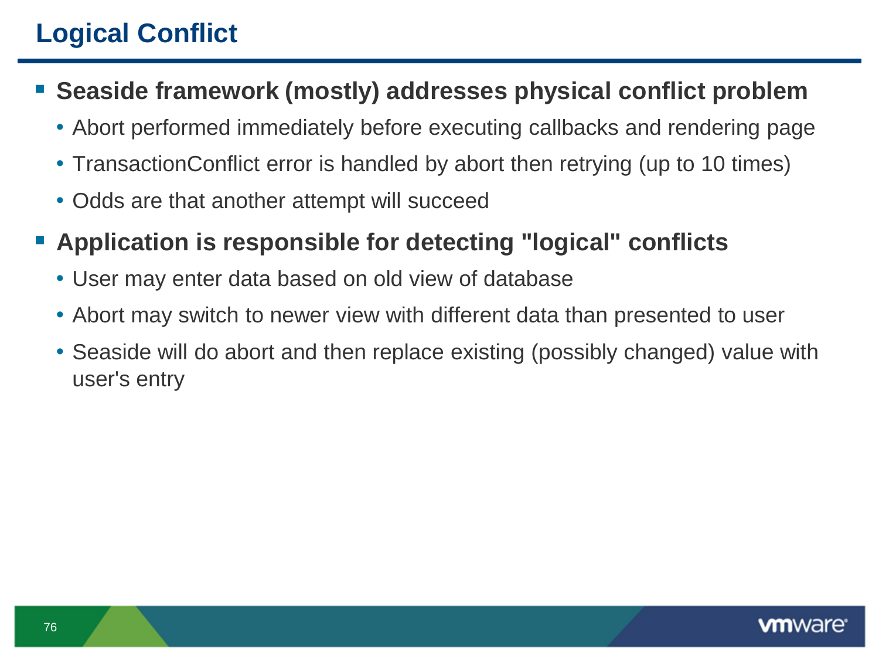# Logical Conflict

- **Seaside framework (mostly) addresses physical conflict problem**
  - Abort performed immediately before executing callbacks and rendering page
  - TransactionConflict error is handled by abort then retrying (up to 10 times)
  - Odds are that another attempt will succeed
- **Application is responsible for detecting "logical" conflicts**
  - User may enter data based on old view of database
  - Abort may switch to newer view with different data than presented to user
  - Seaside will do abort and then replace existing (possibly changed) value with user's entry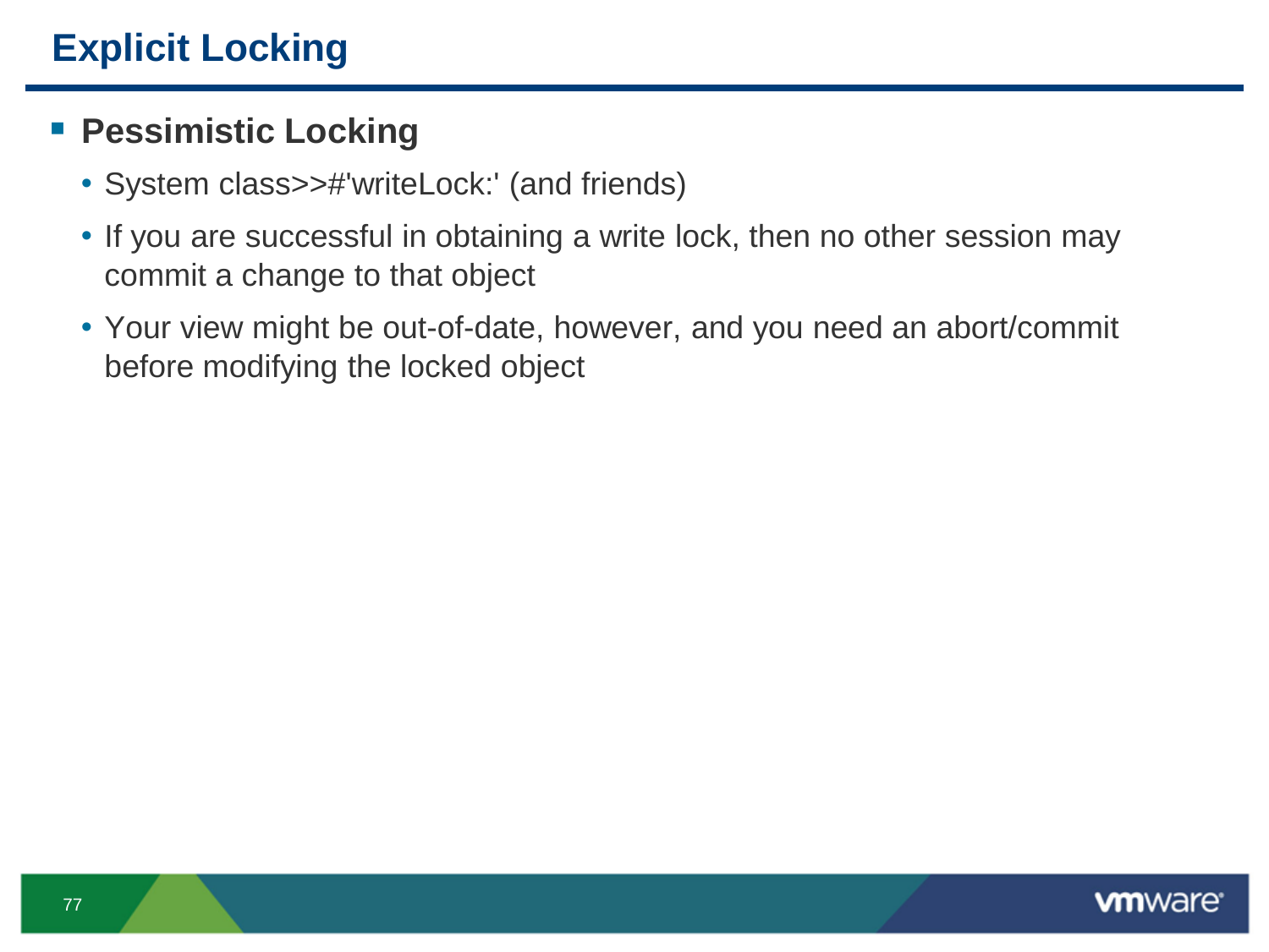# Explicit Locking

- **Pessimistic Locking**
  - System class>>#'writeLock:' (and friends)
  - If you are successful in obtaining a write lock, then no other session may commit a change to that object
  - Your view might be out-of-date, however, and you need an abort/commit before modifying the locked object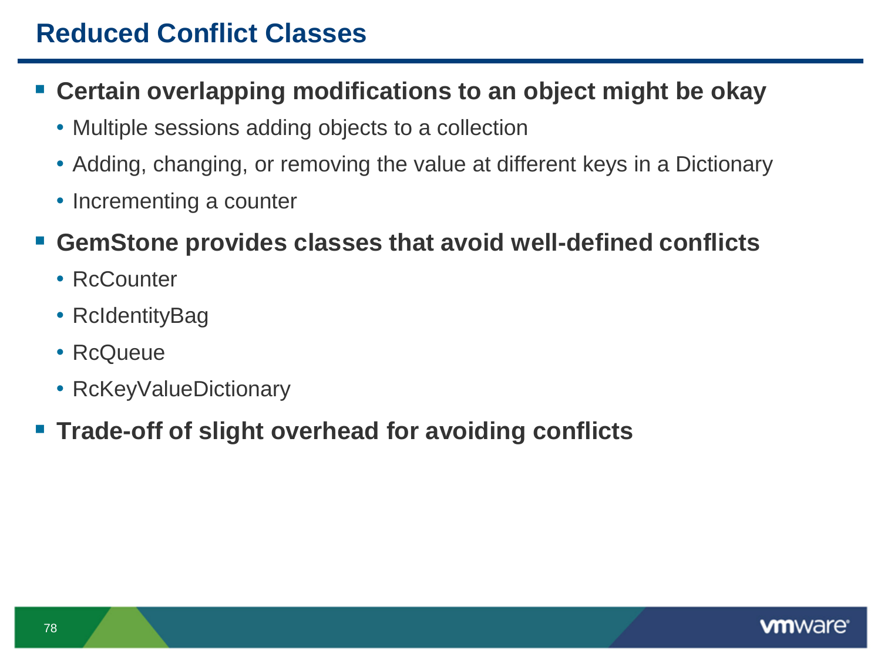# Reduced Conflict Classes

- **Certain overlapping modifications to an object might be okay**
  - Multiple sessions adding objects to a collection
  - Adding, changing, or removing the value at different keys in a Dictionary
  - Incrementing a counter
- **GemStone provides classes that avoid well-defined conflicts**
  - RcCounter
  - RcIdentityBag
  - RcQueue
  - RcKeyValueDictionary
- **Trade-off of slight overhead for avoiding conflicts**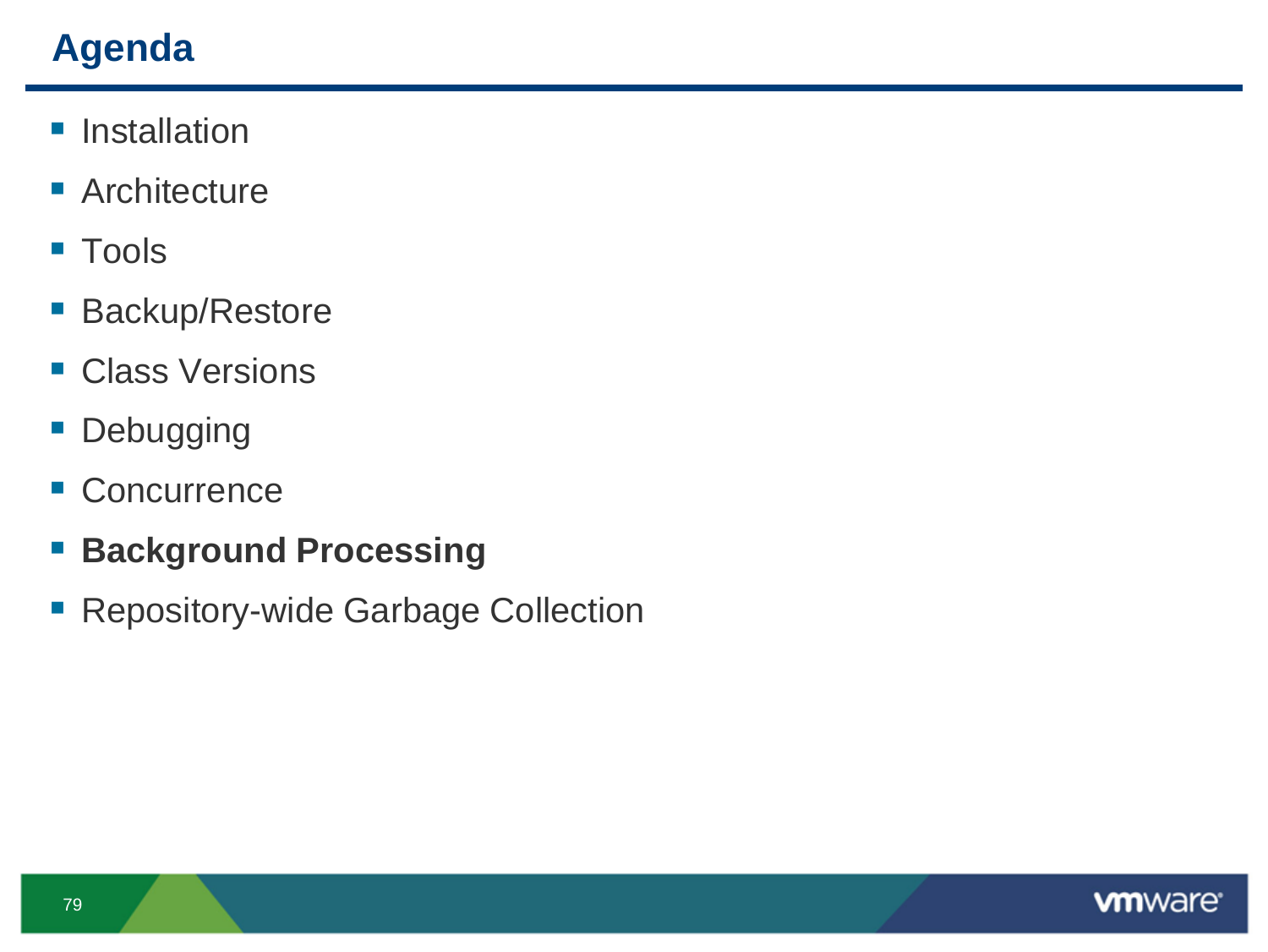# Agenda

- Installation
- Architecture
- Tools
- Backup/Restore
- Class Versions
- Debugging
- Concurrence
- **Background Processing**
- Repository-wide Garbage Collection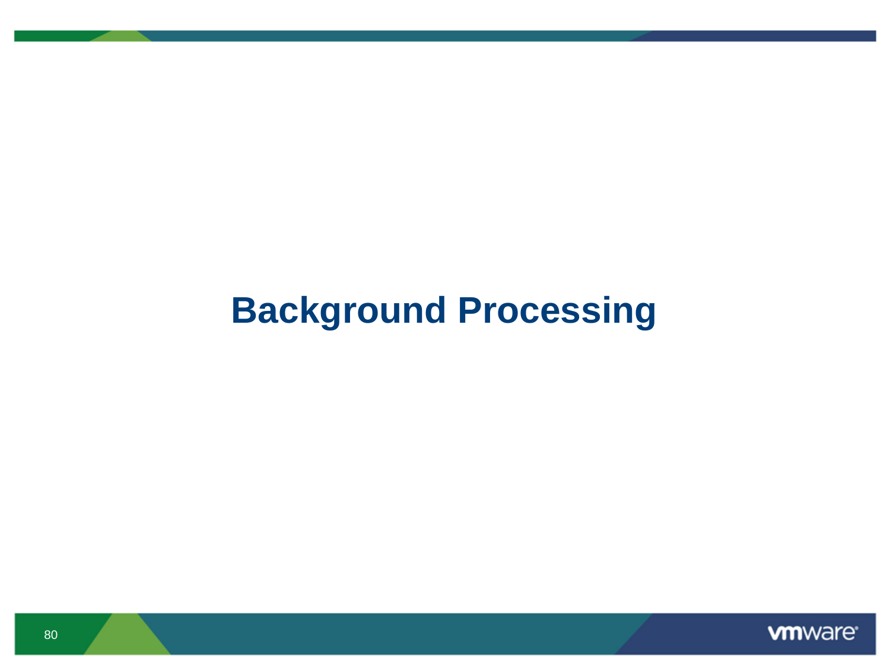# Background Processing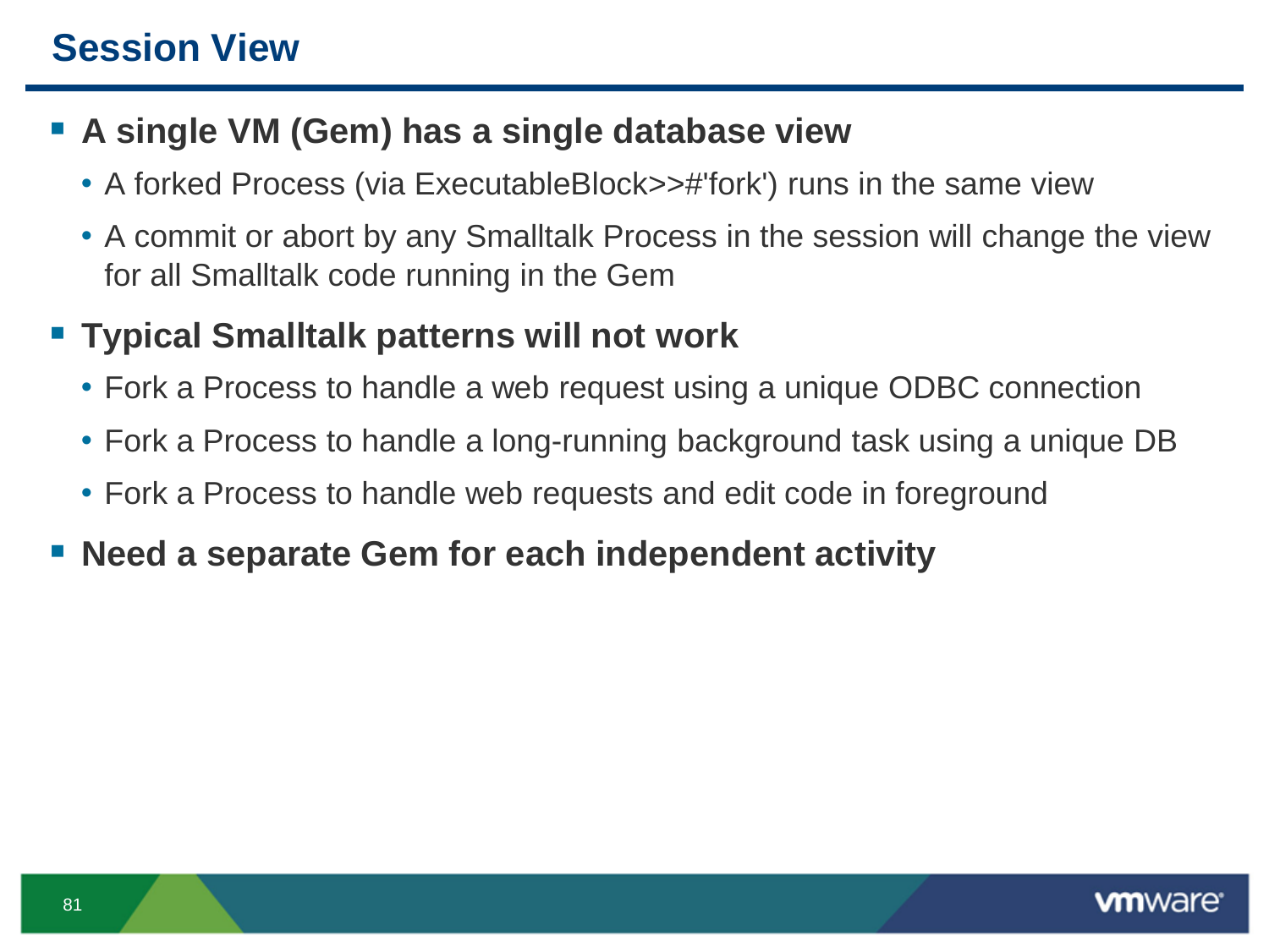# Session View

- **A single VM (Gem) has a single database view**
  - A forked Process (via ExecutableBlock>>#'fork') runs in the same view
  - A commit or abort by any Smalltalk Process in the session will change the view for all Smalltalk code running in the Gem
- **Typical Smalltalk patterns will not work**
  - Fork a Process to handle a web request using a unique ODBC connection
  - Fork a Process to handle a long-running background task using a unique DB
  - Fork a Process to handle web requests and edit code in foreground
- **Need a separate Gem for each independent activity**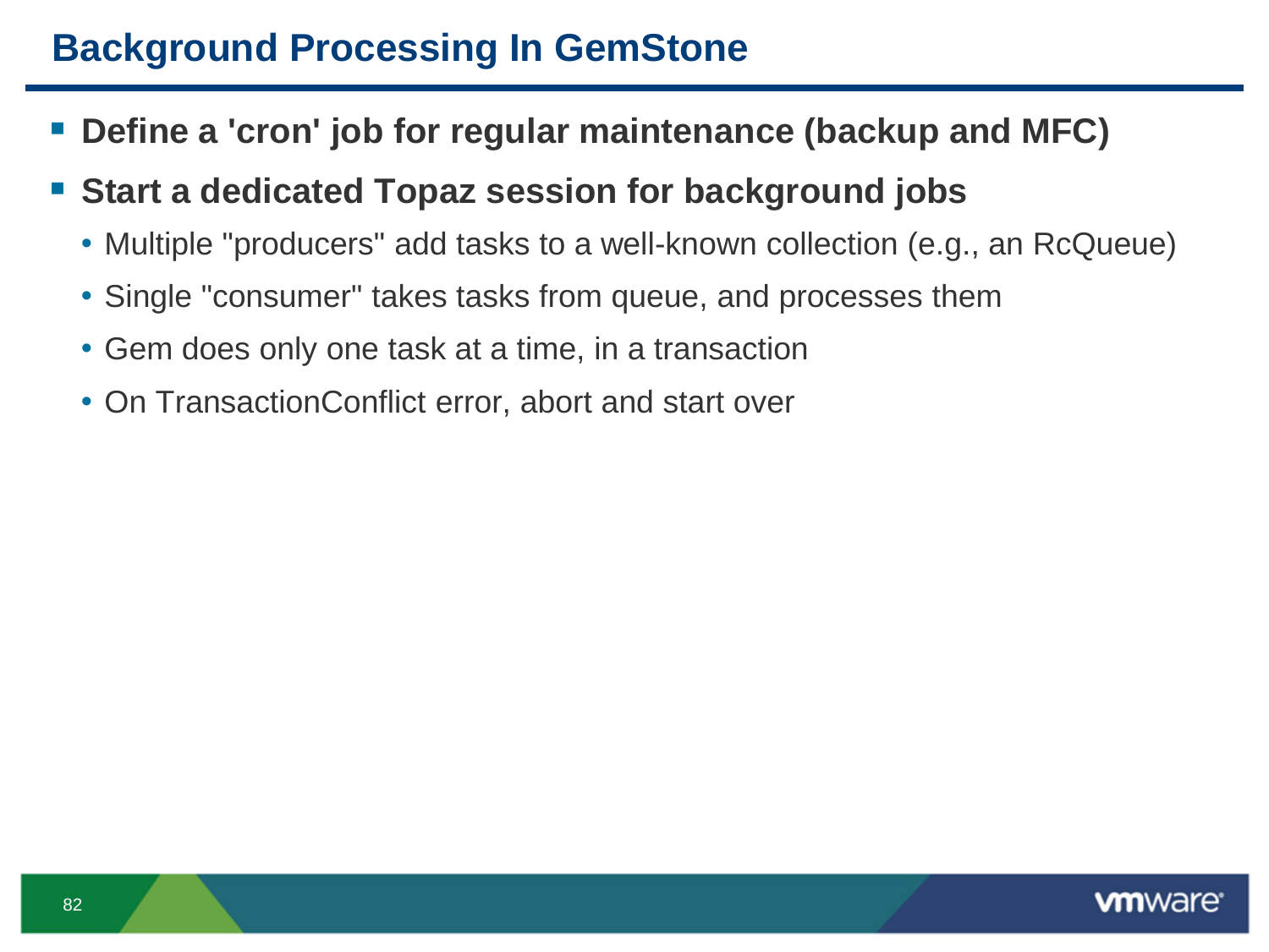# Background Processing In GemStone

- **Define a 'cron' job for regular maintenance (backup and MFC)**
- **Start a dedicated Topaz session for background jobs**
  - Multiple "producers" add tasks to a well-known collection (e.g., an RcQueue)
  - Single "consumer" takes tasks from queue, and processes them
  - Gem does only one task at a time, in a transaction
  - On TransactionConflict error, abort and start over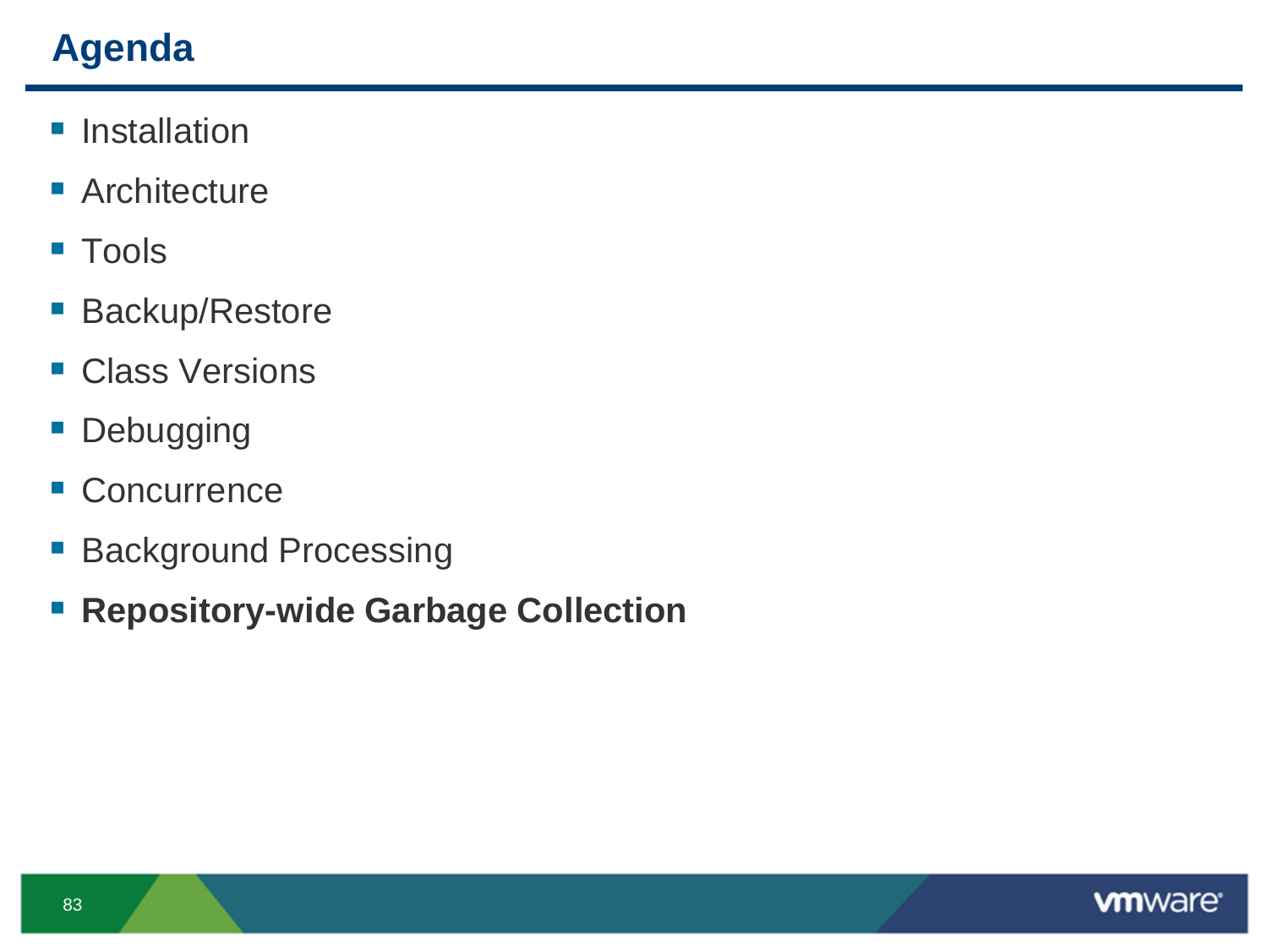# Agenda

- Installation
- Architecture
- Tools
- Backup/Restore
- Class Versions
- Debugging
- Concurrence
- Background Processing
- **Repository-wide Garbage Collection**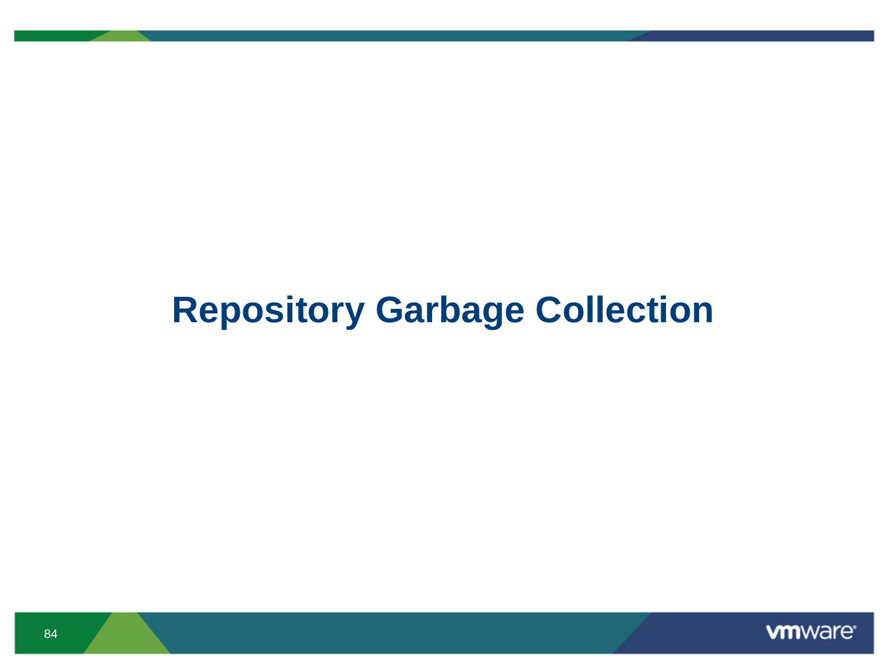# Repository Garbage Collection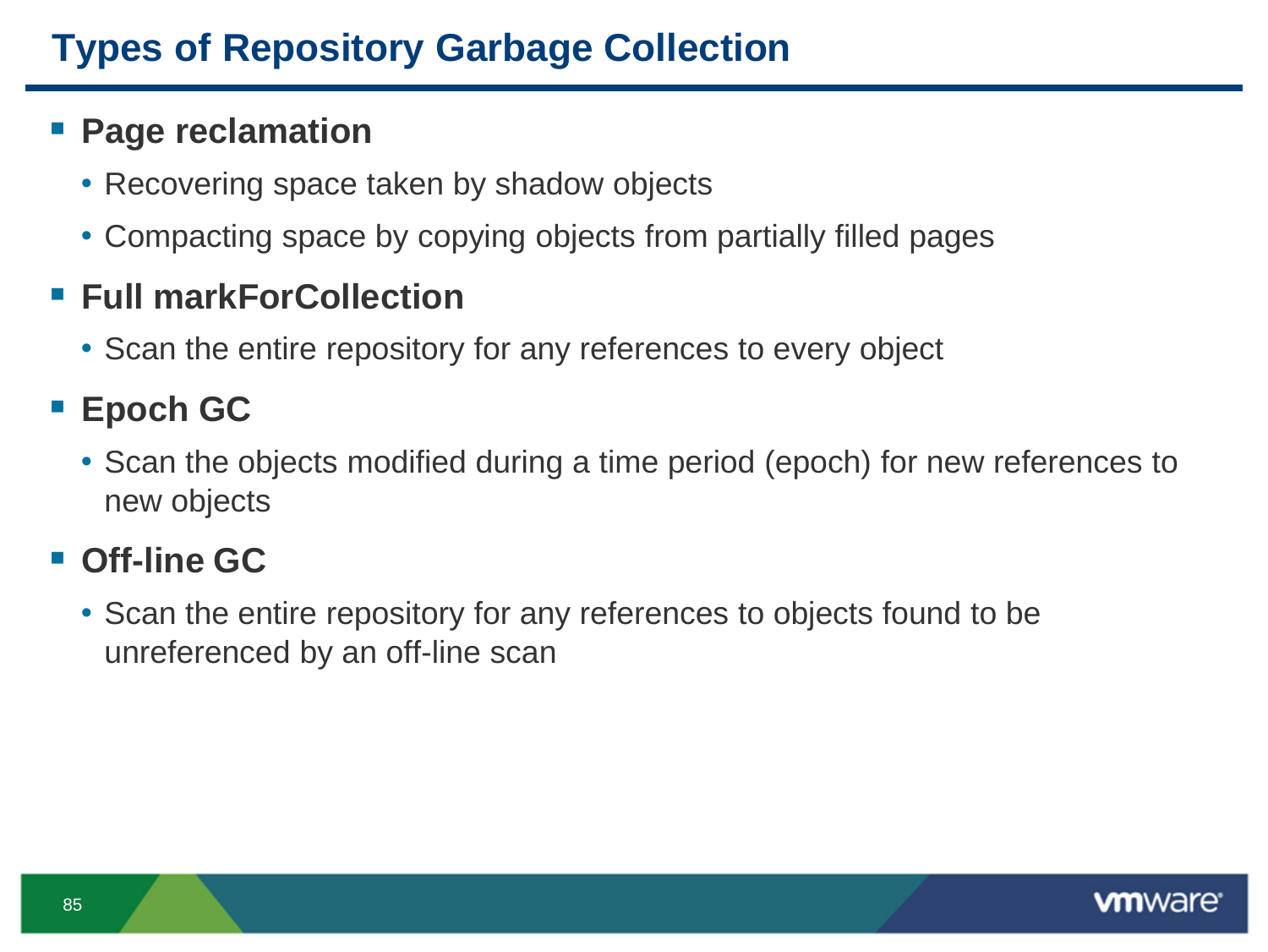# Types of Repository Garbage Collection

- **Page reclamation**
  - Recovering space taken by shadow objects
  - Compacting space by copying objects from partially filled pages
- **Full markForCollection**
  - Scan the entire repository for any references to every object
- **Epoch GC**
  - Scan the objects modified during a time period (epoch) for new references to new objects
- **Off-line GC**
  - Scan the entire repository for any references to objects found to be unreferenced by an off-line scan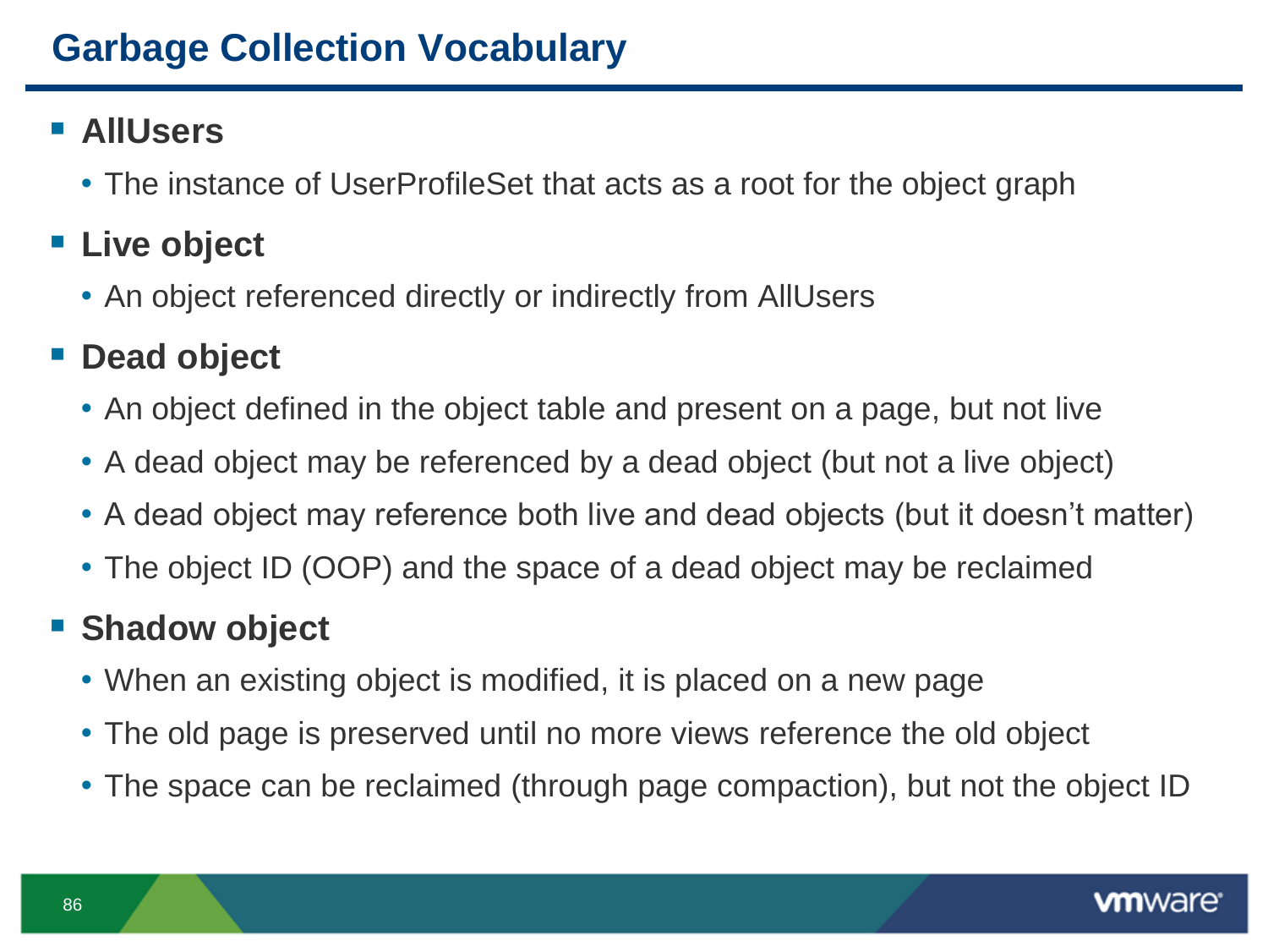# Garbage Collection Vocabulary

- **AllUsers**
  - The instance of UserProfileSet that acts as a root for the object graph
- **Live object**
  - An object referenced directly or indirectly from AllUsers
- **Dead object**
  - An object defined in the object table and present on a page, but not live
  - A dead object may be referenced by a dead object (but not a live object)
  - A dead object may reference both live and dead objects (but it doesn't matter)
  - The object ID (OOP) and the space of a dead object may be reclaimed
- **Shadow object**
  - When an existing object is modified, it is placed on a new page
  - The old page is preserved until no more views reference the old object
  - The space can be reclaimed (through page compaction), but not the object ID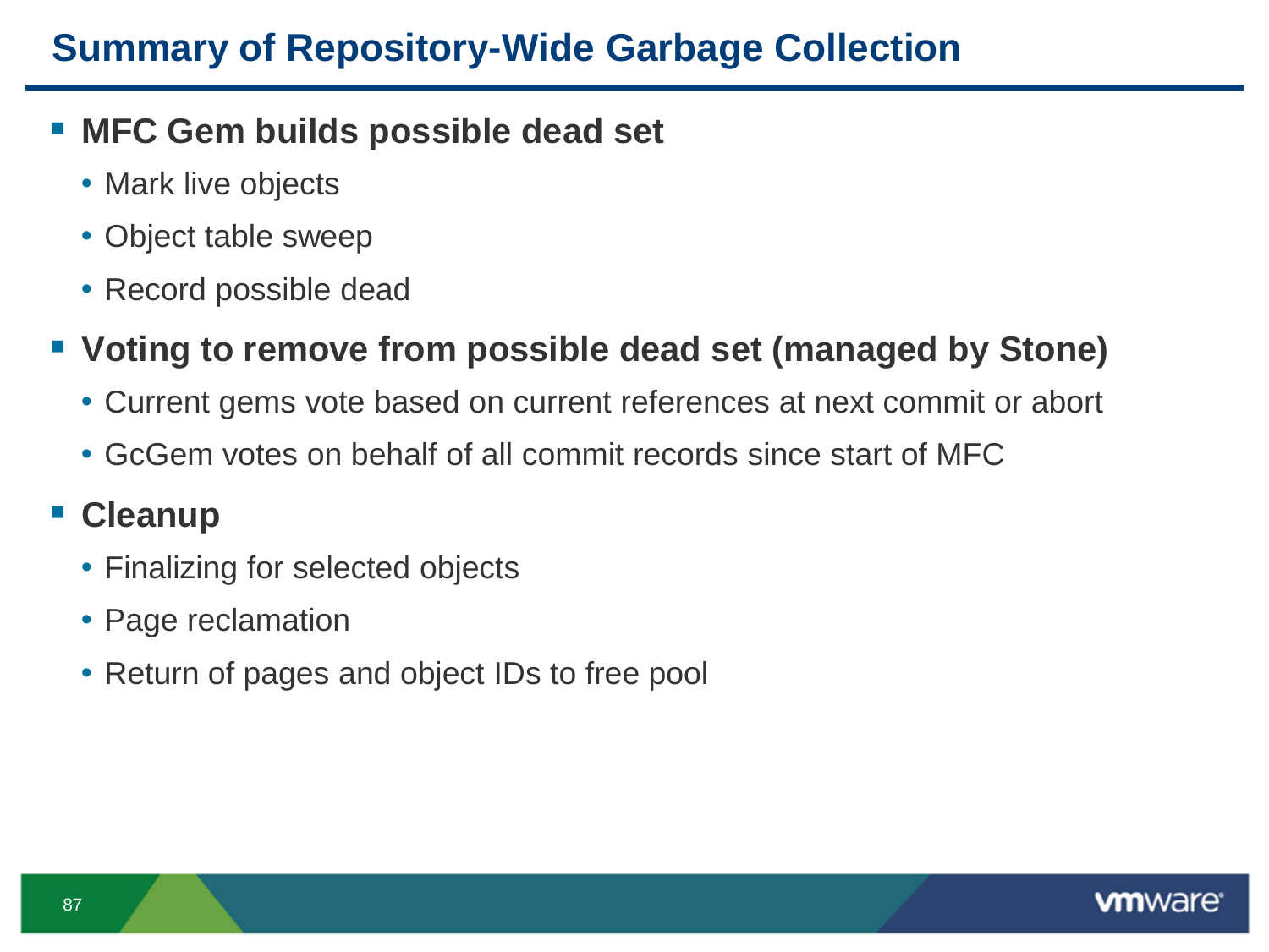# Summary of Repository-Wide Garbage Collection

- **MFC Gem builds possible dead set**
  - Mark live objects
  - Object table sweep
  - Record possible dead
- **Voting to remove from possible dead set (managed by Stone)**
  - Current gems vote based on current references at next commit or abort
  - GcGem votes on behalf of all commit records since start of MFC
- **Cleanup**
  - Finalizing for selected objects
  - Page reclamation
  - Return of pages and object IDs to free pool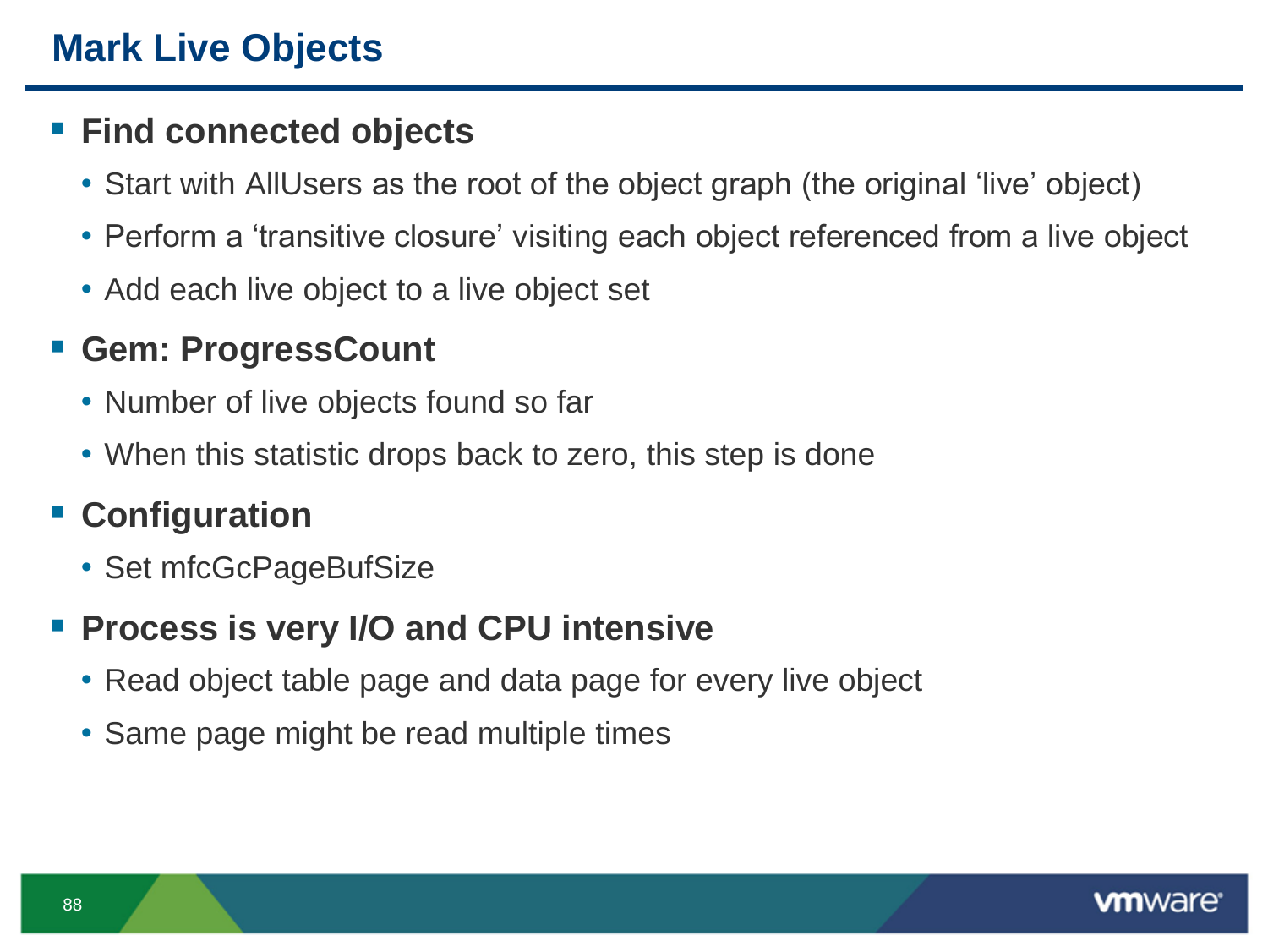# Mark Live Objects

- **Find connected objects**
  - Start with AllUsers as the root of the object graph (the original ‘live’ object)
  - Perform a ‘transitive closure’ visiting each object referenced from a live object
  - Add each live object to a live object set
- **Gem: ProgressCount**
  - Number of live objects found so far
  - When this statistic drops back to zero, this step is done
- **Configuration**
  - Set mfcGcPageBufSize
- **Process is very I/O and CPU intensive**
  - Read object table page and data page for every live object
  - Same page might be read multiple times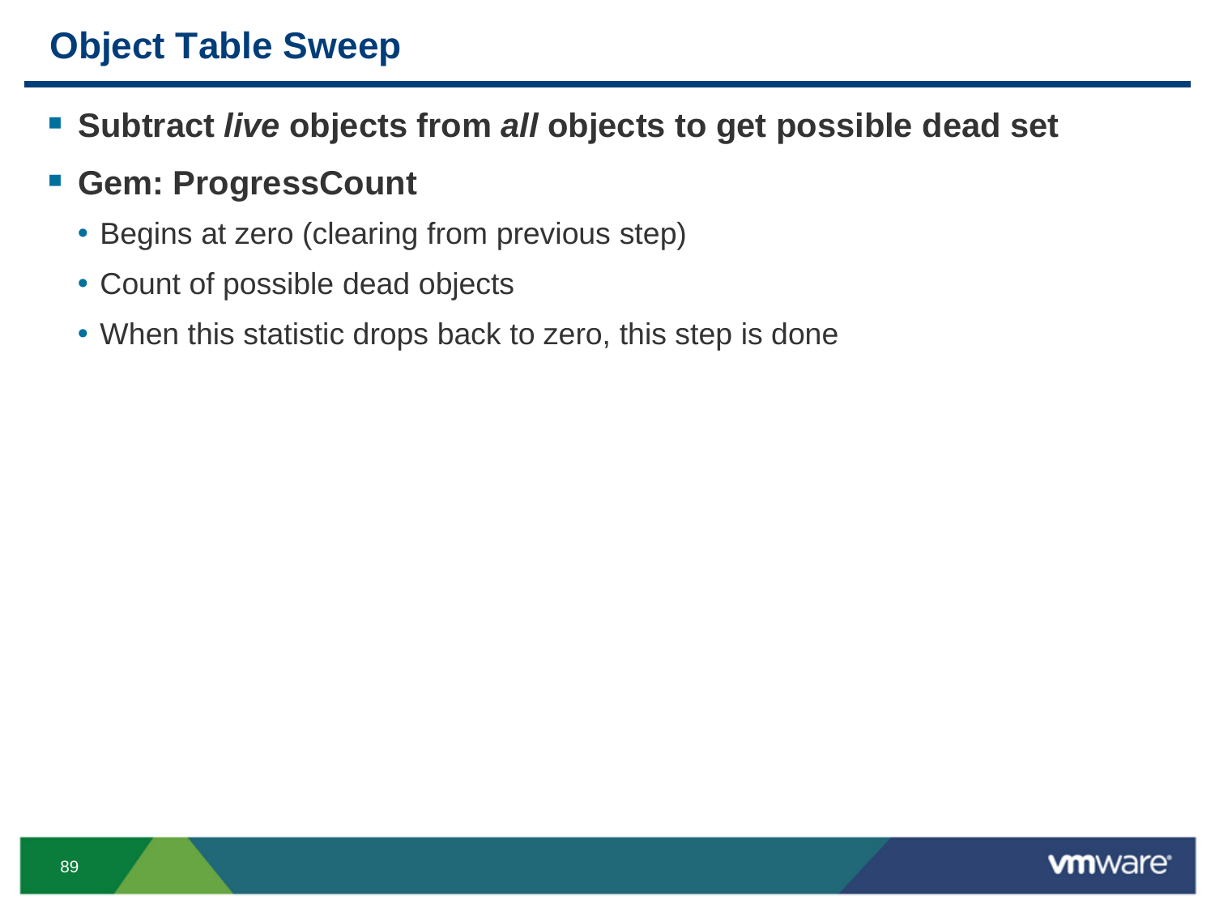# Object Table Sweep

- **Subtract *live* objects from *all* objects to get possible dead set**
- **Gem: ProgressCount**
  - Begins at zero (clearing from previous step)
  - Count of possible dead objects
  - When this statistic drops back to zero, this step is done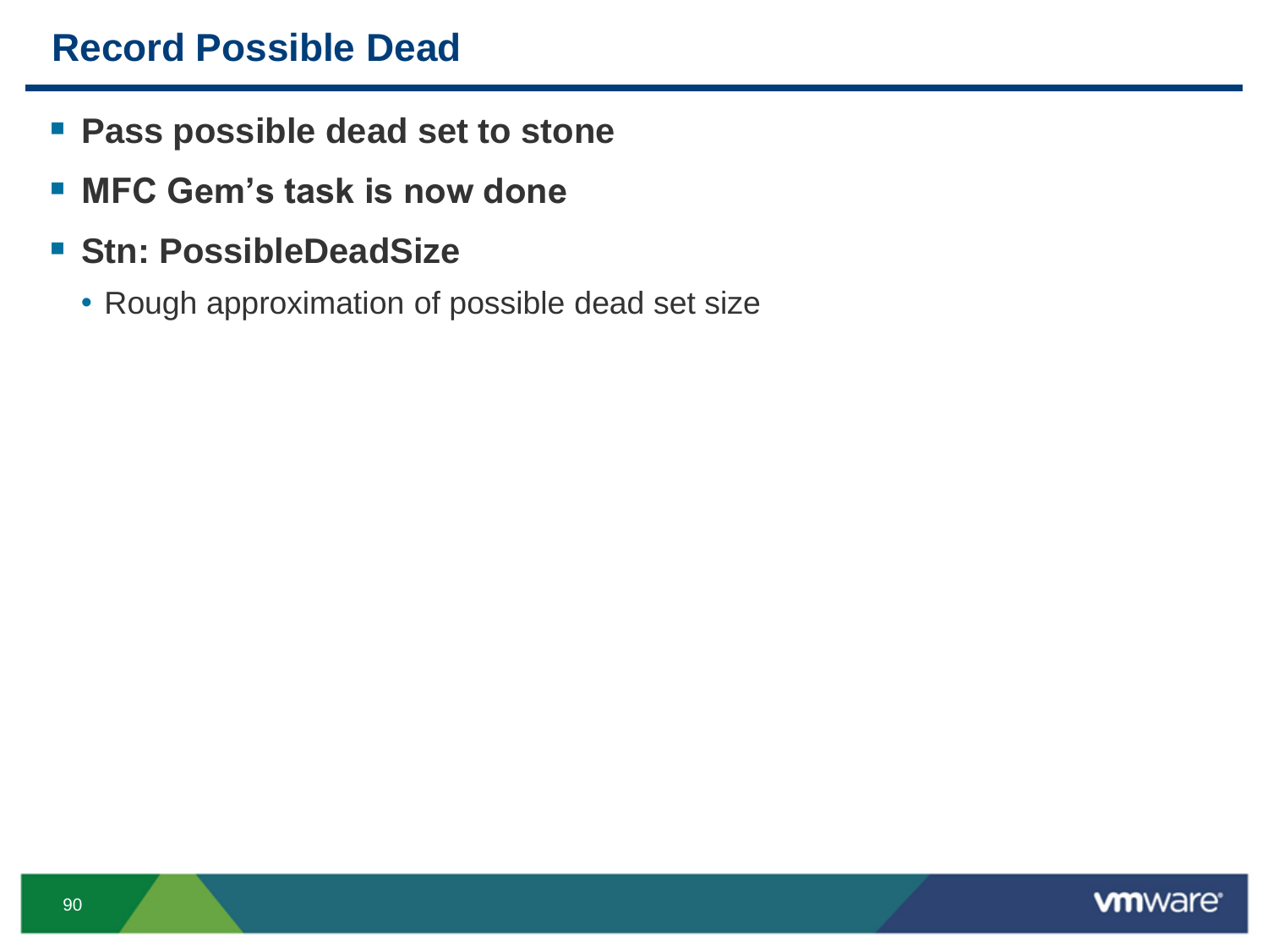# Record Possible Dead

- **Pass possible dead set to stone**
- **MFC Gem's task is now done**
- **Stn: PossibleDeadSize**
  - Rough approximation of possible dead set size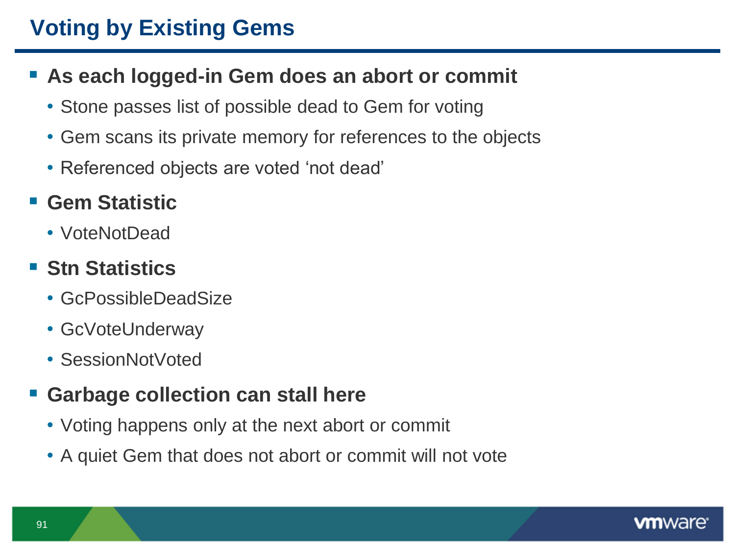# Voting by Existing Gems

- **As each logged-in Gem does an abort or commit**
  - Stone passes list of possible dead to Gem for voting
  - Gem scans its private memory for references to the objects
  - Referenced objects are voted 'not dead'
- **Gem Statistic**
  - VoteNotDead
- **Stn Statistics**
  - GcPossibleDeadSize
  - GcVoteUnderway
  - SessionNotVoted
- **Garbage collection can stall here**
  - Voting happens only at the next abort or commit
  - A quiet Gem that does not abort or commit will not vote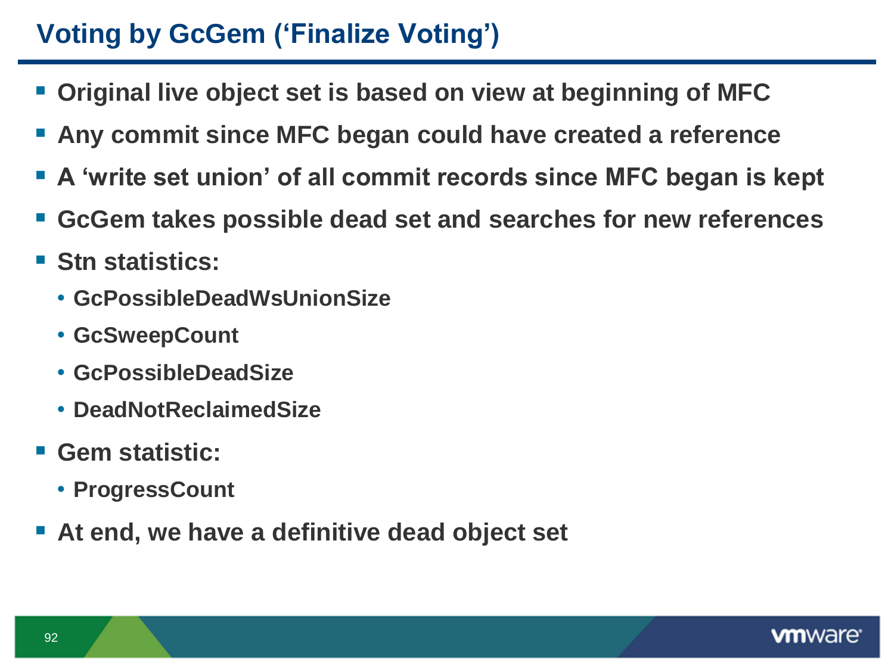# Voting by GcGem (‘Finalize Voting’)

- **Original live object set is based on view at beginning of MFC**
- **Any commit since MFC began could have created a reference**
- **A ‘write set union’ of all commit records since MFC began is kept**
- **GcGem takes possible dead set and searches for new references**
- **Stn statistics:**
  - **GcPossibleDeadWsUnionSize**
  - **GcSweepCount**
  - **GcPossibleDeadSize**
  - **DeadNotReclaimedSize**
- **Gem statistic:**
  - **ProgressCount**
- **At end, we have a definitive dead object set**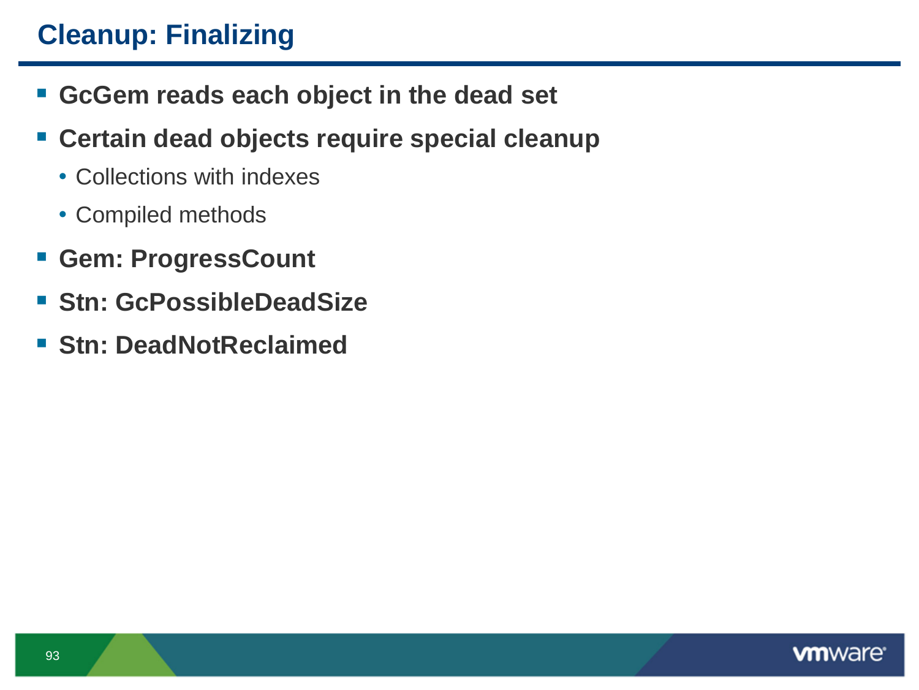# Cleanup: Finalizing

- **GcGem reads each object in the dead set**
- **Certain dead objects require special cleanup**
  - Collections with indexes
  - Compiled methods
- **Gem: ProgressCount**
- **Stn: GcPossibleDeadSize**
- **Stn: DeadNotReclaimed**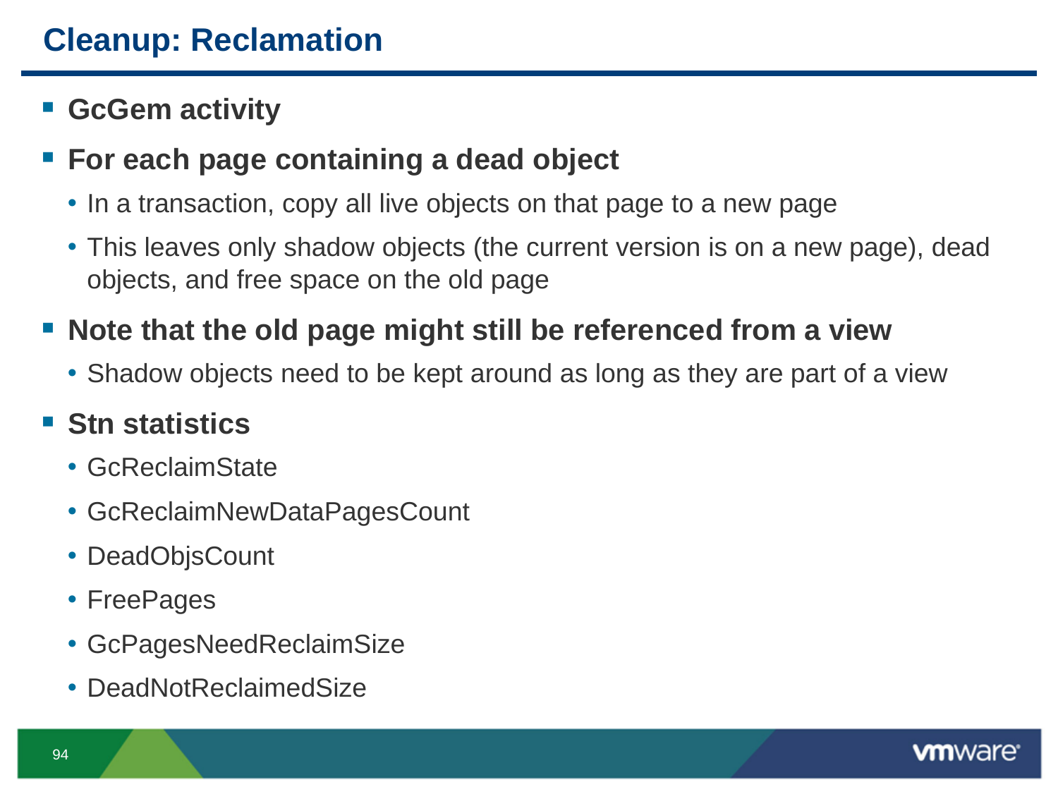# Cleanup: Reclamation

- **GcGem activity**
- **For each page containing a dead object**
  - In a transaction, copy all live objects on that page to a new page
  - This leaves only shadow objects (the current version is on a new page), dead objects, and free space on the old page
- **Note that the old page might still be referenced from a view**
  - Shadow objects need to be kept around as long as they are part of a view
- **Stn statistics**
  - GcReclaimState
  - GcReclaimNewDataPagesCount
  - DeadObjsCount
  - FreePages
  - GcPagesNeedReclaimSize
  - DeadNotReclaimedSize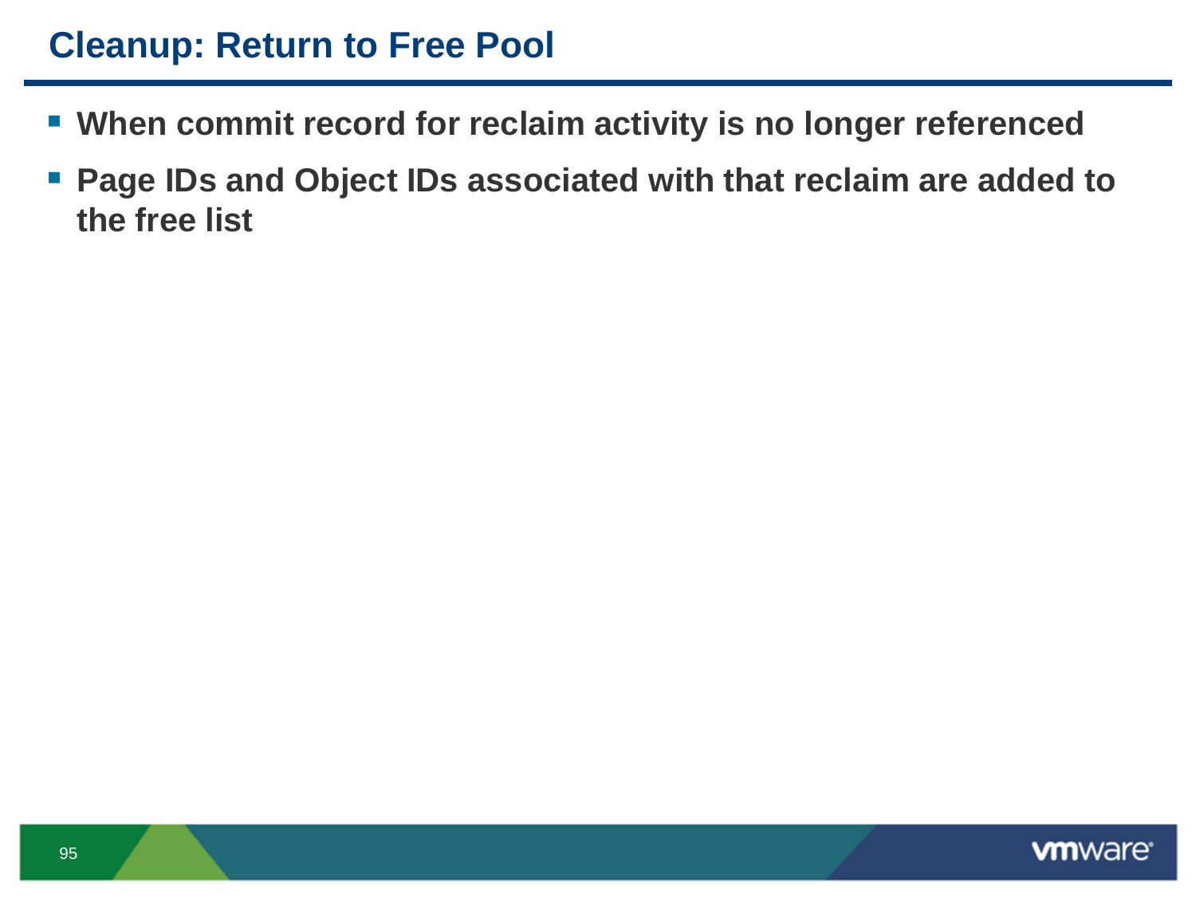# Cleanup: Return to Free Pool

- **When commit record for reclaim activity is no longer referenced**
- **Page IDs and Object IDs associated with that reclaim are added to the free list**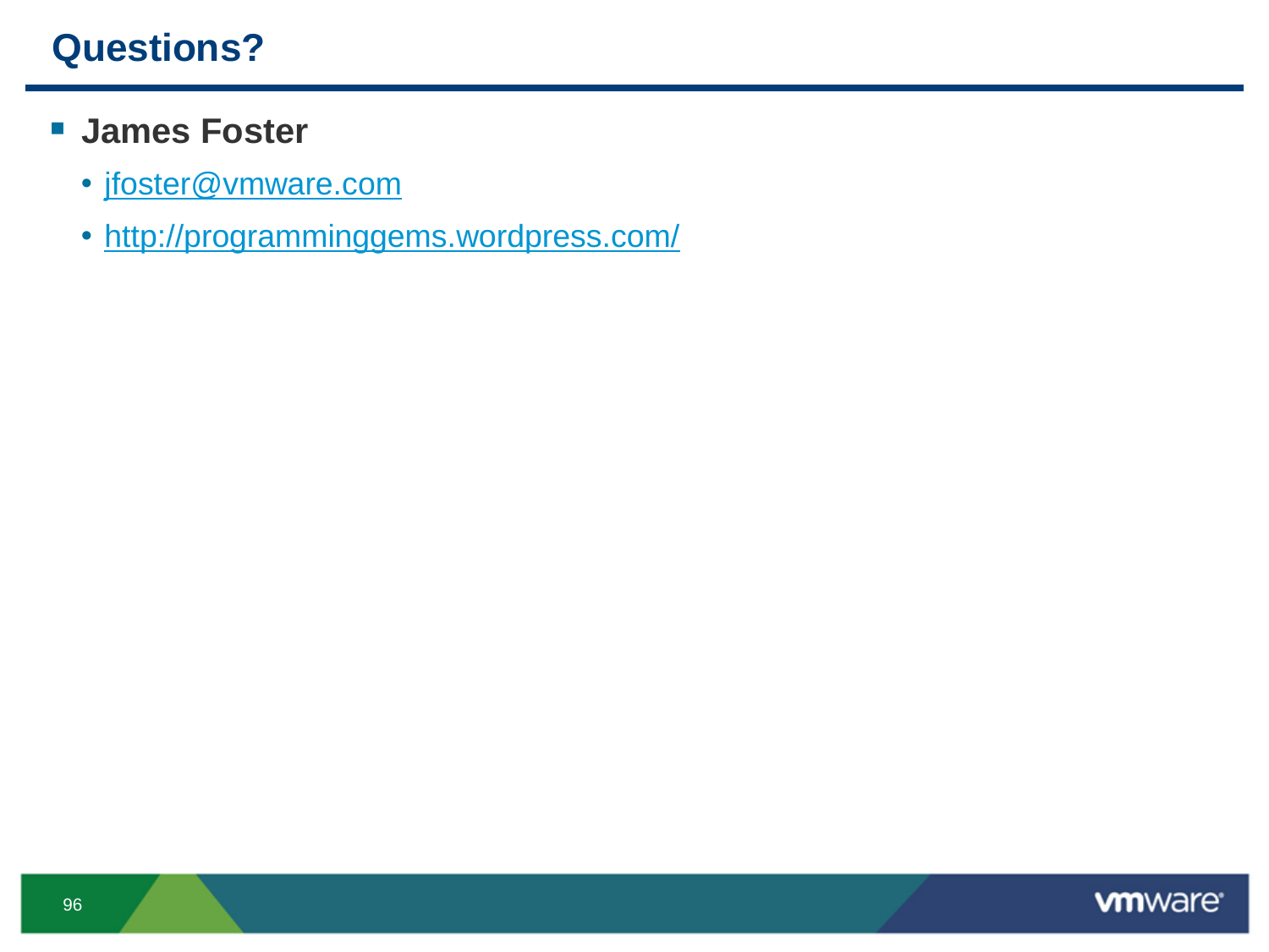# Questions?

- **James Foster**
  - [jfoster@vmware.com](mailto:jfoster@vmware.com)
  - [http://programminggems.wordpress.com/](http://programminggems.wordpress.com/)